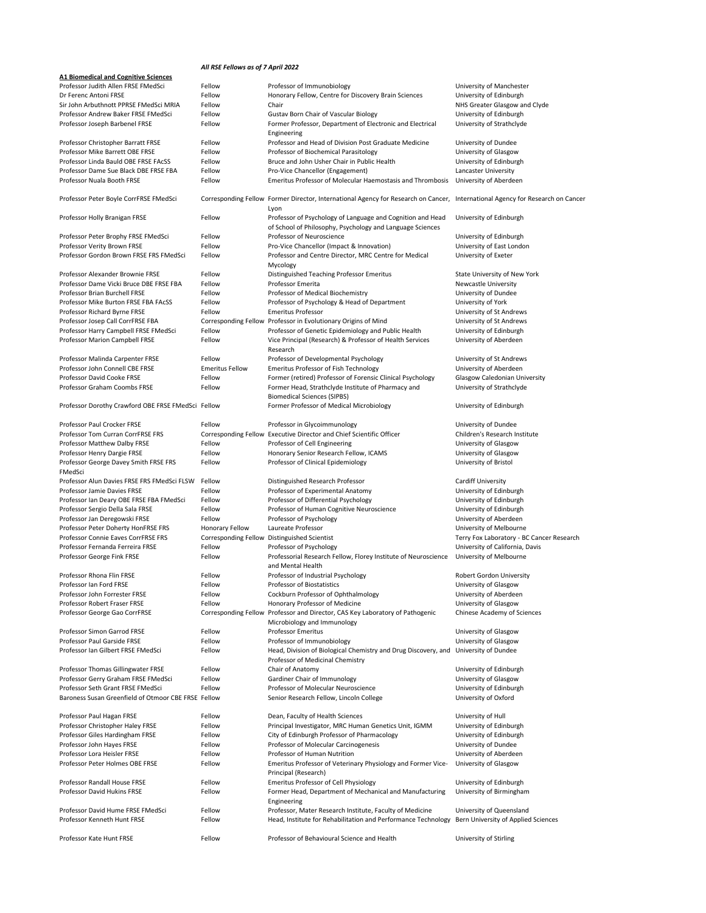*All RSE Fellows as of 7 April 2022*

**A1 Biomedical and Cognitive Sciences**

| Name | Type | Position | Organisation |
|---|---|---|---|
| Professor Judith Allen FRSE FMedSci | Fellow | Professor of Immunobiology | University of Manchester |
| Dr Ferenc Antoni FRSE | Fellow | Honorary Fellow, Centre for Discovery Brain Sciences | University of Edinburgh |
| Sir John Arbuthnott PPRSE FMedSci MRIA | Fellow | Chair | NHS Greater Glasgow and Clyde |
| Professor Andrew Baker FRSE FMedSci | Fellow | Gustav Born Chair of Vascular Biology | University of Edinburgh |
| Professor Joseph Barbenel FRSE | Fellow | Former Professor, Department of Electronic and Electrical Engineering | University of Strathclyde |
| Professor Christopher Barratt FRSE | Fellow | Professor and Head of Division Post Graduate Medicine | University of Dundee |
| Professor Mike Barrett OBE FRSE | Fellow | Professor of Biochemical Parasitology | University of Glasgow |
| Professor Linda Bauld OBE FRSE FAcSS | Fellow | Bruce and John Usher Chair in Public Health | University of Edinburgh |
| Professor Dame Sue Black DBE FRSE FBA | Fellow | Pro-Vice Chancellor (Engagement) | Lancaster University |
| Professor Nuala Booth FRSE | Fellow | Emeritus Professor of Molecular Haemostasis and Thrombosis | University of Aberdeen |
| Professor Peter Boyle CorrFRSE FMedSci | Corresponding Fellow | Former Director, International Agency for Research on Cancer, Lyon | International Agency for Research on Cancer |
| Professor Holly Branigan FRSE | Fellow | Professor of Psychology of Language and Cognition and Head of School of Philosophy, Psychology and Language Sciences | University of Edinburgh |
| Professor Peter Brophy FRSE FMedSci | Fellow | Professor of Neuroscience | University of Edinburgh |
| Professor Verity Brown FRSE | Fellow | Pro-Vice Chancellor (Impact & Innovation) | University of East London |
| Professor Gordon Brown FRSE FRS FMedSci | Fellow | Professor and Centre Director, MRC Centre for Medical Mycology | University of Exeter |
| Professor Alexander Brownie FRSE | Fellow | Distinguished Teaching Professor Emeritus | State University of New York |
| Professor Dame Vicki Bruce DBE FRSE FBA | Fellow | Professor Emerita | Newcastle University |
| Professor Brian Burchell FRSE | Fellow | Professor of Medical Biochemistry | University of Dundee |
| Professor Mike Burton FRSE FBA FAcSS | Fellow | Professor of Psychology & Head of Department | University of York |
| Professor Richard Byrne FRSE | Fellow | Emeritus Professor | University of St Andrews |
| Professor Josep Call CorrFRSE FBA | Corresponding Fellow | Professor in Evolutionary Origins of Mind | University of St Andrews |
| Professor Harry Campbell FRSE FMedSci | Fellow | Professor of Genetic Epidemiology and Public Health | University of Edinburgh |
| Professor Marion Campbell FRSE | Fellow | Vice Principal (Research) & Professor of Health Services Research | University of Aberdeen |
| Professor Malinda Carpenter FRSE | Fellow | Professor of Developmental Psychology | University of St Andrews |
| Professor John Connell CBE FRSE | Emeritus Fellow | Emeritus Professor of Fish Technology | University of Aberdeen |
| Professor David Cooke FRSE | Fellow | Former (retired) Professor of Forensic Clinical Psychology | Glasgow Caledonian University |
| Professor Graham Coombs FRSE | Fellow | Former Head, Strathclyde Institute of Pharmacy and Biomedical Sciences (SIPBS) | University of Strathclyde |
| Professor Dorothy Crawford OBE FRSE FMedSci | Fellow | Former Professor of Medical Microbiology | University of Edinburgh |
| Professor Paul Crocker FRSE | Fellow | Professor in Glycoimmunology | University of Dundee |
| Professor Tom Curran CorrFRSE FRS | Corresponding Fellow | Executive Director and Chief Scientific Officer | Children's Research Institute |
| Professor Matthew Dalby FRSE | Fellow | Professor of Cell Engineering | University of Glasgow |
| Professor Henry Dargie FRSE | Fellow | Honorary Senior Research Fellow, ICAMS | University of Glasgow |
| Professor George Davey Smith FRSE FRS FMedSci | Fellow | Professor of Clinical Epidemiology | University of Bristol |
| Professor Alun Davies FRSE FRS FMedSci FLSW | Fellow | Distinguished Research Professor | Cardiff University |
| Professor Jamie Davies FRSE | Fellow | Professor of Experimental Anatomy | University of Edinburgh |
| Professor Ian Deary OBE FRSE FBA FMedSci | Fellow | Professor of Differential Psychology | University of Edinburgh |
| Professor Sergio Della Sala FRSE | Fellow | Professor of Human Cognitive Neuroscience | University of Edinburgh |
| Professor Jan Deregowski FRSE | Fellow | Professor of Psychology | University of Aberdeen |
| Professor Peter Doherty HonFRSE FRS | Honorary Fellow | Laureate Professor | University of Melbourne |
| Professor Connie Eaves CorrFRSE FRS | Corresponding Fellow | Distinguished Scientist | Terry Fox Laboratory - BC Cancer Research |
| Professor Fernanda Ferreira FRSE | Fellow | Professor of Psychology | University of California, Davis |
| Professor George Fink FRSE | Fellow | Professorial Research Fellow, Florey Institute of Neuroscience and Mental Health | University of Melbourne |
| Professor Rhona Flin FRSE | Fellow | Professor of Industrial Psychology | Robert Gordon University |
| Professor Ian Ford FRSE | Fellow | Professor of Biostatistics | University of Glasgow |
| Professor John Forrester FRSE | Fellow | Cockburn Professor of Ophthalmology | University of Aberdeen |
| Professor Robert Fraser FRSE | Fellow | Honorary Professor of Medicine | University of Glasgow |
| Professor George Gao CorrFRSE | Corresponding Fellow | Professor and Director, CAS Key Laboratory of Pathogenic Microbiology and Immunology | Chinese Academy of Sciences |
| Professor Simon Garrod FRSE | Fellow | Professor Emeritus | University of Glasgow |
| Professor Paul Garside FRSE | Fellow | Professor of Immunobiology | University of Glasgow |
| Professor Ian Gilbert FRSE FMedSci | Fellow | Head, Division of Biological Chemistry and Drug Discovery, and Professor of Medicinal Chemistry | University of Dundee |
| Professor Thomas Gillingwater FRSE | Fellow | Chair of Anatomy | University of Edinburgh |
| Professor Gerry Graham FRSE FMedSci | Fellow | Gardiner Chair of Immunology | University of Glasgow |
| Professor Seth Grant FRSE FMedSci | Fellow | Professor of Molecular Neuroscience | University of Edinburgh |
| Baroness Susan Greenfield of Otmoor CBE FRSE | Fellow | Senior Research Fellow, Lincoln College | University of Oxford |
| Professor Paul Hagan FRSE | Fellow | Dean, Faculty of Health Sciences | University of Hull |
| Professor Christopher Haley FRSE | Fellow | Principal Investigator, MRC Human Genetics Unit, IGMM | University of Edinburgh |
| Professor Giles Hardingham FRSE | Fellow | City of Edinburgh Professor of Pharmacology | University of Edinburgh |
| Professor John Hayes FRSE | Fellow | Professor of Molecular Carcinogenesis | University of Dundee |
| Professor Lora Heisler FRSE | Fellow | Professor of Human Nutrition | University of Aberdeen |
| Professor Peter Holmes OBE FRSE | Fellow | Emeritus Professor of Veterinary Physiology and Former Vice-Principal (Research) | University of Glasgow |
| Professor Randall House FRSE | Fellow | Emeritus Professor of Cell Physiology | University of Edinburgh |
| Professor David Hukins FRSE | Fellow | Former Head, Department of Mechanical and Manufacturing Engineering | University of Birmingham |
| Professor David Hume FRSE FMedSci | Fellow | Professor, Mater Research Institute, Faculty of Medicine | University of Queensland |
| Professor Kenneth Hunt FRSE | Fellow | Head, Institute for Rehabilitation and Performance Technology | Bern University of Applied Sciences |
| Professor Kate Hunt FRSE | Fellow | Professor of Behavioural Science and Health | University of Stirling |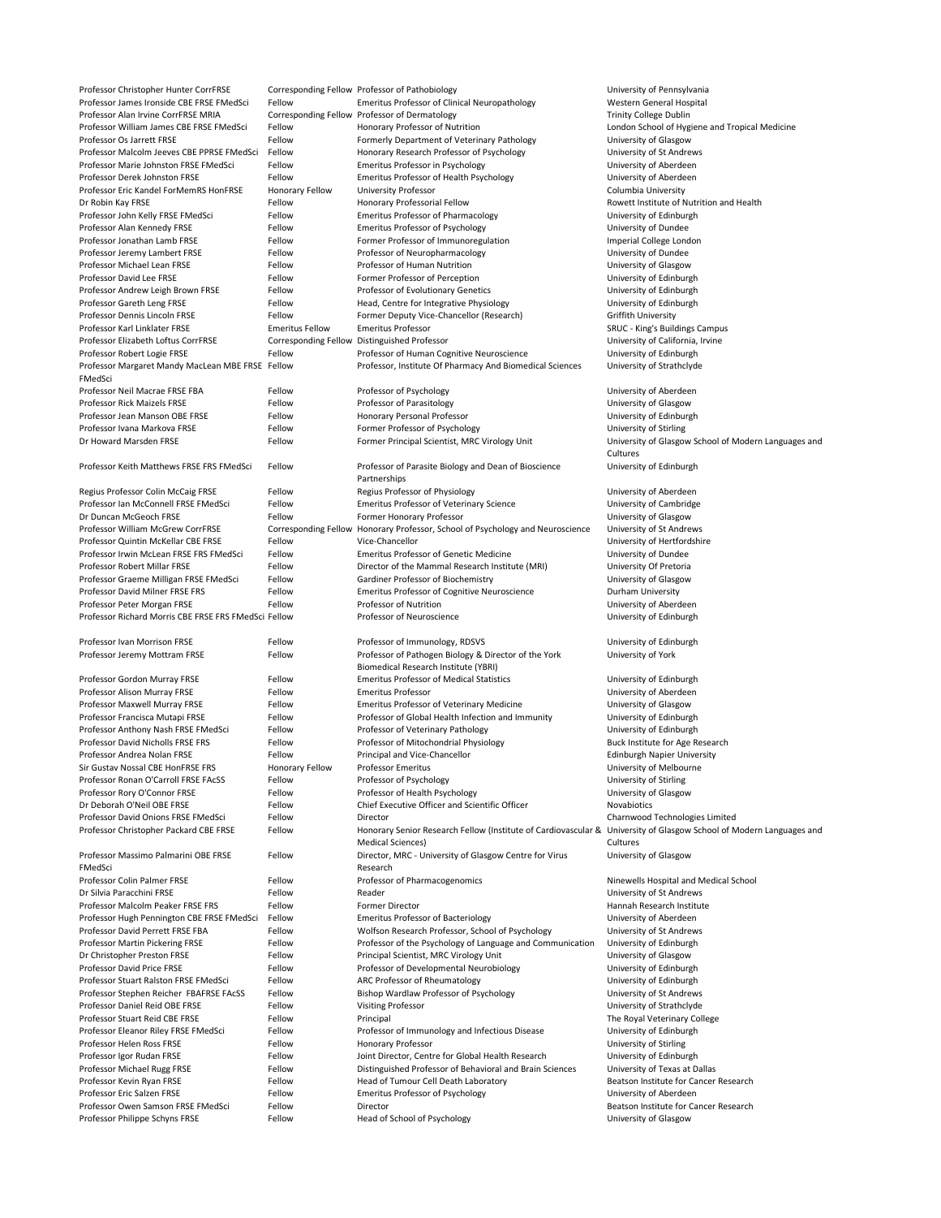| | | | |
|---|---|---|---|
| Professor Christopher Hunter CorrFRSE | Corresponding Fellow | Professor of Pathobiology | University of Pennsylvania |
| Professor James Ironside CBE FRSE FMedSci | Fellow | Emeritus Professor of Clinical Neuropathology | Western General Hospital |
| Professor Alan Irvine CorrFRSE MRIA | Corresponding Fellow | Professor of Dermatology | Trinity College Dublin |
| Professor William James CBE FRSE FMedSci | Fellow | Honorary Professor of Nutrition | London School of Hygiene and Tropical Medicine |
| Professor Os Jarrett FRSE | Fellow | Formerly Department of Veterinary Pathology | University of Glasgow |
| Professor Malcolm Jeeves CBE PPRSE FMedSci | Fellow | Honorary Research Professor of Psychology | University of St Andrews |
| Professor Marie Johnston FRSE FMedSci | Fellow | Emeritus Professor in Psychology | University of Aberdeen |
| Professor Derek Johnston FRSE | Fellow | Emeritus Professor of Health Psychology | University of Aberdeen |
| Professor Eric Kandel ForMemRS HonFRSE | Honorary Fellow | University Professor | Columbia University |
| Dr Robin Kay FRSE | Fellow | Honorary Professorial Fellow | Rowett Institute of Nutrition and Health |
| Professor John Kelly FRSE FMedSci | Fellow | Emeritus Professor of Pharmacology | University of Edinburgh |
| Professor Alan Kennedy FRSE | Fellow | Emeritus Professor of Psychology | University of Dundee |
| Professor Jonathan Lamb FRSE | Fellow | Former Professor of Immunoregulation | Imperial College London |
| Professor Jeremy Lambert FRSE | Fellow | Professor of Neuropharmacology | University of Dundee |
| Professor Michael Lean FRSE | Fellow | Professor of Human Nutrition | University of Glasgow |
| Professor David Lee FRSE | Fellow | Former Professor of Perception | University of Edinburgh |
| Professor Andrew Leigh Brown FRSE | Fellow | Professor of Evolutionary Genetics | University of Edinburgh |
| Professor Gareth Leng FRSE | Fellow | Head, Centre for Integrative Physiology | University of Edinburgh |
| Professor Dennis Lincoln FRSE | Fellow | Former Deputy Vice-Chancellor (Research) | Griffith University |
| Professor Karl Linklater FRSE | Emeritus Fellow | Emeritus Professor | SRUC - King's Buildings Campus |
| Professor Elizabeth Loftus CorrFRSE | Corresponding Fellow | Distinguished Professor | University of California, Irvine |
| Professor Robert Logie FRSE | Fellow | Professor of Human Cognitive Neuroscience | University of Edinburgh |
| Professor Margaret Mandy MacLean MBE FRSE FMedSci | Fellow | Professor, Institute Of Pharmacy And Biomedical Sciences | University of Strathclyde |
| Professor Neil Macrae FRSE FBA | Fellow | Professor of Psychology | University of Aberdeen |
| Professor Rick Maizels FRSE | Fellow | Professor of Parasitology | University of Glasgow |
| Professor Jean Manson OBE FRSE | Fellow | Honorary Personal Professor | University of Edinburgh |
| Professor Ivana Markova FRSE | Fellow | Former Professor of Psychology | University of Stirling |
| Dr Howard Marsden FRSE | Fellow | Former Principal Scientist, MRC Virology Unit | University of Glasgow School of Modern Languages and Cultures |
| Professor Keith Matthews FRSE FRS FMedSci | Fellow | Professor of Parasite Biology and Dean of Bioscience Partnerships | University of Edinburgh |
| Regius Professor Colin McCaig FRSE | Fellow | Regius Professor of Physiology | University of Aberdeen |
| Professor Ian McConnell FRSE FMedSci | Fellow | Emeritus Professor of Veterinary Science | University of Cambridge |
| Dr Duncan McGeoch FRSE | Fellow | Former Honorary Professor | University of Glasgow |
| Professor William McGrew CorrFRSE | Corresponding Fellow | Honorary Professor, School of Psychology and Neuroscience | University of St Andrews |
| Professor Quintin McKellar CBE FRSE | Fellow | Vice-Chancellor | University of Hertfordshire |
| Professor Irwin McLean FRSE FRS FMedSci | Fellow | Emeritus Professor of Genetic Medicine | University of Dundee |
| Professor Robert Millar FRSE | Fellow | Director of the Mammal Research Institute (MRI) | University Of Pretoria |
| Professor Graeme Milligan FRSE FMedSci | Fellow | Gardiner Professor of Biochemistry | University of Glasgow |
| Professor David Milner FRSE FRS | Fellow | Emeritus Professor of Cognitive Neuroscience | Durham University |
| Professor Peter Morgan FRSE | Fellow | Professor of Nutrition | University of Aberdeen |
| Professor Richard Morris CBE FRSE FRS FMedSci | Fellow | Professor of Neuroscience | University of Edinburgh |
| Professor Ivan Morrison FRSE | Fellow | Professor of Immunology, RDSVS | University of Edinburgh |
| Professor Jeremy Mottram FRSE | Fellow | Professor of Pathogen Biology & Director of the York Biomedical Research Institute (YBRI) | University of York |
| Professor Gordon Murray FRSE | Fellow | Emeritus Professor of Medical Statistics | University of Edinburgh |
| Professor Alison Murray FRSE | Fellow | Emeritus Professor | University of Aberdeen |
| Professor Maxwell Murray FRSE | Fellow | Emeritus Professor of Veterinary Medicine | University of Glasgow |
| Professor Francisca Mutapi FRSE | Fellow | Professor of Global Health Infection and Immunity | University of Edinburgh |
| Professor Anthony Nash FRSE FMedSci | Fellow | Professor of Veterinary Pathology | University of Edinburgh |
| Professor David Nicholls FRSE FRS | Fellow | Professor of Mitochondrial Physiology | Buck Institute for Age Research |
| Professor Andrea Nolan FRSE | Fellow | Principal and Vice-Chancellor | Edinburgh Napier University |
| Sir Gustav Nossal CBE HonFRSE FRS | Honorary Fellow | Professor Emeritus | University of Melbourne |
| Professor Ronan O'Carroll FRSE FAcSS | Fellow | Professor of Psychology | University of Stirling |
| Professor Rory O'Connor FRSE | Fellow | Professor of Health Psychology | University of Glasgow |
| Dr Deborah O'Neil OBE FRSE | Fellow | Chief Executive Officer and Scientific Officer | Novabiotics |
| Professor David Onions FRSE FMedSci | Fellow | Director | Charnwood Technologies Limited |
| Professor Christopher Packard CBE FRSE | Fellow | Honorary Senior Research Fellow (Institute of Cardiovascular & Medical Sciences) | University of Glasgow School of Modern Languages and Cultures |
| Professor Massimo Palmarini OBE FRSE FMedSci | Fellow | Director, MRC - University of Glasgow Centre for Virus Research | University of Glasgow |
| Professor Colin Palmer FRSE | Fellow | Professor of Pharmacogenomics | Ninewells Hospital and Medical School |
| Dr Silvia Paracchini FRSE | Fellow | Reader | University of St Andrews |
| Professor Malcolm Peaker FRSE FRS | Fellow | Former Director | Hannah Research Institute |
| Professor Hugh Pennington CBE FRSE FMedSci | Fellow | Emeritus Professor of Bacteriology | University of Aberdeen |
| Professor David Perrett FRSE FBA | Fellow | Wolfson Research Professor, School of Psychology | University of St Andrews |
| Professor Martin Pickering FRSE | Fellow | Professor of the Psychology of Language and Communication | University of Edinburgh |
| Dr Christopher Preston FRSE | Fellow | Principal Scientist, MRC Virology Unit | University of Glasgow |
| Professor David Price FRSE | Fellow | Professor of Developmental Neurobiology | University of Edinburgh |
| Professor Stuart Ralston FRSE FMedSci | Fellow | ARC Professor of Rheumatology | University of Edinburgh |
| Professor Stephen Reicher FBAFRSE FAcSS | Fellow | Bishop Wardlaw Professor of Psychology | University of St Andrews |
| Professor Daniel Reid OBE FRSE | Fellow | Visiting Professor | University of Strathclyde |
| Professor Stuart Reid CBE FRSE | Fellow | Principal | The Royal Veterinary College |
| Professor Eleanor Riley FRSE FMedSci | Fellow | Professor of Immunology and Infectious Disease | University of Edinburgh |
| Professor Helen Ross FRSE | Fellow | Honorary Professor | University of Stirling |
| Professor Igor Rudan FRSE | Fellow | Joint Director, Centre for Global Health Research | University of Edinburgh |
| Professor Michael Rugg FRSE | Fellow | Distinguished Professor of Behavioral and Brain Sciences | University of Texas at Dallas |
| Professor Kevin Ryan FRSE | Fellow | Head of Tumour Cell Death Laboratory | Beatson Institute for Cancer Research |
| Professor Eric Salzen FRSE | Fellow | Emeritus Professor of Psychology | University of Aberdeen |
| Professor Owen Samson FRSE FMedSci | Fellow | Director | Beatson Institute for Cancer Research |
| Professor Philippe Schyns FRSE | Fellow | Head of School of Psychology | University of Glasgow |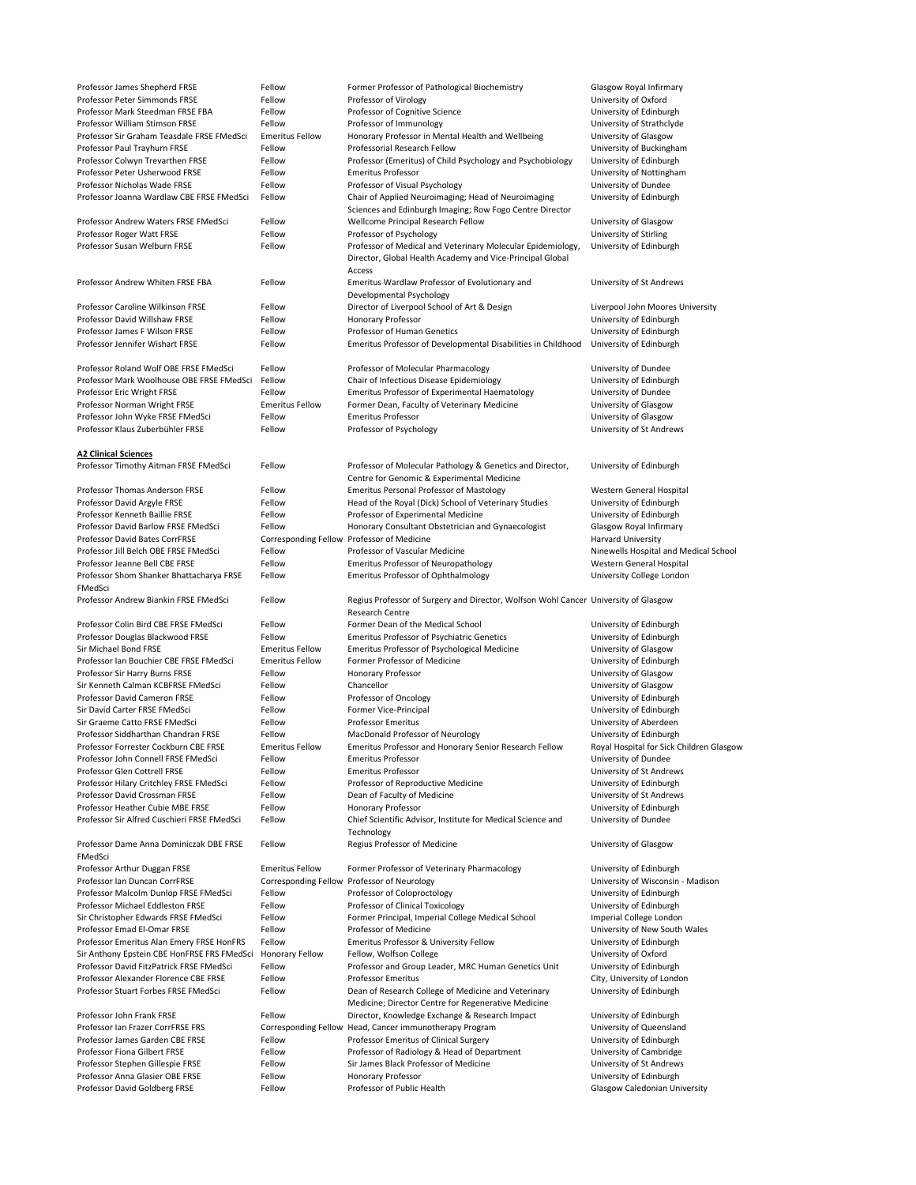| | | | |
|---|---|---|---|
| Professor James Shepherd FRSE | Fellow | Former Professor of Pathological Biochemistry | Glasgow Royal Infirmary |
| Professor Peter Simmonds FRSE | Fellow | Professor of Virology | University of Oxford |
| Professor Mark Steedman FRSE FBA | Fellow | Professor of Cognitive Science | University of Edinburgh |
| Professor William Stimson FRSE | Fellow | Professor of Immunology | University of Strathclyde |
| Professor Sir Graham Teasdale FRSE FMedSci | Emeritus Fellow | Honorary Professor in Mental Health and Wellbeing | University of Glasgow |
| Professor Paul Trayhurn FRSE | Fellow | Professorial Research Fellow | University of Buckingham |
| Professor Colwyn Trevarthen FRSE | Fellow | Professor (Emeritus) of Child Psychology and Psychobiology | University of Edinburgh |
| Professor Peter Usherwood FRSE | Fellow | Emeritus Professor | University of Nottingham |
| Professor Nicholas Wade FRSE | Fellow | Professor of Visual Psychology | University of Dundee |
| Professor Joanna Wardlaw CBE FRSE FMedSci | Fellow | Chair of Applied Neuroimaging; Head of Neuroimaging Sciences and Edinburgh Imaging; Row Fogo Centre Director | University of Edinburgh |
| Professor Andrew Waters FRSE FMedSci | Fellow | Wellcome Principal Research Fellow | University of Glasgow |
| Professor Roger Watt FRSE | Fellow | Professor of Psychology | University of Stirling |
| Professor Susan Welburn FRSE | Fellow | Professor of Medical and Veterinary Molecular Epidemiology, Director, Global Health Academy and Vice-Principal Global Access | University of Edinburgh |
| Professor Andrew Whiten FRSE FBA | Fellow | Emeritus Wardlaw Professor of Evolutionary and Developmental Psychology | University of St Andrews |
| Professor Caroline Wilkinson FRSE | Fellow | Director of Liverpool School of Art & Design | Liverpool John Moores University |
| Professor David Willshaw FRSE | Fellow | Honorary Professor | University of Edinburgh |
| Professor James F Wilson FRSE | Fellow | Professor of Human Genetics | University of Edinburgh |
| Professor Jennifer Wishart FRSE | Fellow | Emeritus Professor of Developmental Disabilities in Childhood | University of Edinburgh |
| Professor Roland Wolf OBE FRSE FMedSci | Fellow | Professor of Molecular Pharmacology | University of Dundee |
| Professor Mark Woolhouse OBE FRSE FMedSci | Fellow | Chair of Infectious Disease Epidemiology | University of Edinburgh |
| Professor Eric Wright FRSE | Fellow | Emeritus Professor of Experimental Haematology | University of Dundee |
| Professor Norman Wright FRSE | Emeritus Fellow | Former Dean, Faculty of Veterinary Medicine | University of Glasgow |
| Professor John Wyke FRSE FMedSci | Fellow | Emeritus Professor | University of Glasgow |
| Professor Klaus Zuberbühler FRSE | Fellow | Professor of Psychology | University of St Andrews |

**A2 Clinical Sciences**

| | | | |
|---|---|---|---|
| Professor Timothy Aitman FRSE FMedSci | Fellow | Professor of Molecular Pathology & Genetics and Director, Centre for Genomic & Experimental Medicine | University of Edinburgh |
| Professor Thomas Anderson FRSE | Fellow | Emeritus Personal Professor of Mastology | Western General Hospital |
| Professor David Argyle FRSE | Fellow | Head of the Royal (Dick) School of Veterinary Studies | University of Edinburgh |
| Professor Kenneth Baillie FRSE | Fellow | Professor of Experimental Medicine | University of Edinburgh |
| Professor David Barlow FRSE FMedSci | Fellow | Honorary Consultant Obstetrician and Gynaecologist | Glasgow Royal Infirmary |
| Professor David Bates CorrFRSE | Corresponding Fellow | Professor of Medicine | Harvard University |
| Professor Jill Belch OBE FRSE FMedSci | Fellow | Professor of Vascular Medicine | Ninewells Hospital and Medical School |
| Professor Jeanne Bell CBE FRSE | Fellow | Emeritus Professor of Neuropathology | Western General Hospital |
| Professor Shom Shanker Bhattacharya FRSE FMedSci | Fellow | Emeritus Professor of Ophthalmology | University College London |
| Professor Andrew Biankin FRSE FMedSci | Fellow | Regius Professor of Surgery and Director, Wolfson Wohl Cancer Research Centre | University of Glasgow |
| Professor Colin Bird CBE FRSE FMedSci | Fellow | Former Dean of the Medical School | University of Edinburgh |
| Professor Douglas Blackwood FRSE | Fellow | Emeritus Professor of Psychiatric Genetics | University of Edinburgh |
| Sir Michael Bond FRSE | Emeritus Fellow | Emeritus Professor of Psychological Medicine | University of Glasgow |
| Professor Ian Bouchier CBE FRSE FMedSci | Emeritus Fellow | Former Professor of Medicine | University of Edinburgh |
| Professor Sir Harry Burns FRSE | Fellow | Honorary Professor | University of Glasgow |
| Sir Kenneth Calman KCBFRSE FMedSci | Fellow | Chancellor | University of Glasgow |
| Professor David Cameron FRSE | Fellow | Professor of Oncology | University of Edinburgh |
| Sir David Carter FRSE FMedSci | Fellow | Former Vice-Principal | University of Edinburgh |
| Sir Graeme Catto FRSE FMedSci | Fellow | Professor Emeritus | University of Aberdeen |
| Professor Siddharthan Chandran FRSE | Fellow | MacDonald Professor of Neurology | University of Edinburgh |
| Professor Forrester Cockburn CBE FRSE | Emeritus Fellow | Emeritus Professor and Honorary Senior Research Fellow | Royal Hospital for Sick Children Glasgow |
| Professor John Connell FRSE FMedSci | Fellow | Emeritus Professor | University of Dundee |
| Professor Glen Cottrell FRSE | Fellow | Emeritus Professor | University of St Andrews |
| Professor Hilary Critchley FRSE FMedSci | Fellow | Professor of Reproductive Medicine | University of Edinburgh |
| Professor David Crossman FRSE | Fellow | Dean of Faculty of Medicine | University of St Andrews |
| Professor Heather Cubie MBE FRSE | Fellow | Honorary Professor | University of Edinburgh |
| Professor Sir Alfred Cuschieri FRSE FMedSci | Fellow | Chief Scientific Advisor, Institute for Medical Science and Technology | University of Dundee |
| Professor Dame Anna Dominiczak DBE FRSE FMedSci | Fellow | Regius Professor of Medicine | University of Glasgow |
| Professor Arthur Duggan FRSE | Emeritus Fellow | Former Professor of Veterinary Pharmacology | University of Edinburgh |
| Professor Ian Duncan CorrFRSE | Corresponding Fellow | Professor of Neurology | University of Wisconsin - Madison |
| Professor Malcolm Dunlop FRSE FMedSci | Fellow | Professor of Coloproctology | University of Edinburgh |
| Professor Michael Eddleston FRSE | Fellow | Professor of Clinical Toxicology | University of Edinburgh |
| Sir Christopher Edwards FRSE FMedSci | Fellow | Former Principal, Imperial College Medical School | Imperial College London |
| Professor Emad El-Omar FRSE | Fellow | Professor of Medicine | University of New South Wales |
| Professor Emeritus Alan Emery FRSE HonFRS | Fellow | Emeritus Professor & University Fellow | University of Edinburgh |
| Sir Anthony Epstein CBE HonFRSE FRS FMedSci | Honorary Fellow | Fellow, Wolfson College | University of Oxford |
| Professor David FitzPatrick FRSE FMedSci | Fellow | Professor and Group Leader, MRC Human Genetics Unit | University of Edinburgh |
| Professor Alexander Florence CBE FRSE | Fellow | Professor Emeritus | City, University of London |
| Professor Stuart Forbes FRSE FMedSci | Fellow | Dean of Research College of Medicine and Veterinary Medicine; Director Centre for Regenerative Medicine | University of Edinburgh |
| Professor John Frank FRSE | Fellow | Director, Knowledge Exchange & Research Impact | University of Edinburgh |
| Professor Ian Frazer CorrFRSE FRS | Corresponding Fellow | Head, Cancer immunotherapy Program | University of Queensland |
| Professor James Garden CBE FRSE | Fellow | Professor Emeritus of Clinical Surgery | University of Edinburgh |
| Professor Fiona Gilbert FRSE | Fellow | Professor of Radiology & Head of Department | University of Cambridge |
| Professor Stephen Gillespie FRSE | Fellow | Sir James Black Professor of Medicine | University of St Andrews |
| Professor Anna Glasier OBE FRSE | Fellow | Honorary Professor | University of Edinburgh |
| Professor David Goldberg FRSE | Fellow | Professor of Public Health | Glasgow Caledonian University |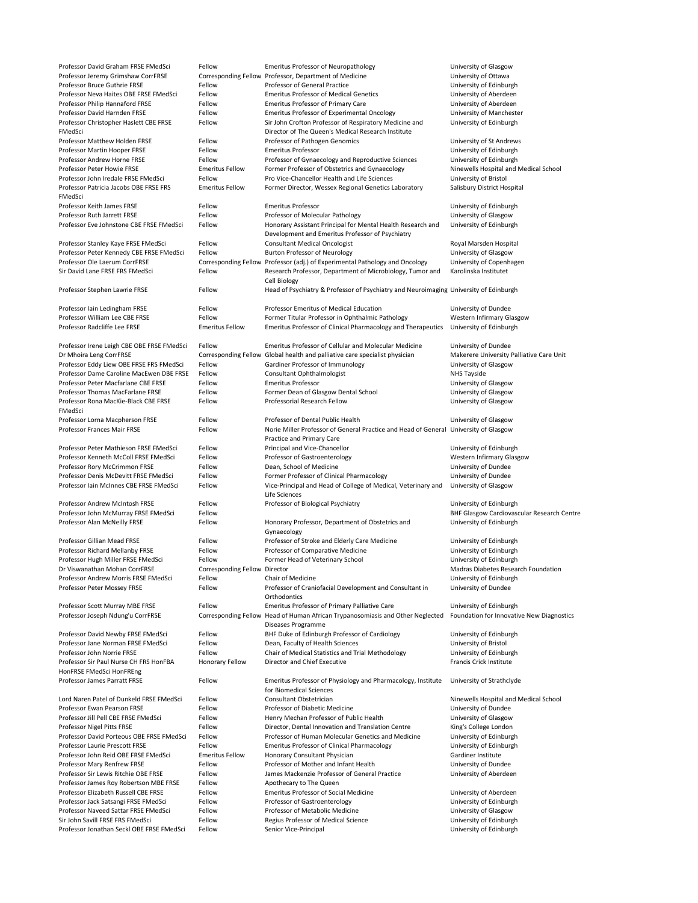| | | | |
|---|---|---|---|
| Professor David Graham FRSE FMedSci | Fellow | Emeritus Professor of Neuropathology | University of Glasgow |
| Professor Jeremy Grimshaw CorrFRSE | Corresponding Fellow | Professor, Department of Medicine | University of Ottawa |
| Professor Bruce Guthrie FRSE | Fellow | Professor of General Practice | University of Edinburgh |
| Professor Neva Haites OBE FRSE FMedSci | Fellow | Emeritus Professor of Medical Genetics | University of Aberdeen |
| Professor Philip Hannaford FRSE | Fellow | Emeritus Professor of Primary Care | University of Aberdeen |
| Professor David Harnden FRSE | Fellow | Emeritus Professor of Experimental Oncology | University of Manchester |
| Professor Christopher Haslett CBE FRSE FMedSci | Fellow | Sir John Crofton Professor of Respiratory Medicine and Director of The Queen's Medical Research Institute | University of Edinburgh |
| Professor Matthew Holden FRSE | Fellow | Professor of Pathogen Genomics | University of St Andrews |
| Professor Martin Hooper FRSE | Fellow | Emeritus Professor | University of Edinburgh |
| Professor Andrew Horne FRSE | Fellow | Professor of Gynaecology and Reproductive Sciences | University of Edinburgh |
| Professor Peter Howie FRSE | Emeritus Fellow | Former Professor of Obstetrics and Gynaecology | Ninewells Hospital and Medical School |
| Professor John Iredale FRSE FMedSci | Fellow | Pro Vice-Chancellor Health and Life Sciences | University of Bristol |
| Professor Patricia Jacobs OBE FRSE FRS FMedSci | Emeritus Fellow | Former Director, Wessex Regional Genetics Laboratory | Salisbury District Hospital |
| Professor Keith James FRSE | Fellow | Emeritus Professor | University of Edinburgh |
| Professor Ruth Jarrett FRSE | Fellow | Professor of Molecular Pathology | University of Glasgow |
| Professor Eve Johnstone CBE FRSE FMedSci | Fellow | Honorary Assistant Principal for Mental Health Research and Development and Emeritus Professor of Psychiatry | University of Edinburgh |
| Professor Stanley Kaye FRSE FMedSci | Fellow | Consultant Medical Oncologist | Royal Marsden Hospital |
| Professor Peter Kennedy CBE FRSE FMedSci | Fellow | Burton Professor of Neurology | University of Glasgow |
| Professor Ole Laerum CorrFRSE | Corresponding Fellow | Professor (adj.) of Experimental Pathology and Oncology | University of Copenhagen |
| Sir David Lane FRSE FRS FMedSci | Fellow | Research Professor, Department of Microbiology, Tumor and Cell Biology | Karolinska Institutet |
| Professor Stephen Lawrie FRSE | Fellow | Head of Psychiatry & Professor of Psychiatry and Neuroimaging | University of Edinburgh |
| Professor Iain Ledingham FRSE | Fellow | Professor Emeritus of Medical Education | University of Dundee |
| Professor William Lee CBE FRSE | Fellow | Former Titular Professor in Ophthalmic Pathology | Western Infirmary Glasgow |
| Professor Radcliffe Lee FRSE | Emeritus Fellow | Emeritus Professor of Clinical Pharmacology and Therapeutics | University of Edinburgh |
| Professor Irene Leigh CBE OBE FRSE FMedSci | Fellow | Emeritus Professor of Cellular and Molecular Medicine | University of Dundee |
| Dr Mhoira Leng CorrFRSE | Corresponding Fellow | Global health and palliative care specialist physician | Makerere University Palliative Care Unit |
| Professor Eddy Liew OBE FRSE FRS FMedSci | Fellow | Gardiner Professor of Immunology | University of Glasgow |
| Professor Dame Caroline MacEwen DBE FRSE | Fellow | Consultant Ophthalmologist | NHS Tayside |
| Professor Peter Macfarlane CBE FRSE | Fellow | Emeritus Professor | University of Glasgow |
| Professor Thomas MacFarlane FRSE | Fellow | Former Dean of Glasgow Dental School | University of Glasgow |
| Professor Rona MacKie-Black CBE FRSE FMedSci | Fellow | Professorial Research Fellow | University of Glasgow |
| Professor Lorna Macpherson FRSE | Fellow | Professor of Dental Public Health | University of Glasgow |
| Professor Frances Mair FRSE | Fellow | Norie Miller Professor of General Practice and Head of General Practice and Primary Care | University of Glasgow |
| Professor Peter Mathieson FRSE FMedSci | Fellow | Principal and Vice-Chancellor | University of Edinburgh |
| Professor Kenneth McColl FRSE FMedSci | Fellow | Professor of Gastroenterology | Western Infirmary Glasgow |
| Professor Rory McCrimmon FRSE | Fellow | Dean, School of Medicine | University of Dundee |
| Professor Denis McDevitt FRSE FMedSci | Fellow | Former Professor of Clinical Pharmacology | University of Dundee |
| Professor Iain McInnes CBE FRSE FMedSci | Fellow | Vice-Principal and Head of College of Medical, Veterinary and Life Sciences | University of Glasgow |
| Professor Andrew McIntosh FRSE | Fellow | Professor of Biological Psychiatry | University of Edinburgh |
| Professor John McMurray FRSE FMedSci | Fellow | | BHF Glasgow Cardiovascular Research Centre |
| Professor Alan McNeilly FRSE | Fellow | Honorary Professor, Department of Obstetrics and Gynaecology | University of Edinburgh |
| Professor Gillian Mead FRSE | Fellow | Professor of Stroke and Elderly Care Medicine | University of Edinburgh |
| Professor Richard Mellanby FRSE | Fellow | Professor of Comparative Medicine | University of Edinburgh |
| Professor Hugh Miller FRSE FMedSci | Fellow | Former Head of Veterinary School | University of Edinburgh |
| Dr Viswanathan Mohan CorrFRSE | Corresponding Fellow | Director | Madras Diabetes Research Foundation |
| Professor Andrew Morris FRSE FMedSci | Fellow | Chair of Medicine | University of Edinburgh |
| Professor Peter Mossey FRSE | Fellow | Professor of Craniofacial Development and Consultant in Orthodontics | University of Dundee |
| Professor Scott Murray MBE FRSE | Fellow | Emeritus Professor of Primary Palliative Care | University of Edinburgh |
| Professor Joseph Ndung'u CorrFRSE | Corresponding Fellow | Head of Human African Trypanosomiasis and Other Neglected Diseases Programme | Foundation for Innovative New Diagnostics |
| Professor David Newby FRSE FMedSci | Fellow | BHF Duke of Edinburgh Professor of Cardiology | University of Edinburgh |
| Professor Jane Norman FRSE FMedSci | Fellow | Dean, Faculty of Health Sciences | University of Bristol |
| Professor John Norrie FRSE | Fellow | Chair of Medical Statistics and Trial Methodology | University of Edinburgh |
| Professor Sir Paul Nurse CH FRS HonFBA HonFRSE FMedSci HonFREng | Honorary Fellow | Director and Chief Executive | Francis Crick Institute |
| Professor James Parratt FRSE | Fellow | Emeritus Professor of Physiology and Pharmacology, Institute for Biomedical Sciences | University of Strathclyde |
| Lord Naren Patel of Dunkeld FRSE FMedSci | Fellow | Consultant Obstetrician | Ninewells Hospital and Medical School |
| Professor Ewan Pearson FRSE | Fellow | Professor of Diabetic Medicine | University of Dundee |
| Professor Jill Pell CBE FRSE FMedSci | Fellow | Henry Mechan Professor of Public Health | University of Glasgow |
| Professor Nigel Pitts FRSE | Fellow | Director, Dental Innovation and Translation Centre | King's College London |
| Professor David Porteous OBE FRSE FMedSci | Fellow | Professor of Human Molecular Genetics and Medicine | University of Edinburgh |
| Professor Laurie Prescott FRSE | Fellow | Emeritus Professor of Clinical Pharmacology | University of Edinburgh |
| Professor John Reid OBE FRSE FMedSci | Emeritus Fellow | Honorary Consultant Physician | Gardiner Institute |
| Professor Mary Renfrew FRSE | Fellow | Professor of Mother and Infant Health | University of Dundee |
| Professor Sir Lewis Ritchie OBE FRSE | Fellow | James Mackenzie Professor of General Practice | University of Aberdeen |
| Professor James Roy Robertson MBE FRSE | Fellow | Apothecary to The Queen | |
| Professor Elizabeth Russell CBE FRSE | Fellow | Emeritus Professor of Social Medicine | University of Aberdeen |
| Professor Jack Satsangi FRSE FMedSci | Fellow | Professor of Gastroenterology | University of Edinburgh |
| Professor Naveed Sattar FRSE FMedSci | Fellow | Professor of Metabolic Medicine | University of Glasgow |
| Sir John Savill FRSE FRS FMedSci | Fellow | Regius Professor of Medical Science | University of Edinburgh |
| Professor Jonathan Seckl OBE FRSE FMedSci | Fellow | Senior Vice-Principal | University of Edinburgh |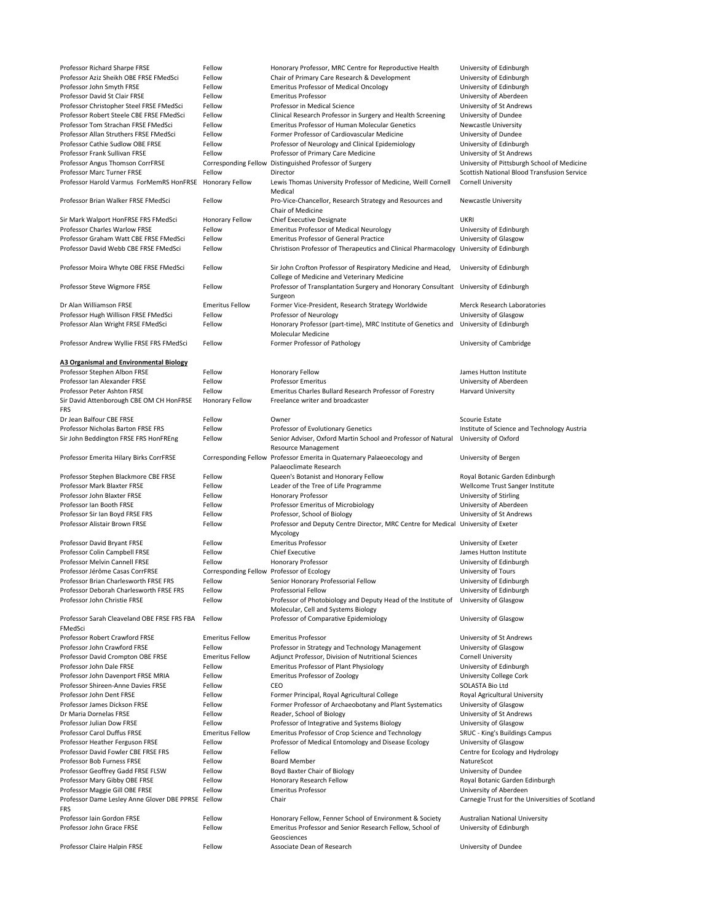| | | | |
|---|---|---|---|
| Professor Richard Sharpe FRSE | Fellow | Honorary Professor, MRC Centre for Reproductive Health | University of Edinburgh |
| Professor Aziz Sheikh OBE FRSE FMedSci | Fellow | Chair of Primary Care Research & Development | University of Edinburgh |
| Professor John Smyth FRSE | Fellow | Emeritus Professor of Medical Oncology | University of Edinburgh |
| Professor David St Clair FRSE | Fellow | Emeritus Professor | University of Aberdeen |
| Professor Christopher Steel FRSE FMedSci | Fellow | Professor in Medical Science | University of St Andrews |
| Professor Robert Steele CBE FRSE FMedSci | Fellow | Clinical Research Professor in Surgery and Health Screening | University of Dundee |
| Professor Tom Strachan FRSE FMedSci | Fellow | Emeritus Professor of Human Molecular Genetics | Newcastle University |
| Professor Allan Struthers FRSE FMedSci | Fellow | Former Professor of Cardiovascular Medicine | University of Dundee |
| Professor Cathie Sudlow OBE FRSE | Fellow | Professor of Neurology and Clinical Epidemiology | University of Edinburgh |
| Professor Frank Sullivan FRSE | Fellow | Professor of Primary Care Medicine | University of St Andrews |
| Professor Angus Thomson CorrFRSE | Corresponding Fellow | Distinguished Professor of Surgery | University of Pittsburgh School of Medicine |
| Professor Marc Turner FRSE | Fellow | Director | Scottish National Blood Transfusion Service |
| Professor Harold Varmus ForMemRS HonFRSE | Honorary Fellow | Lewis Thomas University Professor of Medicine, Weill Cornell Medical | Cornell University |
| Professor Brian Walker FRSE FMedSci | Fellow | Pro-Vice-Chancellor, Research Strategy and Resources and Chair of Medicine | Newcastle University |
| Sir Mark Walport HonFRSE FRS FMedSci | Honorary Fellow | Chief Executive Designate | UKRI |
| Professor Charles Warlow FRSE | Fellow | Emeritus Professor of Medical Neurology | University of Edinburgh |
| Professor Graham Watt CBE FRSE FMedSci | Fellow | Emeritus Professor of General Practice | University of Glasgow |
| Professor David Webb CBE FRSE FMedSci | Fellow | Christison Professor of Therapeutics and Clinical Pharmacology | University of Edinburgh |
| Professor Moira Whyte OBE FRSE FMedSci | Fellow | Sir John Crofton Professor of Respiratory Medicine and Head, College of Medicine and Veterinary Medicine | University of Edinburgh |
| Professor Steve Wigmore FRSE | Fellow | Professor of Transplantation Surgery and Honorary Consultant Surgeon | University of Edinburgh |
| Dr Alan Williamson FRSE | Emeritus Fellow | Former Vice-President, Research Strategy Worldwide | Merck Research Laboratories |
| Professor Hugh Willison FRSE FMedSci | Fellow | Professor of Neurology | University of Glasgow |
| Professor Alan Wright FRSE FMedSci | Fellow | Honorary Professor (part-time), MRC Institute of Genetics and Molecular Medicine | University of Edinburgh |
| Professor Andrew Wyllie FRSE FRS FMedSci | Fellow | Former Professor of Pathology | University of Cambridge |

**A3 Organismal and Environmental Biology**

| | | | |
|---|---|---|---|
| Professor Stephen Albon FRSE | Fellow | Honorary Fellow | James Hutton Institute |
| Professor Ian Alexander FRSE | Fellow | Professor Emeritus | University of Aberdeen |
| Professor Peter Ashton FRSE | Fellow | Emeritus Charles Bullard Research Professor of Forestry | Harvard University |
| Sir David Attenborough CBE OM CH HonFRSE FRS | Honorary Fellow | Freelance writer and broadcaster | |
| Dr Jean Balfour CBE FRSE | Fellow | Owner | Scourie Estate |
| Professor Nicholas Barton FRSE FRS | Fellow | Professor of Evolutionary Genetics | Institute of Science and Technology Austria |
| Sir John Beddington FRSE FRS HonFREng | Fellow | Senior Adviser, Oxford Martin School and Professor of Natural Resource Management | University of Oxford |
| Professor Emerita Hilary Birks CorrFRSE | Corresponding Fellow | Professor Emerita in Quaternary Palaeoecology and Palaeoclimate Research | University of Bergen |
| Professor Stephen Blackmore CBE FRSE | Fellow | Queen's Botanist and Honorary Fellow | Royal Botanic Garden Edinburgh |
| Professor Mark Blaxter FRSE | Fellow | Leader of the Tree of Life Programme | Wellcome Trust Sanger Institute |
| Professor John Blaxter FRSE | Fellow | Honorary Professor | University of Stirling |
| Professor Ian Booth FRSE | Fellow | Professor Emeritus of Microbiology | University of Aberdeen |
| Professor Sir Ian Boyd FRSE FRS | Fellow | Professor, School of Biology | University of St Andrews |
| Professor Alistair Brown FRSE | Fellow | Professor and Deputy Centre Director, MRC Centre for Medical Mycology | University of Exeter |
| Professor David Bryant FRSE | Fellow | Emeritus Professor | University of Exeter |
| Professor Colin Campbell FRSE | Fellow | Chief Executive | James Hutton Institute |
| Professor Melvin Cannell FRSE | Fellow | Honorary Professor | University of Edinburgh |
| Professor Jérôme Casas CorrFRSE | Corresponding Fellow | Professor of Ecology | University of Tours |
| Professor Brian Charlesworth FRSE FRS | Fellow | Senior Honorary Professorial Fellow | University of Edinburgh |
| Professor Deborah Charlesworth FRSE FRS | Fellow | Professorial Fellow | University of Edinburgh |
| Professor John Christie FRSE | Fellow | Professor of Photobiology and Deputy Head of the Institute of Molecular, Cell and Systems Biology | University of Glasgow |
| Professor Sarah Cleaveland OBE FRSE FRS FBA FMedSci | Fellow | Professor of Comparative Epidemiology | University of Glasgow |
| Professor Robert Crawford FRSE | Emeritus Fellow | Emeritus Professor | University of St Andrews |
| Professor John Crawford FRSE | Fellow | Professor in Strategy and Technology Management | University of Glasgow |
| Professor David Crompton OBE FRSE | Emeritus Fellow | Adjunct Professor, Division of Nutritional Sciences | Cornell University |
| Professor John Dale FRSE | Fellow | Emeritus Professor of Plant Physiology | University of Edinburgh |
| Professor John Davenport FRSE MRIA | Fellow | Emeritus Professor of Zoology | University College Cork |
| Professor Shireen-Anne Davies FRSE | Fellow | CEO | SOLASTA Bio Ltd |
| Professor John Dent FRSE | Fellow | Former Principal, Royal Agricultural College | Royal Agricultural University |
| Professor James Dickson FRSE | Fellow | Former Professor of Archaeobotany and Plant Systematics | University of Glasgow |
| Dr Maria Dornelas FRSE | Fellow | Reader, School of Biology | University of St Andrews |
| Professor Julian Dow FRSE | Fellow | Professor of Integrative and Systems Biology | University of Glasgow |
| Professor Carol Duffus FRSE | Emeritus Fellow | Emeritus Professor of Crop Science and Technology | SRUC - King's Buildings Campus |
| Professor Heather Ferguson FRSE | Fellow | Professor of Medical Entomology and Disease Ecology | University of Glasgow |
| Professor David Fowler CBE FRSE FRS | Fellow | Fellow | Centre for Ecology and Hydrology |
| Professor Bob Furness FRSE | Fellow | Board Member | NatureScot |
| Professor Geoffrey Gadd FRSE FLSW | Fellow | Boyd Baxter Chair of Biology | University of Dundee |
| Professor Mary Gibby OBE FRSE | Fellow | Honorary Research Fellow | Royal Botanic Garden Edinburgh |
| Professor Maggie Gill OBE FRSE | Fellow | Emeritus Professor | University of Aberdeen |
| Professor Dame Lesley Anne Glover DBE PPRSE FRS | Fellow | Chair | Carnegie Trust for the Universities of Scotland |
| Professor Iain Gordon FRSE | Fellow | Honorary Fellow, Fenner School of Environment & Society | Australian National University |
| Professor John Grace FRSE | Fellow | Emeritus Professor and Senior Research Fellow, School of Geosciences | University of Edinburgh |
| Professor Claire Halpin FRSE | Fellow | Associate Dean of Research | University of Dundee |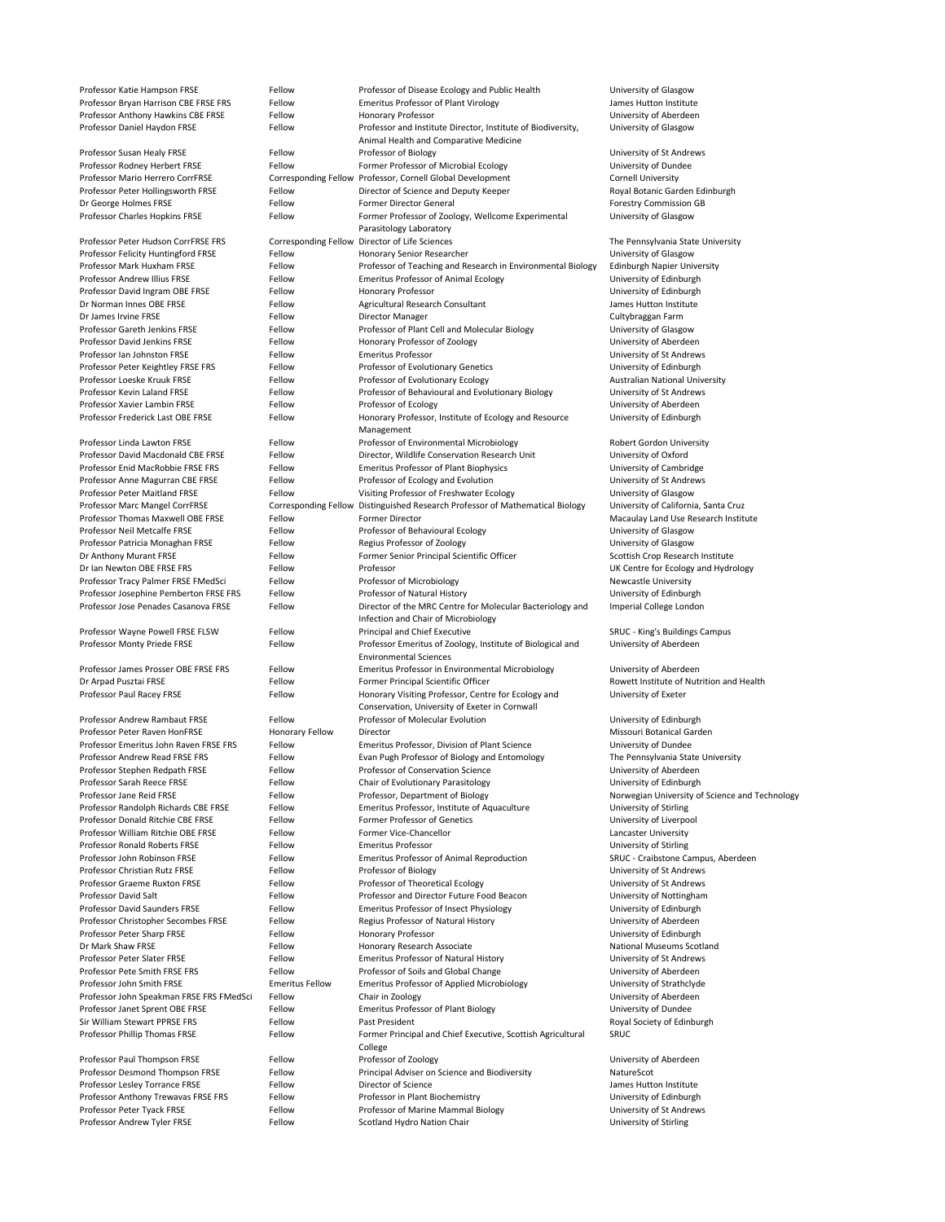| | | | |
|---|---|---|---|
| Professor Katie Hampson FRSE | Fellow | Professor of Disease Ecology and Public Health | University of Glasgow |
| Professor Bryan Harrison CBE FRSE FRS | Fellow | Emeritus Professor of Plant Virology | James Hutton Institute |
| Professor Anthony Hawkins CBE FRSE | Fellow | Honorary Professor | University of Aberdeen |
| Professor Daniel Haydon FRSE | Fellow | Professor and Institute Director, Institute of Biodiversity, Animal Health and Comparative Medicine | University of Glasgow |
| Professor Susan Healy FRSE | Fellow | Professor of Biology | University of St Andrews |
| Professor Rodney Herbert FRSE | Fellow | Former Professor of Microbial Ecology | University of Dundee |
| Professor Mario Herrero CorrFRSE | Corresponding Fellow | Professor, Cornell Global Development | Cornell University |
| Professor Peter Hollingsworth FRSE | Fellow | Director of Science and Deputy Keeper | Royal Botanic Garden Edinburgh |
| Dr George Holmes FRSE | Fellow | Former Director General | Forestry Commission GB |
| Professor Charles Hopkins FRSE | Fellow | Former Professor of Zoology, Wellcome Experimental Parasitology Laboratory | University of Glasgow |
| Professor Peter Hudson CorrFRSE FRS | Corresponding Fellow | Director of Life Sciences | The Pennsylvania State University |
| Professor Felicity Huntingford FRSE | Fellow | Honorary Senior Researcher | University of Glasgow |
| Professor Mark Huxham FRSE | Fellow | Professor of Teaching and Research in Environmental Biology | Edinburgh Napier University |
| Professor Andrew Illius FRSE | Fellow | Emeritus Professor of Animal Ecology | University of Edinburgh |
| Professor David Ingram OBE FRSE | Fellow | Honorary Professor | University of Edinburgh |
| Dr Norman Innes OBE FRSE | Fellow | Agricultural Research Consultant | James Hutton Institute |
| Dr James Irvine FRSE | Fellow | Director Manager | Cultybraggan Farm |
| Professor Gareth Jenkins FRSE | Fellow | Professor of Plant Cell and Molecular Biology | University of Glasgow |
| Professor David Jenkins FRSE | Fellow | Honorary Professor of Zoology | University of Aberdeen |
| Professor Ian Johnston FRSE | Fellow | Emeritus Professor | University of St Andrews |
| Professor Peter Keightley FRSE FRS | Fellow | Professor of Evolutionary Genetics | University of Edinburgh |
| Professor Loeske Kruuk FRSE | Fellow | Professor of Evolutionary Ecology | Australian National University |
| Professor Kevin Laland FRSE | Fellow | Professor of Behavioural and Evolutionary Biology | University of St Andrews |
| Professor Xavier Lambin FRSE | Fellow | Professor of Ecology | University of Aberdeen |
| Professor Frederick Last OBE FRSE | Fellow | Honorary Professor, Institute of Ecology and Resource Management | University of Edinburgh |
| Professor Linda Lawton FRSE | Fellow | Professor of Environmental Microbiology | Robert Gordon University |
| Professor David Macdonald CBE FRSE | Fellow | Director, Wildlife Conservation Research Unit | University of Oxford |
| Professor Enid MacRobbie FRSE FRS | Fellow | Emeritus Professor of Plant Biophysics | University of Cambridge |
| Professor Anne Magurran CBE FRSE | Fellow | Professor of Ecology and Evolution | University of St Andrews |
| Professor Peter Maitland FRSE | Fellow | Visiting Professor of Freshwater Ecology | University of Glasgow |
| Professor Marc Mangel CorrFRSE | Corresponding Fellow | Distinguished Research Professor of Mathematical Biology | University of California, Santa Cruz |
| Professor Thomas Maxwell OBE FRSE | Fellow | Former Director | Macaulay Land Use Research Institute |
| Professor Neil Metcalfe FRSE | Fellow | Professor of Behavioural Ecology | University of Glasgow |
| Professor Patricia Monaghan FRSE | Fellow | Regius Professor of Zoology | University of Glasgow |
| Dr Anthony Murant FRSE | Fellow | Former Senior Principal Scientific Officer | Scottish Crop Research Institute |
| Dr Ian Newton OBE FRSE FRS | Fellow | Professor | UK Centre for Ecology and Hydrology |
| Professor Tracy Palmer FRSE FMedSci | Fellow | Professor of Microbiology | Newcastle University |
| Professor Josephine Pemberton FRSE FRS | Fellow | Professor of Natural History | University of Edinburgh |
| Professor Jose Penades Casanova FRSE | Fellow | Director of the MRC Centre for Molecular Bacteriology and Infection and Chair of Microbiology | Imperial College London |
| Professor Wayne Powell FRSE FLSW | Fellow | Principal and Chief Executive | SRUC - King's Buildings Campus |
| Professor Monty Priede FRSE | Fellow | Professor Emeritus of Zoology, Institute of Biological and Environmental Sciences | University of Aberdeen |
| Professor James Prosser OBE FRSE FRS | Fellow | Emeritus Professor in Environmental Microbiology | University of Aberdeen |
| Dr Arpad Pusztai FRSE | Fellow | Former Principal Scientific Officer | Rowett Institute of Nutrition and Health |
| Professor Paul Racey FRSE | Fellow | Honorary Visiting Professor, Centre for Ecology and Conservation, University of Exeter in Cornwall | University of Exeter |
| Professor Andrew Rambaut FRSE | Fellow | Professor of Molecular Evolution | University of Edinburgh |
| Professor Peter Raven HonFRSE | Honorary Fellow | Director | Missouri Botanical Garden |
| Professor Emeritus John Raven FRSE FRS | Fellow | Emeritus Professor, Division of Plant Science | University of Dundee |
| Professor Andrew Read FRSE FRS | Fellow | Evan Pugh Professor of Biology and Entomology | The Pennsylvania State University |
| Professor Stephen Redpath FRSE | Fellow | Professor of Conservation Science | University of Aberdeen |
| Professor Sarah Reece FRSE | Fellow | Chair of Evolutionary Parasitology | University of Edinburgh |
| Professor Jane Reid FRSE | Fellow | Professor, Department of Biology | Norwegian University of Science and Technology |
| Professor Randolph Richards CBE FRSE | Fellow | Emeritus Professor, Institute of Aquaculture | University of Stirling |
| Professor Donald Ritchie CBE FRSE | Fellow | Former Professor of Genetics | University of Liverpool |
| Professor William Ritchie OBE FRSE | Fellow | Former Vice-Chancellor | Lancaster University |
| Professor Ronald Roberts FRSE | Fellow | Emeritus Professor | University of Stirling |
| Professor John Robinson FRSE | Fellow | Emeritus Professor of Animal Reproduction | SRUC - Craibstone Campus, Aberdeen |
| Professor Christian Rutz FRSE | Fellow | Professor of Biology | University of St Andrews |
| Professor Graeme Ruxton FRSE | Fellow | Professor of Theoretical Ecology | University of St Andrews |
| Professor David Salt | Fellow | Professor and Director Future Food Beacon | University of Nottingham |
| Professor David Saunders FRSE | Fellow | Emeritus Professor of Insect Physiology | University of Edinburgh |
| Professor Christopher Secombes FRSE | Fellow | Regius Professor of Natural History | University of Aberdeen |
| Professor Peter Sharp FRSE | Fellow | Honorary Professor | University of Edinburgh |
| Dr Mark Shaw FRSE | Fellow | Honorary Research Associate | National Museums Scotland |
| Professor Peter Slater FRSE | Fellow | Emeritus Professor of Natural History | University of St Andrews |
| Professor Pete Smith FRSE FRS | Fellow | Professor of Soils and Global Change | University of Aberdeen |
| Professor John Smith FRSE | Emeritus Fellow | Emeritus Professor of Applied Microbiology | University of Strathclyde |
| Professor John Speakman FRSE FRS FMedSci | Fellow | Chair in Zoology | University of Aberdeen |
| Professor Janet Sprent OBE FRSE | Fellow | Emeritus Professor of Plant Biology | University of Dundee |
| Sir William Stewart PPRSE FRS | Fellow | Past President | Royal Society of Edinburgh |
| Professor Phillip Thomas FRSE | Fellow | Former Principal and Chief Executive, Scottish Agricultural College | SRUC |
| Professor Paul Thompson FRSE | Fellow | Professor of Zoology | University of Aberdeen |
| Professor Desmond Thompson FRSE | Fellow | Principal Adviser on Science and Biodiversity | NatureScot |
| Professor Lesley Torrance FRSE | Fellow | Director of Science | James Hutton Institute |
| Professor Anthony Trewavas FRSE FRS | Fellow | Professor in Plant Biochemistry | University of Edinburgh |
| Professor Peter Tyack FRSE | Fellow | Professor of Marine Mammal Biology | University of St Andrews |
| Professor Andrew Tyler FRSE | Fellow | Scotland Hydro Nation Chair | University of Stirling |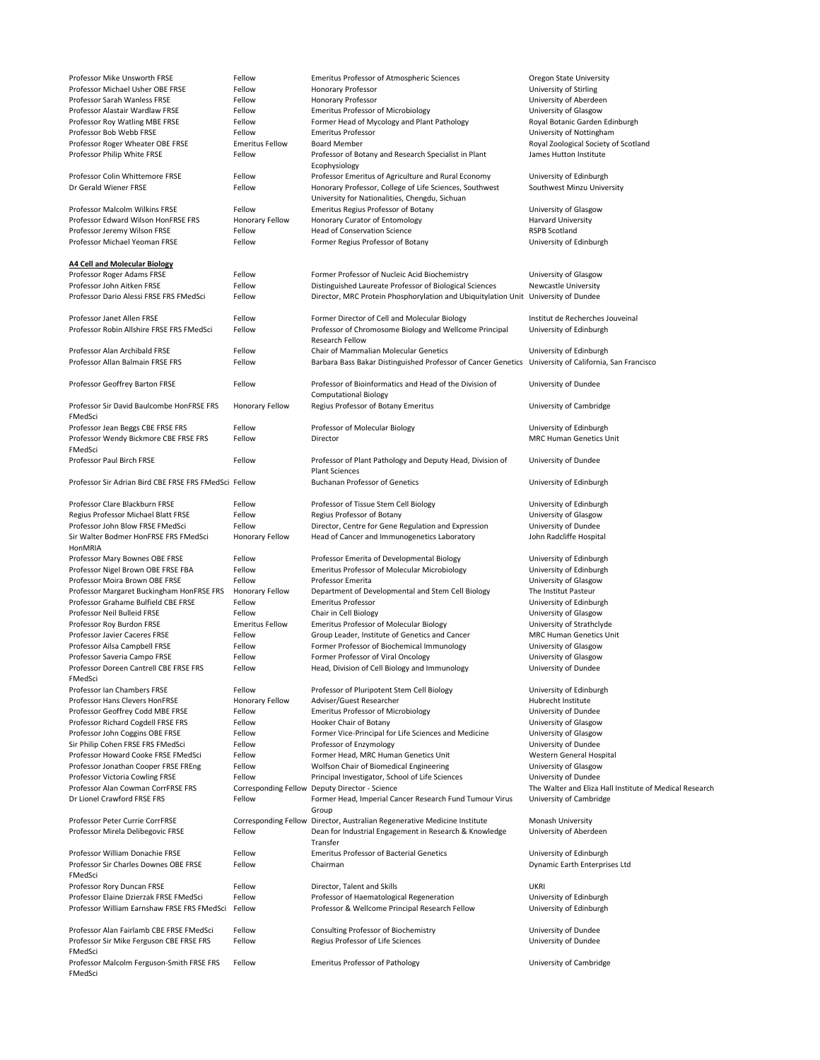| | | | |
|---|---|---|---|
| Professor Mike Unsworth FRSE | Fellow | Emeritus Professor of Atmospheric Sciences | Oregon State University |
| Professor Michael Usher OBE FRSE | Fellow | Honorary Professor | University of Stirling |
| Professor Sarah Wanless FRSE | Fellow | Honorary Professor | University of Aberdeen |
| Professor Alastair Wardlaw FRSE | Fellow | Emeritus Professor of Microbiology | University of Glasgow |
| Professor Roy Watling MBE FRSE | Fellow | Former Head of Mycology and Plant Pathology | Royal Botanic Garden Edinburgh |
| Professor Bob Webb FRSE | Fellow | Emeritus Professor | University of Nottingham |
| Professor Roger Wheater OBE FRSE | Emeritus Fellow | Board Member | Royal Zoological Society of Scotland |
| Professor Philip White FRSE | Fellow | Professor of Botany and Research Specialist in Plant Ecophysiology | James Hutton Institute |
| Professor Colin Whittemore FRSE | Fellow | Professor Emeritus of Agriculture and Rural Economy | University of Edinburgh |
| Dr Gerald Wiener FRSE | Fellow | Honorary Professor, College of Life Sciences, Southwest University for Nationalities, Chengdu, Sichuan | Southwest Minzu University |
| Professor Malcolm Wilkins FRSE | Fellow | Emeritus Regius Professor of Botany | University of Glasgow |
| Professor Edward Wilson HonFRSE FRS | Honorary Fellow | Honorary Curator of Entomology | Harvard University |
| Professor Jeremy Wilson FRSE | Fellow | Head of Conservation Science | RSPB Scotland |
| Professor Michael Yeoman FRSE | Fellow | Former Regius Professor of Botany | University of Edinburgh |

**A4 Cell and Molecular Biology**

| | | | |
|---|---|---|---|
| Professor Roger Adams FRSE | Fellow | Former Professor of Nucleic Acid Biochemistry | University of Glasgow |
| Professor John Aitken FRSE | Fellow | Distinguished Laureate Professor of Biological Sciences | Newcastle University |
| Professor Dario Alessi FRSE FRS FMedSci | Fellow | Director, MRC Protein Phosphorylation and Ubiquitylation Unit | University of Dundee |
| Professor Janet Allen FRSE | Fellow | Former Director of Cell and Molecular Biology | Institut de Recherches Jouveinal |
| Professor Robin Allshire FRSE FRS FMedSci | Fellow | Professor of Chromosome Biology and Wellcome Principal Research Fellow | University of Edinburgh |
| Professor Alan Archibald FRSE | Fellow | Chair of Mammalian Molecular Genetics | University of Edinburgh |
| Professor Allan Balmain FRSE FRS | Fellow | Barbara Bass Bakar Distinguished Professor of Cancer Genetics | University of California, San Francisco |
| Professor Geoffrey Barton FRSE | Fellow | Professor of Bioinformatics and Head of the Division of Computational Biology | University of Dundee |
| Professor Sir David Baulcombe HonFRSE FRS FMedSci | Honorary Fellow | Regius Professor of Botany Emeritus | University of Cambridge |
| Professor Jean Beggs CBE FRSE FRS | Fellow | Professor of Molecular Biology | University of Edinburgh |
| Professor Wendy Bickmore CBE FRSE FRS FMedSci | Fellow | Director | MRC Human Genetics Unit |
| Professor Paul Birch FRSE | Fellow | Professor of Plant Pathology and Deputy Head, Division of Plant Sciences | University of Dundee |
| Professor Sir Adrian Bird CBE FRSE FRS FMedSci | Fellow | Buchanan Professor of Genetics | University of Edinburgh |
| Professor Clare Blackburn FRSE | Fellow | Professor of Tissue Stem Cell Biology | University of Edinburgh |
| Regius Professor Michael Blatt FRSE | Fellow | Regius Professor of Botany | University of Glasgow |
| Professor John Blow FRSE FMedSci | Fellow | Director, Centre for Gene Regulation and Expression | University of Dundee |
| Sir Walter Bodmer HonFRSE FRS FMedSci HonMRIA | Honorary Fellow | Head of Cancer and Immunogenetics Laboratory | John Radcliffe Hospital |
| Professor Mary Bownes OBE FRSE | Fellow | Professor Emerita of Developmental Biology | University of Edinburgh |
| Professor Nigel Brown OBE FRSE FBA | Fellow | Emeritus Professor of Molecular Microbiology | University of Edinburgh |
| Professor Moira Brown OBE FRSE | Fellow | Professor Emerita | University of Glasgow |
| Professor Margaret Buckingham HonFRSE FRS | Honorary Fellow | Department of Developmental and Stem Cell Biology | The Institut Pasteur |
| Professor Grahame Bulfield CBE FRSE | Fellow | Emeritus Professor | University of Edinburgh |
| Professor Neil Bulleid FRSE | Fellow | Chair in Cell Biology | University of Glasgow |
| Professor Roy Burdon FRSE | Emeritus Fellow | Emeritus Professor of Molecular Biology | University of Strathclyde |
| Professor Javier Caceres FRSE | Fellow | Group Leader, Institute of Genetics and Cancer | MRC Human Genetics Unit |
| Professor Ailsa Campbell FRSE | Fellow | Former Professor of Biochemical Immunology | University of Glasgow |
| Professor Saveria Campo FRSE | Fellow | Former Professor of Viral Oncology | University of Glasgow |
| Professor Doreen Cantrell CBE FRSE FRS FMedSci | Fellow | Head, Division of Cell Biology and Immunology | University of Dundee |
| Professor Ian Chambers FRSE | Fellow | Professor of Pluripotent Stem Cell Biology | University of Edinburgh |
| Professor Hans Clevers HonFRSE | Honorary Fellow | Adviser/Guest Researcher | Hubrecht Institute |
| Professor Geoffrey Codd MBE FRSE | Fellow | Emeritus Professor of Microbiology | University of Dundee |
| Professor Richard Cogdell FRSE FRS | Fellow | Hooker Chair of Botany | University of Glasgow |
| Professor John Coggins OBE FRSE | Fellow | Former Vice-Principal for Life Sciences and Medicine | University of Glasgow |
| Sir Philip Cohen FRSE FRS FMedSci | Fellow | Professor of Enzymology | University of Dundee |
| Professor Howard Cooke FRSE FMedSci | Fellow | Former Head, MRC Human Genetics Unit | Western General Hospital |
| Professor Jonathan Cooper FRSE FREng | Fellow | Wolfson Chair of Biomedical Engineering | University of Glasgow |
| Professor Victoria Cowling FRSE | Fellow | Principal Investigator, School of Life Sciences | University of Dundee |
| Professor Alan Cowman CorrFRSE FRS | Corresponding Fellow | Deputy Director - Science | The Walter and Eliza Hall Institute of Medical Research |
| Dr Lionel Crawford FRSE FRS | Fellow | Former Head, Imperial Cancer Research Fund Tumour Virus Group | University of Cambridge |
| Professor Peter Currie CorrFRSE | Corresponding Fellow | Director, Australian Regenerative Medicine Institute | Monash University |
| Professor Mirela Delibegovic FRSE | Fellow | Dean for Industrial Engagement in Research & Knowledge Transfer | University of Aberdeen |
| Professor William Donachie FRSE | Fellow | Emeritus Professor of Bacterial Genetics | University of Edinburgh |
| Professor Sir Charles Downes OBE FRSE FMedSci | Fellow | Chairman | Dynamic Earth Enterprises Ltd |
| Professor Rory Duncan FRSE | Fellow | Director, Talent and Skills | UKRI |
| Professor Elaine Dzierzak FRSE FMedSci | Fellow | Professor of Haematological Regeneration | University of Edinburgh |
| Professor William Earnshaw FRSE FRS FMedSci | Fellow | Professor & Wellcome Principal Research Fellow | University of Edinburgh |
| Professor Alan Fairlamb CBE FRSE FMedSci | Fellow | Consulting Professor of Biochemistry | University of Dundee |
| Professor Sir Mike Ferguson CBE FRSE FRS FMedSci | Fellow | Regius Professor of Life Sciences | University of Dundee |
| Professor Malcolm Ferguson-Smith FRSE FRS FMedSci | Fellow | Emeritus Professor of Pathology | University of Cambridge |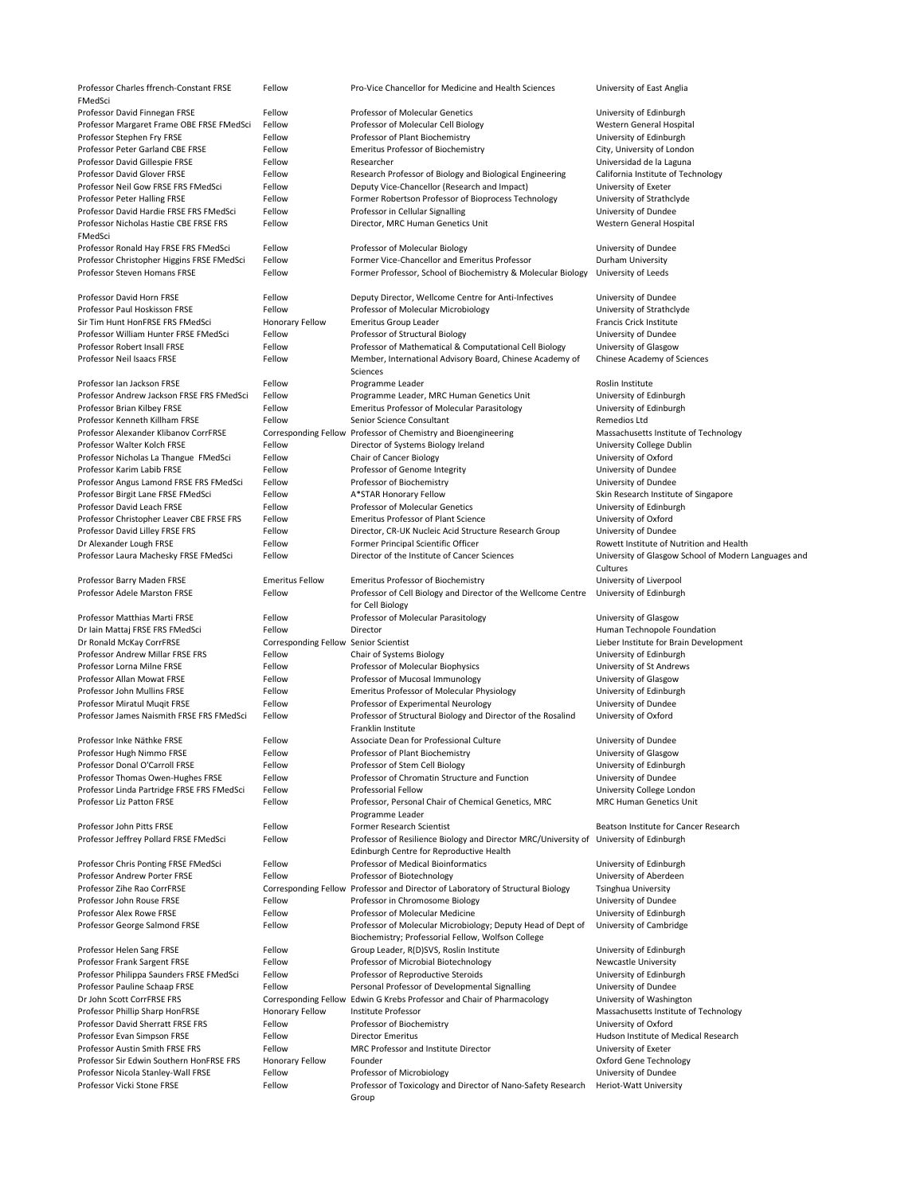| | | | |
|---|---|---|---|
| Professor Charles ffrench-Constant FRSE FMedSci | Fellow | Pro-Vice Chancellor for Medicine and Health Sciences | University of East Anglia |
| Professor David Finnegan FRSE | Fellow | Professor of Molecular Genetics | University of Edinburgh |
| Professor Margaret Frame OBE FRSE FMedSci | Fellow | Professor of Molecular Cell Biology | Western General Hospital |
| Professor Stephen Fry FRSE | Fellow | Professor of Plant Biochemistry | University of Edinburgh |
| Professor Peter Garland CBE FRSE | Fellow | Emeritus Professor of Biochemistry | City, University of London |
| Professor David Gillespie FRSE | Fellow | Researcher | Universidad de la Laguna |
| Professor David Glover FRSE | Fellow | Research Professor of Biology and Biological Engineering | California Institute of Technology |
| Professor Neil Gow FRSE FRS FMedSci | Fellow | Deputy Vice-Chancellor (Research and Impact) | University of Exeter |
| Professor Peter Halling FRSE | Fellow | Former Robertson Professor of Bioprocess Technology | University of Strathclyde |
| Professor David Hardie FRSE FRS FMedSci | Fellow | Professor in Cellular Signalling | University of Dundee |
| Professor Nicholas Hastie CBE FRSE FRS FMedSci | Fellow | Director, MRC Human Genetics Unit | Western General Hospital |
| Professor Ronald Hay FRSE FRS FMedSci | Fellow | Professor of Molecular Biology | University of Dundee |
| Professor Christopher Higgins FRSE FMedSci | Fellow | Former Vice-Chancellor and Emeritus Professor | Durham University |
| Professor Steven Homans FRSE | Fellow | Former Professor, School of Biochemistry & Molecular Biology | University of Leeds |
| Professor David Horn FRSE | Fellow | Deputy Director, Wellcome Centre for Anti-Infectives | University of Dundee |
| Professor Paul Hoskisson FRSE | Fellow | Professor of Molecular Microbiology | University of Strathclyde |
| Sir Tim Hunt HonFRSE FRS FMedSci | Honorary Fellow | Emeritus Group Leader | Francis Crick Institute |
| Professor William Hunter FRSE FMedSci | Fellow | Professor of Structural Biology | University of Dundee |
| Professor Robert Insall FRSE | Fellow | Professor of Mathematical & Computational Cell Biology | University of Glasgow |
| Professor Neil Isaacs FRSE | Fellow | Member, International Advisory Board, Chinese Academy of Sciences | Chinese Academy of Sciences |
| Professor Ian Jackson FRSE | Fellow | Programme Leader | Roslin Institute |
| Professor Andrew Jackson FRSE FRS FMedSci | Fellow | Programme Leader, MRC Human Genetics Unit | University of Edinburgh |
| Professor Brian Kilbey FRSE | Fellow | Emeritus Professor of Molecular Parasitology | University of Edinburgh |
| Professor Kenneth Killham FRSE | Fellow | Senior Science Consultant | Remedios Ltd |
| Professor Alexander Klibanov CorrFRSE | Corresponding Fellow | Professor of Chemistry and Bioengineering | Massachusetts Institute of Technology |
| Professor Walter Kolch FRSE | Fellow | Director of Systems Biology Ireland | University College Dublin |
| Professor Nicholas La Thangue FMedSci | Fellow | Chair of Cancer Biology | University of Oxford |
| Professor Karim Labib FRSE | Fellow | Professor of Genome Integrity | University of Dundee |
| Professor Angus Lamond FRSE FRS FMedSci | Fellow | Professor of Biochemistry | University of Dundee |
| Professor Birgit Lane FRSE FMedSci | Fellow | A*STAR Honorary Fellow | Skin Research Institute of Singapore |
| Professor David Leach FRSE | Fellow | Professor of Molecular Genetics | University of Edinburgh |
| Professor Christopher Leaver CBE FRSE FRS | Fellow | Emeritus Professor of Plant Science | University of Oxford |
| Professor David Lilley FRSE FRS | Fellow | Director, CR-UK Nucleic Acid Structure Research Group | University of Dundee |
| Dr Alexander Lough FRSE | Fellow | Former Principal Scientific Officer | Rowett Institute of Nutrition and Health |
| Professor Laura Machesky FRSE FMedSci | Fellow | Director of the Institute of Cancer Sciences | University of Glasgow School of Modern Languages and Cultures |
| Professor Barry Maden FRSE | Emeritus Fellow | Emeritus Professor of Biochemistry | University of Liverpool |
| Professor Adele Marston FRSE | Fellow | Professor of Cell Biology and Director of the Wellcome Centre for Cell Biology | University of Edinburgh |
| Professor Matthias Marti FRSE | Fellow | Professor of Molecular Parasitology | University of Glasgow |
| Dr Iain Mattaj FRSE FRS FMedSci | Fellow | Director | Human Technopole Foundation |
| Dr Ronald McKay CorrFRSE | Corresponding Fellow | Senior Scientist | Lieber Institute for Brain Development |
| Professor Andrew Millar FRSE FRS | Fellow | Chair of Systems Biology | University of Edinburgh |
| Professor Lorna Milne FRSE | Fellow | Professor of Molecular Biophysics | University of St Andrews |
| Professor Allan Mowat FRSE | Fellow | Professor of Mucosal Immunology | University of Glasgow |
| Professor John Mullins FRSE | Fellow | Emeritus Professor of Molecular Physiology | University of Edinburgh |
| Professor Miratul Muqit FRSE | Fellow | Professor of Experimental Neurology | University of Dundee |
| Professor James Naismith FRSE FRS FMedSci | Fellow | Professor of Structural Biology and Director of the Rosalind Franklin Institute | University of Oxford |
| Professor Inke Näthke FRSE | Fellow | Associate Dean for Professional Culture | University of Dundee |
| Professor Hugh Nimmo FRSE | Fellow | Professor of Plant Biochemistry | University of Glasgow |
| Professor Donal O'Carroll FRSE | Fellow | Professor of Stem Cell Biology | University of Edinburgh |
| Professor Thomas Owen-Hughes FRSE | Fellow | Professor of Chromatin Structure and Function | University of Dundee |
| Professor Linda Partridge FRSE FRS FMedSci | Fellow | Professorial Fellow | University College London |
| Professor Liz Patton FRSE | Fellow | Professor, Personal Chair of Chemical Genetics, MRC Programme Leader | MRC Human Genetics Unit |
| Professor John Pitts FRSE | Fellow | Former Research Scientist | Beatson Institute for Cancer Research |
| Professor Jeffrey Pollard FRSE FMedSci | Fellow | Professor of Resilience Biology and Director MRC/University of Edinburgh Centre for Reproductive Health | University of Edinburgh |
| Professor Chris Ponting FRSE FMedSci | Fellow | Professor of Medical Bioinformatics | University of Edinburgh |
| Professor Andrew Porter FRSE | Fellow | Professor of Biotechnology | University of Aberdeen |
| Professor Zihe Rao CorrFRSE | Corresponding Fellow | Professor and Director of Laboratory of Structural Biology | Tsinghua University |
| Professor John Rouse FRSE | Fellow | Professor in Chromosome Biology | University of Dundee |
| Professor Alex Rowe FRSE | Fellow | Professor of Molecular Medicine | University of Edinburgh |
| Professor George Salmond FRSE | Fellow | Professor of Molecular Microbiology; Deputy Head of Dept of Biochemistry; Professorial Fellow, Wolfson College | University of Cambridge |
| Professor Helen Sang FRSE | Fellow | Group Leader, R(D)SVS, Roslin Institute | University of Edinburgh |
| Professor Frank Sargent FRSE | Fellow | Professor of Microbial Biotechnology | Newcastle University |
| Professor Philippa Saunders FRSE FMedSci | Fellow | Professor of Reproductive Steroids | University of Edinburgh |
| Professor Pauline Schaap FRSE | Fellow | Personal Professor of Developmental Signalling | University of Dundee |
| Dr John Scott CorrFRSE FRS | Corresponding Fellow | Edwin G Krebs Professor and Chair of Pharmacology | University of Washington |
| Professor Phillip Sharp HonFRSE | Honorary Fellow | Institute Professor | Massachusetts Institute of Technology |
| Professor David Sherratt FRSE FRS | Fellow | Professor of Biochemistry | University of Oxford |
| Professor Evan Simpson FRSE | Fellow | Director Emeritus | Hudson Institute of Medical Research |
| Professor Austin Smith FRSE FRS | Fellow | MRC Professor and Institute Director | University of Exeter |
| Professor Sir Edwin Southern HonFRSE FRS | Honorary Fellow | Founder | Oxford Gene Technology |
| Professor Nicola Stanley-Wall FRSE | Fellow | Professor of Microbiology | University of Dundee |
| Professor Vicki Stone FRSE | Fellow | Professor of Toxicology and Director of Nano-Safety Research Group | Heriot-Watt University |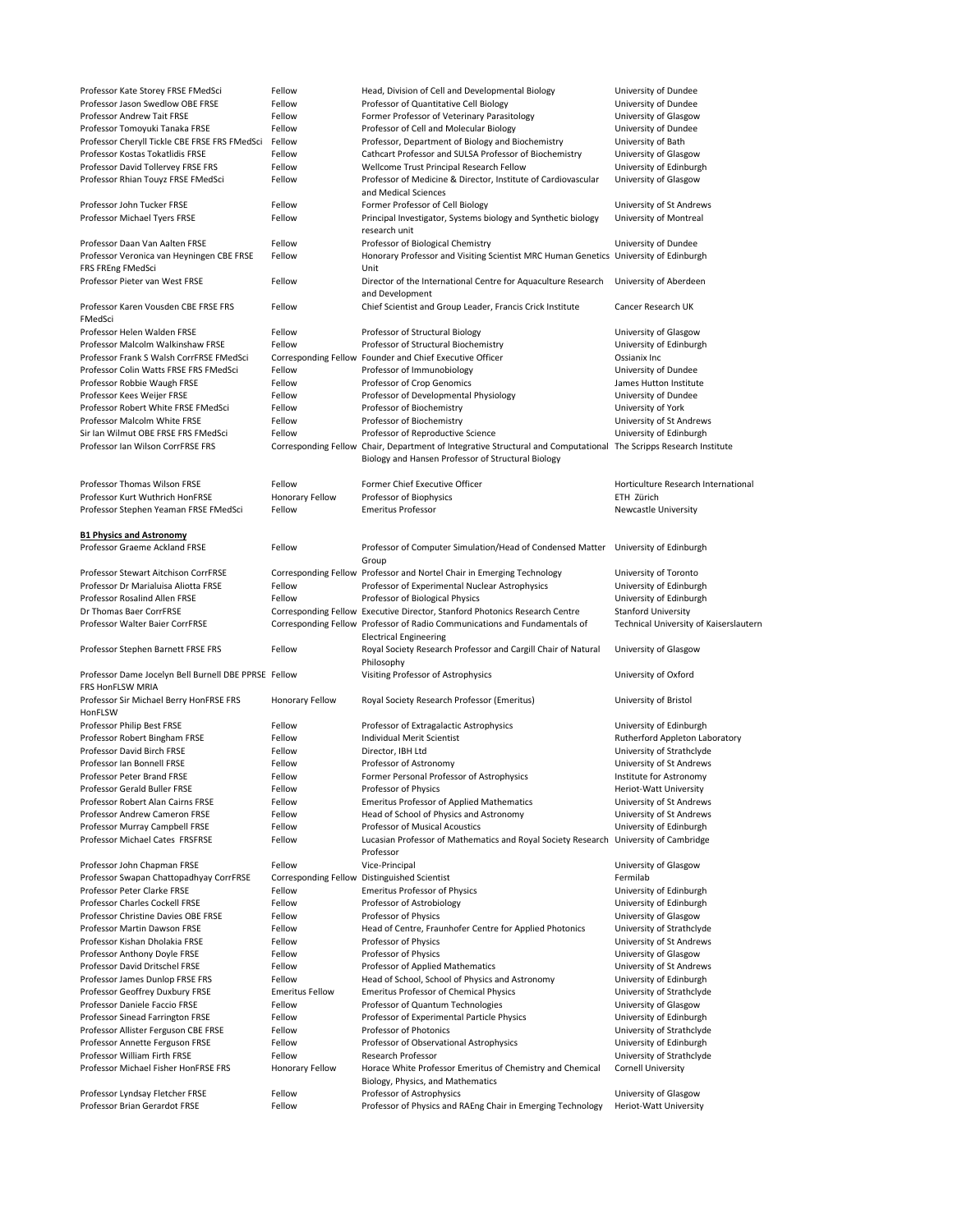| | | | |
|---|---|---|---|
| Professor Kate Storey FRSE FMedSci | Fellow | Head, Division of Cell and Developmental Biology | University of Dundee |
| Professor Jason Swedlow OBE FRSE | Fellow | Professor of Quantitative Cell Biology | University of Dundee |
| Professor Andrew Tait FRSE | Fellow | Former Professor of Veterinary Parasitology | University of Glasgow |
| Professor Tomoyuki Tanaka FRSE | Fellow | Professor of Cell and Molecular Biology | University of Dundee |
| Professor Cheryll Tickle CBE FRSE FRS FMedSci | Fellow | Professor, Department of Biology and Biochemistry | University of Bath |
| Professor Kostas Tokatlidis FRSE | Fellow | Cathcart Professor and SULSA Professor of Biochemistry | University of Glasgow |
| Professor David Tollervey FRSE FRS | Fellow | Wellcome Trust Principal Research Fellow | University of Edinburgh |
| Professor Rhian Touyz FRSE FMedSci | Fellow | Professor of Medicine & Director, Institute of Cardiovascular and Medical Sciences | University of Glasgow |
| Professor John Tucker FRSE | Fellow | Former Professor of Cell Biology | University of St Andrews |
| Professor Michael Tyers FRSE | Fellow | Principal Investigator, Systems biology and Synthetic biology research unit | University of Montreal |
| Professor Daan Van Aalten FRSE | Fellow | Professor of Biological Chemistry | University of Dundee |
| Professor Veronica van Heyningen CBE FRSE FRS FREng FMedSci | Fellow | Honorary Professor and Visiting Scientist MRC Human Genetics Unit | University of Edinburgh |
| Professor Pieter van West FRSE | Fellow | Director of the International Centre for Aquaculture Research and Development | University of Aberdeen |
| Professor Karen Vousden CBE FRSE FRS FMedSci | Fellow | Chief Scientist and Group Leader, Francis Crick Institute | Cancer Research UK |
| Professor Helen Walden FRSE | Fellow | Professor of Structural Biology | University of Glasgow |
| Professor Malcolm Walkinshaw FRSE | Fellow | Professor of Structural Biochemistry | University of Edinburgh |
| Professor Frank S Walsh CorrFRSE FMedSci | Corresponding Fellow | Founder and Chief Executive Officer | Ossianix Inc |
| Professor Colin Watts FRSE FRS FMedSci | Fellow | Professor of Immunobiology | University of Dundee |
| Professor Robbie Waugh FRSE | Fellow | Professor of Crop Genomics | James Hutton Institute |
| Professor Kees Weijer FRSE | Fellow | Professor of Developmental Physiology | University of Dundee |
| Professor Robert White FRSE FMedSci | Fellow | Professor of Biochemistry | University of York |
| Professor Malcolm White FRSE | Fellow | Professor of Biochemistry | University of St Andrews |
| Sir Ian Wilmut OBE FRSE FRS FMedSci | Fellow | Professor of Reproductive Science | University of Edinburgh |
| Professor Ian Wilson CorrFRSE FRS | Corresponding Fellow | Chair, Department of Integrative Structural and Computational Biology and Hansen Professor of Structural Biology | The Scripps Research Institute |
| Professor Thomas Wilson FRSE | Fellow | Former Chief Executive Officer | Horticulture Research International |
| Professor Kurt Wuthrich HonFRSE | Honorary Fellow | Professor of Biophysics | ETH Zürich |
| Professor Stephen Yeaman FRSE FMedSci | Fellow | Emeritus Professor | Newcastle University |

**B1 Physics and Astronomy**

| | | | |
|---|---|---|---|
| Professor Graeme Ackland FRSE | Fellow | Professor of Computer Simulation/Head of Condensed Matter Group | University of Edinburgh |
| Professor Stewart Aitchison CorrFRSE | Corresponding Fellow | Professor and Nortel Chair in Emerging Technology | University of Toronto |
| Professor Dr Marialuisa Aliotta FRSE | Fellow | Professor of Experimental Nuclear Astrophysics | University of Edinburgh |
| Professor Rosalind Allen FRSE | Fellow | Professor of Biological Physics | University of Edinburgh |
| Dr Thomas Baer CorrFRSE | Corresponding Fellow | Executive Director, Stanford Photonics Research Centre | Stanford University |
| Professor Walter Baier CorrFRSE | Corresponding Fellow | Professor of Radio Communications and Fundamentals of Electrical Engineering | Technical University of Kaiserslautern |
| Professor Stephen Barnett FRSE FRS | Fellow | Royal Society Research Professor and Cargill Chair of Natural Philosophy | University of Glasgow |
| Professor Dame Jocelyn Bell Burnell DBE PPRSE FRS HonFLSW MRIA | Fellow | Visiting Professor of Astrophysics | University of Oxford |
| Professor Sir Michael Berry HonFRSE FRS HonFLSW | Honorary Fellow | Royal Society Research Professor (Emeritus) | University of Bristol |
| Professor Philip Best FRSE | Fellow | Professor of Extragalactic Astrophysics | University of Edinburgh |
| Professor Robert Bingham FRSE | Fellow | Individual Merit Scientist | Rutherford Appleton Laboratory |
| Professor David Birch FRSE | Fellow | Director, IBH Ltd | University of Strathclyde |
| Professor Ian Bonnell FRSE | Fellow | Professor of Astronomy | University of St Andrews |
| Professor Peter Brand FRSE | Fellow | Former Personal Professor of Astrophysics | Institute for Astronomy |
| Professor Gerald Buller FRSE | Fellow | Professor of Physics | Heriot-Watt University |
| Professor Robert Alan Cairns FRSE | Fellow | Emeritus Professor of Applied Mathematics | University of St Andrews |
| Professor Andrew Cameron FRSE | Fellow | Head of School of Physics and Astronomy | University of St Andrews |
| Professor Murray Campbell FRSE | Fellow | Professor of Musical Acoustics | University of Edinburgh |
| Professor Michael Cates FRSFRSE | Fellow | Lucasian Professor of Mathematics and Royal Society Research Professor | University of Cambridge |
| Professor John Chapman FRSE | Fellow | Vice-Principal | University of Glasgow |
| Professor Swapan Chattopadhyay CorrFRSE | Corresponding Fellow | Distinguished Scientist | Fermilab |
| Professor Peter Clarke FRSE | Fellow | Emeritus Professor of Physics | University of Edinburgh |
| Professor Charles Cockell FRSE | Fellow | Professor of Astrobiology | University of Edinburgh |
| Professor Christine Davies OBE FRSE | Fellow | Professor of Physics | University of Glasgow |
| Professor Martin Dawson FRSE | Fellow | Head of Centre, Fraunhofer Centre for Applied Photonics | University of Strathclyde |
| Professor Kishan Dholakia FRSE | Fellow | Professor of Physics | University of St Andrews |
| Professor Anthony Doyle FRSE | Fellow | Professor of Physics | University of Glasgow |
| Professor David Dritschel FRSE | Fellow | Professor of Applied Mathematics | University of St Andrews |
| Professor James Dunlop FRSE FRS | Fellow | Head of School, School of Physics and Astronomy | University of Edinburgh |
| Professor Geoffrey Duxbury FRSE | Emeritus Fellow | Emeritus Professor of Chemical Physics | University of Strathclyde |
| Professor Daniele Faccio FRSE | Fellow | Professor of Quantum Technologies | University of Glasgow |
| Professor Sinead Farrington FRSE | Fellow | Professor of Experimental Particle Physics | University of Edinburgh |
| Professor Allister Ferguson CBE FRSE | Fellow | Professor of Photonics | University of Strathclyde |
| Professor Annette Ferguson FRSE | Fellow | Professor of Observational Astrophysics | University of Edinburgh |
| Professor William Firth FRSE | Fellow | Research Professor | University of Strathclyde |
| Professor Michael Fisher HonFRSE FRS | Honorary Fellow | Horace White Professor Emeritus of Chemistry and Chemical Biology, Physics, and Mathematics | Cornell University |
| Professor Lyndsay Fletcher FRSE | Fellow | Professor of Astrophysics | University of Glasgow |
| Professor Brian Gerardot FRSE | Fellow | Professor of Physics and RAEng Chair in Emerging Technology | Heriot-Watt University |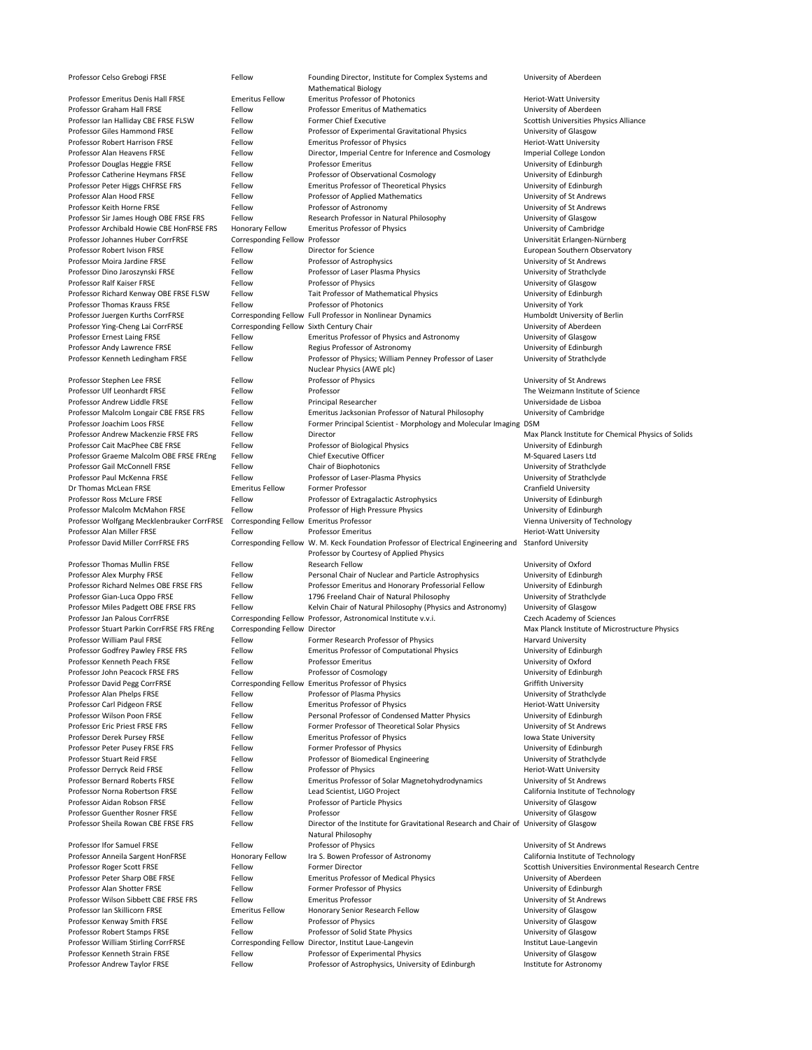| | | | |
|---|---|---|---|
| Professor Celso Grebogi FRSE | Fellow | Founding Director, Institute for Complex Systems and Mathematical Biology | University of Aberdeen |
| Professor Emeritus Denis Hall FRSE | Emeritus Fellow | Emeritus Professor of Photonics | Heriot-Watt University |
| Professor Graham Hall FRSE | Fellow | Professor Emeritus of Mathematics | University of Aberdeen |
| Professor Ian Halliday CBE FRSE FLSW | Fellow | Former Chief Executive | Scottish Universities Physics Alliance |
| Professor Giles Hammond FRSE | Fellow | Professor of Experimental Gravitational Physics | University of Glasgow |
| Professor Robert Harrison FRSE | Fellow | Emeritus Professor of Physics | Heriot-Watt University |
| Professor Alan Heavens FRSE | Fellow | Director, Imperial Centre for Inference and Cosmology | Imperial College London |
| Professor Douglas Heggie FRSE | Fellow | Professor Emeritus | University of Edinburgh |
| Professor Catherine Heymans FRSE | Fellow | Professor of Observational Cosmology | University of Edinburgh |
| Professor Peter Higgs CHFRSE FRS | Fellow | Emeritus Professor of Theoretical Physics | University of Edinburgh |
| Professor Alan Hood FRSE | Fellow | Professor of Applied Mathematics | University of St Andrews |
| Professor Keith Horne FRSE | Fellow | Professor of Astronomy | University of St Andrews |
| Professor Sir James Hough OBE FRSE FRS | Fellow | Research Professor in Natural Philosophy | University of Glasgow |
| Professor Archibald Howie CBE HonFRSE FRS | Honorary Fellow | Emeritus Professor of Physics | University of Cambridge |
| Professor Johannes Huber CorrFRSE | Corresponding Fellow | Professor | Universität Erlangen-Nürnberg |
| Professor Robert Ivison FRSE | Fellow | Director for Science | European Southern Observatory |
| Professor Moira Jardine FRSE | Fellow | Professor of Astrophysics | University of St Andrews |
| Professor Dino Jaroszynski FRSE | Fellow | Professor of Laser Plasma Physics | University of Strathclyde |
| Professor Ralf Kaiser FRSE | Fellow | Professor of Physics | University of Glasgow |
| Professor Richard Kenway OBE FRSE FLSW | Fellow | Tait Professor of Mathematical Physics | University of Edinburgh |
| Professor Thomas Krauss FRSE | Fellow | Professor of Photonics | University of York |
| Professor Juergen Kurths CorrFRSE | Corresponding Fellow | Full Professor in Nonlinear Dynamics | Humboldt University of Berlin |
| Professor Ying-Cheng Lai CorrFRSE | Corresponding Fellow | Sixth Century Chair | University of Aberdeen |
| Professor Ernest Laing FRSE | Fellow | Emeritus Professor of Physics and Astronomy | University of Glasgow |
| Professor Andy Lawrence FRSE | Fellow | Regius Professor of Astronomy | University of Edinburgh |
| Professor Kenneth Ledingham FRSE | Fellow | Professor of Physics; William Penney Professor of Laser Nuclear Physics (AWE plc) | University of Strathclyde |
| Professor Stephen Lee FRSE | Fellow | Professor of Physics | University of St Andrews |
| Professor Ulf Leonhardt FRSE | Fellow | Professor | The Weizmann Institute of Science |
| Professor Andrew Liddle FRSE | Fellow | Principal Researcher | Universidade de Lisboa |
| Professor Malcolm Longair CBE FRSE FRS | Fellow | Emeritus Jacksonian Professor of Natural Philosophy | University of Cambridge |
| Professor Joachim Loos FRSE | Fellow | Former Principal Scientist - Morphology and Molecular Imaging | DSM |
| Professor Andrew Mackenzie FRSE FRS | Fellow | Director | Max Planck Institute for Chemical Physics of Solids |
| Professor Cait MacPhee CBE FRSE | Fellow | Professor of Biological Physics | University of Edinburgh |
| Professor Graeme Malcolm OBE FRSE FREng | Fellow | Chief Executive Officer | M-Squared Lasers Ltd |
| Professor Gail McConnell FRSE | Fellow | Chair of Biophotonics | University of Strathclyde |
| Professor Paul McKenna FRSE | Fellow | Professor of Laser-Plasma Physics | University of Strathclyde |
| Dr Thomas McLean FRSE | Emeritus Fellow | Former Professor | Cranfield University |
| Professor Ross McLure FRSE | Fellow | Professor of Extragalactic Astrophysics | University of Edinburgh |
| Professor Malcolm McMahon FRSE | Fellow | Professor of High Pressure Physics | University of Edinburgh |
| Professor Wolfgang Mecklenbrauker CorrFRSE | Corresponding Fellow | Emeritus Professor | Vienna University of Technology |
| Professor Alan Miller FRSE | Fellow | Professor Emeritus | Heriot-Watt University |
| Professor David Miller CorrFRSE FRS | Corresponding Fellow | W. M. Keck Foundation Professor of Electrical Engineering and Professor by Courtesy of Applied Physics | Stanford University |
| Professor Thomas Mullin FRSE | Fellow | Research Fellow | University of Oxford |
| Professor Alex Murphy FRSE | Fellow | Personal Chair of Nuclear and Particle Astrophysics | University of Edinburgh |
| Professor Richard Nelmes OBE FRSE FRS | Fellow | Professor Emeritus and Honorary Professorial Fellow | University of Edinburgh |
| Professor Gian-Luca Oppo FRSE | Fellow | 1796 Freeland Chair of Natural Philosophy | University of Strathclyde |
| Professor Miles Padgett OBE FRSE FRS | Fellow | Kelvin Chair of Natural Philosophy (Physics and Astronomy) | University of Glasgow |
| Professor Jan Palous CorrFRSE | Corresponding Fellow | Professor, Astronomical Institute v.v.i. | Czech Academy of Sciences |
| Professor Stuart Parkin CorrFRSE FRS FREng | Corresponding Fellow | Director | Max Planck Institute of Microstructure Physics |
| Professor William Paul FRSE | Fellow | Former Research Professor of Physics | Harvard University |
| Professor Godfrey Pawley FRSE FRS | Fellow | Emeritus Professor of Computational Physics | University of Edinburgh |
| Professor Kenneth Peach FRSE | Fellow | Professor Emeritus | University of Oxford |
| Professor John Peacock FRSE FRS | Fellow | Professor of Cosmology | University of Edinburgh |
| Professor David Pegg CorrFRSE | Corresponding Fellow | Emeritus Professor of Physics | Griffith University |
| Professor Alan Phelps FRSE | Fellow | Professor of Plasma Physics | University of Strathclyde |
| Professor Carl Pidgeon FRSE | Fellow | Emeritus Professor of Physics | Heriot-Watt University |
| Professor Wilson Poon FRSE | Fellow | Personal Professor of Condensed Matter Physics | University of Edinburgh |
| Professor Eric Priest FRSE FRS | Fellow | Former Professor of Theoretical Solar Physics | University of St Andrews |
| Professor Derek Pursey FRSE | Fellow | Emeritus Professor of Physics | Iowa State University |
| Professor Peter Pusey FRSE FRS | Fellow | Former Professor of Physics | University of Edinburgh |
| Professor Stuart Reid FRSE | Fellow | Professor of Biomedical Engineering | University of Strathclyde |
| Professor Derryck Reid FRSE | Fellow | Professor of Physics | Heriot-Watt University |
| Professor Bernard Roberts FRSE | Fellow | Emeritus Professor of Solar Magnetohydrodynamics | University of St Andrews |
| Professor Norna Robertson FRSE | Fellow | Lead Scientist, LIGO Project | California Institute of Technology |
| Professor Aidan Robson FRSE | Fellow | Professor of Particle Physics | University of Glasgow |
| Professor Guenther Rosner FRSE | Fellow | Professor | University of Glasgow |
| Professor Sheila Rowan CBE FRSE FRS | Fellow | Director of the Institute for Gravitational Research and Chair of Natural Philosophy | University of Glasgow |
| Professor Ifor Samuel FRSE | Fellow | Professor of Physics | University of St Andrews |
| Professor Anneila Sargent HonFRSE | Honorary Fellow | Ira S. Bowen Professor of Astronomy | California Institute of Technology |
| Professor Roger Scott FRSE | Fellow | Former Director | Scottish Universities Environmental Research Centre |
| Professor Peter Sharp OBE FRSE | Fellow | Emeritus Professor of Medical Physics | University of Aberdeen |
| Professor Alan Shotter FRSE | Fellow | Former Professor of Physics | University of Edinburgh |
| Professor Wilson Sibbett CBE FRSE FRS | Fellow | Emeritus Professor | University of St Andrews |
| Professor Ian Skillicorn FRSE | Emeritus Fellow | Honorary Senior Research Fellow | University of Glasgow |
| Professor Kenway Smith FRSE | Fellow | Professor of Physics | University of Glasgow |
| Professor Robert Stamps FRSE | Fellow | Professor of Solid State Physics | University of Glasgow |
| Professor William Stirling CorrFRSE | Corresponding Fellow | Director, Institut Laue-Langevin | Institut Laue-Langevin |
| Professor Kenneth Strain FRSE | Fellow | Professor of Experimental Physics | University of Glasgow |
| Professor Andrew Taylor FRSE | Fellow | Professor of Astrophysics, University of Edinburgh | Institute for Astronomy |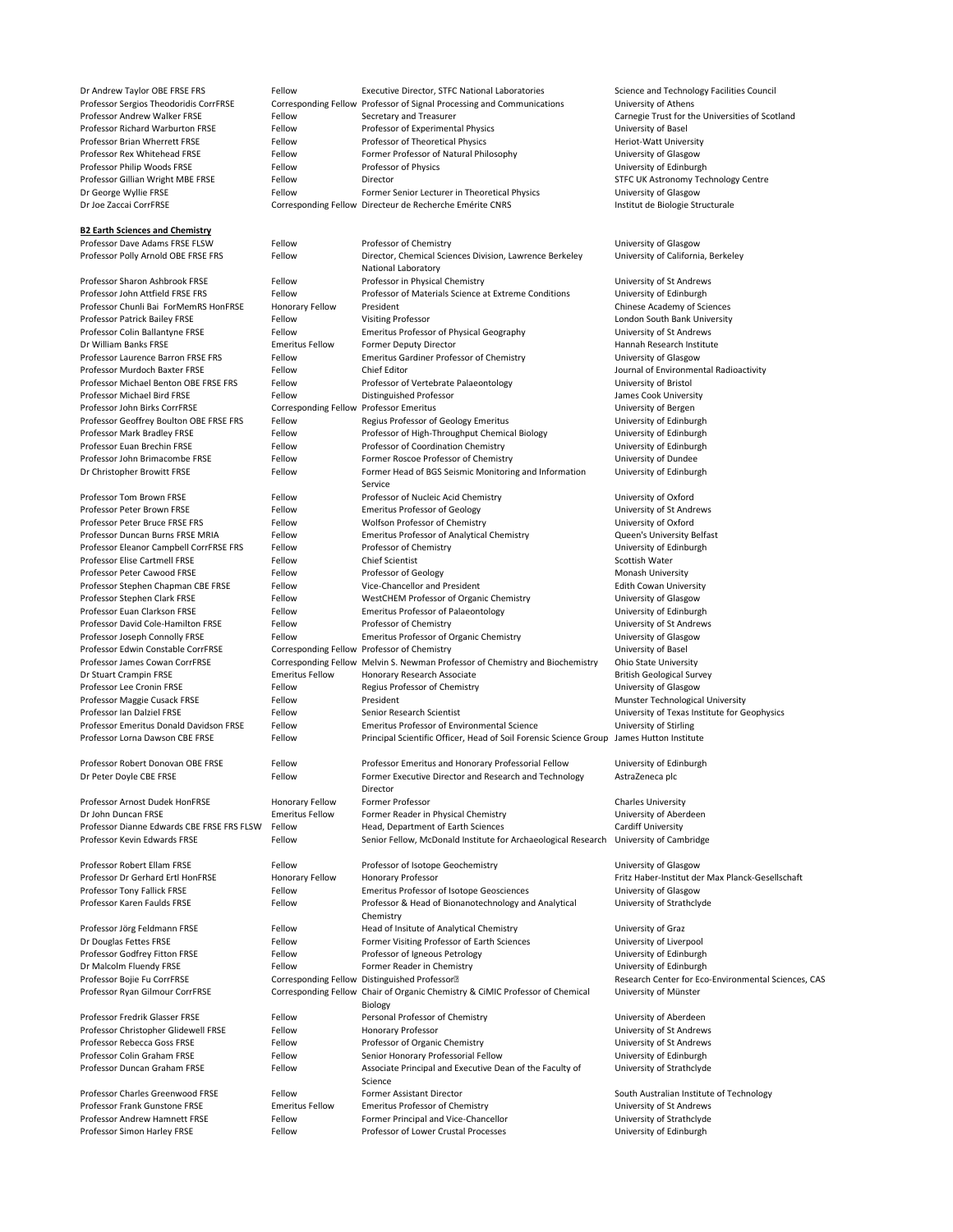| | | | |
|---|---|---|---|
| Dr Andrew Taylor OBE FRSE FRS | Fellow | Executive Director, STFC National Laboratories | Science and Technology Facilities Council |
| Professor Sergios Theodoridis CorrFRSE | Corresponding Fellow | Professor of Signal Processing and Communications | University of Athens |
| Professor Andrew Walker FRSE | Fellow | Secretary and Treasurer | Carnegie Trust for the Universities of Scotland |
| Professor Richard Warburton FRSE | Fellow | Professor of Experimental Physics | University of Basel |
| Professor Brian Wherrett FRSE | Fellow | Professor of Theoretical Physics | Heriot-Watt University |
| Professor Rex Whitehead FRSE | Fellow | Former Professor of Natural Philosophy | University of Glasgow |
| Professor Philip Woods FRSE | Fellow | Professor of Physics | University of Edinburgh |
| Professor Gillian Wright MBE FRSE | Fellow | Director | STFC UK Astronomy Technology Centre |
| Dr George Wyllie FRSE | Fellow | Former Senior Lecturer in Theoretical Physics | University of Glasgow |
| Dr Joe Zaccai CorrFRSE | Corresponding Fellow | Directeur de Recherche Emérite CNRS | Institut de Biologie Structurale |

**B2 Earth Sciences and Chemistry**

| | | | |
|---|---|---|---|
| Professor Dave Adams FRSE FLSW | Fellow | Professor of Chemistry | University of Glasgow |
| Professor Polly Arnold OBE FRSE FRS | Fellow | Director, Chemical Sciences Division, Lawrence Berkeley National Laboratory | University of California, Berkeley |
| Professor Sharon Ashbrook FRSE | Fellow | Professor in Physical Chemistry | University of St Andrews |
| Professor John Attfield FRSE FRS | Fellow | Professor of Materials Science at Extreme Conditions | University of Edinburgh |
| Professor Chunli Bai ForMemRS HonFRSE | Honorary Fellow | President | Chinese Academy of Sciences |
| Professor Patrick Bailey FRSE | Fellow | Visiting Professor | London South Bank University |
| Professor Colin Ballantyne FRSE | Fellow | Emeritus Professor of Physical Geography | University of St Andrews |
| Dr William Banks FRSE | Emeritus Fellow | Former Deputy Director | Hannah Research Institute |
| Professor Laurence Barron FRSE FRS | Fellow | Emeritus Gardiner Professor of Chemistry | University of Glasgow |
| Professor Murdoch Baxter FRSE | Fellow | Chief Editor | Journal of Environmental Radioactivity |
| Professor Michael Benton OBE FRSE FRS | Fellow | Professor of Vertebrate Palaeontology | University of Bristol |
| Professor Michael Bird FRSE | Fellow | Distinguished Professor | James Cook University |
| Professor John Birks CorrFRSE | Corresponding Fellow | Professor Emeritus | University of Bergen |
| Professor Geoffrey Boulton OBE FRSE FRS | Fellow | Regius Professor of Geology Emeritus | University of Edinburgh |
| Professor Mark Bradley FRSE | Fellow | Professor of High-Throughput Chemical Biology | University of Edinburgh |
| Professor Euan Brechin FRSE | Fellow | Professor of Coordination Chemistry | University of Edinburgh |
| Professor John Brimacombe FRSE | Fellow | Former Roscoe Professor of Chemistry | University of Dundee |
| Dr Christopher Browitt FRSE | Fellow | Former Head of BGS Seismic Monitoring and Information Service | University of Edinburgh |
| Professor Tom Brown FRSE | Fellow | Professor of Nucleic Acid Chemistry | University of Oxford |
| Professor Peter Brown FRSE | Fellow | Emeritus Professor of Geology | University of St Andrews |
| Professor Peter Bruce FRSE FRS | Fellow | Wolfson Professor of Chemistry | University of Oxford |
| Professor Duncan Burns FRSE MRIA | Fellow | Emeritus Professor of Analytical Chemistry | Queen's University Belfast |
| Professor Eleanor Campbell CorrFRSE FRS | Fellow | Professor of Chemistry | University of Edinburgh |
| Professor Elise Cartmell FRSE | Fellow | Chief Scientist | Scottish Water |
| Professor Peter Cawood FRSE | Fellow | Professor of Geology | Monash University |
| Professor Stephen Chapman CBE FRSE | Fellow | Vice-Chancellor and President | Edith Cowan University |
| Professor Stephen Clark FRSE | Fellow | WestCHEM Professor of Organic Chemistry | University of Glasgow |
| Professor Euan Clarkson FRSE | Fellow | Emeritus Professor of Palaeontology | University of Edinburgh |
| Professor David Cole-Hamilton FRSE | Fellow | Professor of Chemistry | University of St Andrews |
| Professor Joseph Connolly FRSE | Fellow | Emeritus Professor of Organic Chemistry | University of Glasgow |
| Professor Edwin Constable CorrFRSE | Corresponding Fellow | Professor of Chemistry | University of Basel |
| Professor James Cowan CorrFRSE | Corresponding Fellow | Melvin S. Newman Professor of Chemistry and Biochemistry | Ohio State University |
| Dr Stuart Crampin FRSE | Emeritus Fellow | Honorary Research Associate | British Geological Survey |
| Professor Lee Cronin FRSE | Fellow | Regius Professor of Chemistry | University of Glasgow |
| Professor Maggie Cusack FRSE | Fellow | President | Munster Technological University |
| Professor Ian Dalziel FRSE | Fellow | Senior Research Scientist | University of Texas Institute for Geophysics |
| Professor Emeritus Donald Davidson FRSE | Fellow | Emeritus Professor of Environmental Science | University of Stirling |
| Professor Lorna Dawson CBE FRSE | Fellow | Principal Scientific Officer, Head of Soil Forensic Science Group | James Hutton Institute |
| Professor Robert Donovan OBE FRSE | Fellow | Professor Emeritus and Honorary Professorial Fellow | University of Edinburgh |
| Dr Peter Doyle CBE FRSE | Fellow | Former Executive Director and Research and Technology Director | AstraZeneca plc |
| Professor Arnost Dudek HonFRSE | Honorary Fellow | Former Professor | Charles University |
| Dr John Duncan FRSE | Emeritus Fellow | Former Reader in Physical Chemistry | University of Aberdeen |
| Professor Dianne Edwards CBE FRSE FRS FLSW | Fellow | Head, Department of Earth Sciences | Cardiff University |
| Professor Kevin Edwards FRSE | Fellow | Senior Fellow, McDonald Institute for Archaeological Research | University of Cambridge |
| Professor Robert Ellam FRSE | Fellow | Professor of Isotope Geochemistry | University of Glasgow |
| Professor Dr Gerhard Ertl HonFRSE | Honorary Fellow | Honorary Professor | Fritz Haber-Institut der Max Planck-Gesellschaft |
| Professor Tony Fallick FRSE | Fellow | Emeritus Professor of Isotope Geosciences | University of Glasgow |
| Professor Karen Faulds FRSE | Fellow | Professor & Head of Bionanotechnology and Analytical Chemistry | University of Strathclyde |
| Professor Jörg Feldmann FRSE | Fellow | Head of Insitute of Analytical Chemistry | University of Graz |
| Dr Douglas Fettes FRSE | Fellow | Former Visiting Professor of Earth Sciences | University of Liverpool |
| Professor Godfrey Fitton FRSE | Fellow | Professor of Igneous Petrology | University of Edinburgh |
| Dr Malcolm Fluendy FRSE | Fellow | Former Reader in Chemistry | University of Edinburgh |
| Professor Bojie Fu CorrFRSE | Corresponding Fellow | Distinguished Professor | Research Center for Eco-Environmental Sciences, CAS |
| Professor Ryan Gilmour CorrFRSE | Corresponding Fellow | Chair of Organic Chemistry & CiMIC Professor of Chemical Biology | University of Münster |
| Professor Fredrik Glasser FRSE | Fellow | Personal Professor of Chemistry | University of Aberdeen |
| Professor Christopher Glidewell FRSE | Fellow | Honorary Professor | University of St Andrews |
| Professor Rebecca Goss FRSE | Fellow | Professor of Organic Chemistry | University of St Andrews |
| Professor Colin Graham FRSE | Fellow | Senior Honorary Professorial Fellow | University of Edinburgh |
| Professor Duncan Graham FRSE | Fellow | Associate Principal and Executive Dean of the Faculty of Science | University of Strathclyde |
| Professor Charles Greenwood FRSE | Fellow | Former Assistant Director | South Australian Institute of Technology |
| Professor Frank Gunstone FRSE | Emeritus Fellow | Emeritus Professor of Chemistry | University of St Andrews |
| Professor Andrew Hamnett FRSE | Fellow | Former Principal and Vice-Chancellor | University of Strathclyde |
| Professor Simon Harley FRSE | Fellow | Professor of Lower Crustal Processes | University of Edinburgh |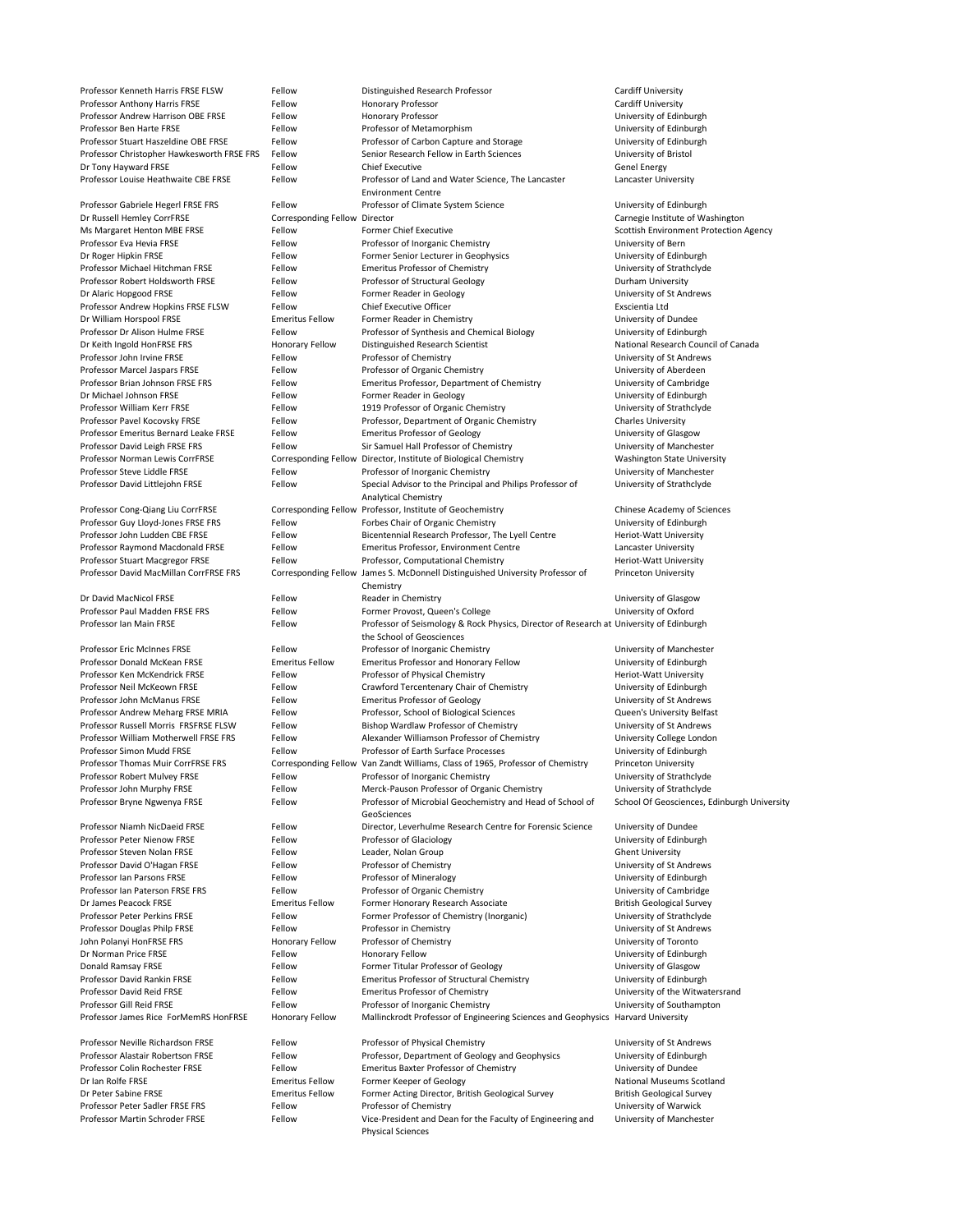| | | | |
|---|---|---|---|
| Professor Kenneth Harris FRSE FLSW | Fellow | Distinguished Research Professor | Cardiff University |
| Professor Anthony Harris FRSE | Fellow | Honorary Professor | Cardiff University |
| Professor Andrew Harrison OBE FRSE | Fellow | Honorary Professor | University of Edinburgh |
| Professor Ben Harte FRSE | Fellow | Professor of Metamorphism | University of Edinburgh |
| Professor Stuart Haszeldine OBE FRSE | Fellow | Professor of Carbon Capture and Storage | University of Edinburgh |
| Professor Christopher Hawkesworth FRSE FRS | Fellow | Senior Research Fellow in Earth Sciences | University of Bristol |
| Dr Tony Hayward FRSE | Fellow | Chief Executive | Genel Energy |
| Professor Louise Heathwaite CBE FRSE | Fellow | Professor of Land and Water Science, The Lancaster Environment Centre | Lancaster University |
| Professor Gabriele Hegerl FRSE FRS | Fellow | Professor of Climate System Science | University of Edinburgh |
| Dr Russell Hemley CorrFRSE | Corresponding Fellow | Director | Carnegie Institute of Washington |
| Ms Margaret Henton MBE FRSE | Fellow | Former Chief Executive | Scottish Environment Protection Agency |
| Professor Eva Hevia FRSE | Fellow | Professor of Inorganic Chemistry | University of Bern |
| Dr Roger Hipkin FRSE | Fellow | Former Senior Lecturer in Geophysics | University of Edinburgh |
| Professor Michael Hitchman FRSE | Fellow | Emeritus Professor of Chemistry | University of Strathclyde |
| Professor Robert Holdsworth FRSE | Fellow | Professor of Structural Geology | Durham University |
| Dr Alaric Hopgood FRSE | Fellow | Former Reader in Geology | University of St Andrews |
| Professor Andrew Hopkins FRSE FLSW | Fellow | Chief Executive Officer | Exscientia Ltd |
| Dr William Horspool FRSE | Emeritus Fellow | Former Reader in Chemistry | University of Dundee |
| Professor Dr Alison Hulme FRSE | Fellow | Professor of Synthesis and Chemical Biology | University of Edinburgh |
| Dr Keith Ingold HonFRSE FRS | Honorary Fellow | Distinguished Research Scientist | National Research Council of Canada |
| Professor John Irvine FRSE | Fellow | Professor of Chemistry | University of St Andrews |
| Professor Marcel Jaspars FRSE | Fellow | Professor of Organic Chemistry | University of Aberdeen |
| Professor Brian Johnson FRSE FRS | Fellow | Emeritus Professor, Department of Chemistry | University of Cambridge |
| Dr Michael Johnson FRSE | Fellow | Former Reader in Geology | University of Edinburgh |
| Professor William Kerr FRSE | Fellow | 1919 Professor of Organic Chemistry | University of Strathclyde |
| Professor Pavel Kocovsky FRSE | Fellow | Professor, Department of Organic Chemistry | Charles University |
| Professor Emeritus Bernard Leake FRSE | Fellow | Emeritus Professor of Geology | University of Glasgow |
| Professor David Leigh FRSE FRS | Fellow | Sir Samuel Hall Professor of Chemistry | University of Manchester |
| Professor Norman Lewis CorrFRSE | Corresponding Fellow | Director, Institute of Biological Chemistry | Washington State University |
| Professor Steve Liddle FRSE | Fellow | Professor of Inorganic Chemistry | University of Manchester |
| Professor David Littlejohn FRSE | Fellow | Special Advisor to the Principal and Philips Professor of Analytical Chemistry | University of Strathclyde |
| Professor Cong-Qiang Liu CorrFRSE | Corresponding Fellow | Professor, Institute of Geochemistry | Chinese Academy of Sciences |
| Professor Guy Lloyd-Jones FRSE FRS | Fellow | Forbes Chair of Organic Chemistry | University of Edinburgh |
| Professor John Ludden CBE FRSE | Fellow | Bicentennial Research Professor, The Lyell Centre | Heriot-Watt University |
| Professor Raymond Macdonald FRSE | Fellow | Emeritus Professor, Environment Centre | Lancaster University |
| Professor Stuart Macgregor FRSE | Fellow | Professor, Computational Chemistry | Heriot-Watt University |
| Professor David MacMillan CorrFRSE FRS | Corresponding Fellow | James S. McDonnell Distinguished University Professor of Chemistry | Princeton University |
| Dr David MacNicol FRSE | Fellow | Reader in Chemistry | University of Glasgow |
| Professor Paul Madden FRSE FRS | Fellow | Former Provost, Queen's College | University of Oxford |
| Professor Ian Main FRSE | Fellow | Professor of Seismology & Rock Physics, Director of Research at the School of Geosciences | University of Edinburgh |
| Professor Eric McInnes FRSE | Fellow | Professor of Inorganic Chemistry | University of Manchester |
| Professor Donald McKean FRSE | Emeritus Fellow | Emeritus Professor and Honorary Fellow | University of Edinburgh |
| Professor Ken McKendrick FRSE | Fellow | Professor of Physical Chemistry | Heriot-Watt University |
| Professor Neil McKeown FRSE | Fellow | Crawford Tercentenary Chair of Chemistry | University of Edinburgh |
| Professor John McManus FRSE | Fellow | Emeritus Professor of Geology | University of St Andrews |
| Professor Andrew Meharg FRSE MRIA | Fellow | Professor, School of Biological Sciences | Queen's University Belfast |
| Professor Russell Morris FRSFRSE FLSW | Fellow | Bishop Wardlaw Professor of Chemistry | University of St Andrews |
| Professor William Motherwell FRSE FRS | Fellow | Alexander Williamson Professor of Chemistry | University College London |
| Professor Simon Mudd FRSE | Fellow | Professor of Earth Surface Processes | University of Edinburgh |
| Professor Thomas Muir CorrFRSE FRS | Corresponding Fellow | Van Zandt Williams, Class of 1965, Professor of Chemistry | Princeton University |
| Professor Robert Mulvey FRSE | Fellow | Professor of Inorganic Chemistry | University of Strathclyde |
| Professor John Murphy FRSE | Fellow | Merck-Pauson Professor of Organic Chemistry | University of Strathclyde |
| Professor Bryne Ngwenya FRSE | Fellow | Professor of Microbial Geochemistry and Head of School of GeoSciences | School Of Geosciences, Edinburgh University |
| Professor Niamh NicDaeid FRSE | Fellow | Director, Leverhulme Research Centre for Forensic Science | University of Dundee |
| Professor Peter Nienow FRSE | Fellow | Professor of Glaciology | University of Edinburgh |
| Professor Steven Nolan FRSE | Fellow | Leader, Nolan Group | Ghent University |
| Professor David O'Hagan FRSE | Fellow | Professor of Chemistry | University of St Andrews |
| Professor Ian Parsons FRSE | Fellow | Professor of Mineralogy | University of Edinburgh |
| Professor Ian Paterson FRSE FRS | Fellow | Professor of Organic Chemistry | University of Cambridge |
| Dr James Peacock FRSE | Emeritus Fellow | Former Honorary Research Associate | British Geological Survey |
| Professor Peter Perkins FRSE | Fellow | Former Professor of Chemistry (Inorganic) | University of Strathclyde |
| Professor Douglas Philp FRSE | Fellow | Professor in Chemistry | University of St Andrews |
| John Polanyi HonFRSE FRS | Honorary Fellow | Professor of Chemistry | University of Toronto |
| Dr Norman Price FRSE | Fellow | Honorary Fellow | University of Edinburgh |
| Donald Ramsay FRSE | Fellow | Former Titular Professor of Geology | University of Glasgow |
| Professor David Rankin FRSE | Fellow | Emeritus Professor of Structural Chemistry | University of Edinburgh |
| Professor David Reid FRSE | Fellow | Emeritus Professor of Chemistry | University of the Witwatersrand |
| Professor Gill Reid FRSE | Fellow | Professor of Inorganic Chemistry | University of Southampton |
| Professor James Rice ForMemRS HonFRSE | Honorary Fellow | Mallinckrodt Professor of Engineering Sciences and Geophysics | Harvard University |
| Professor Neville Richardson FRSE | Fellow | Professor of Physical Chemistry | University of St Andrews |
| Professor Alastair Robertson FRSE | Fellow | Professor, Department of Geology and Geophysics | University of Edinburgh |
| Professor Colin Rochester FRSE | Fellow | Emeritus Baxter Professor of Chemistry | University of Dundee |
| Dr Ian Rolfe FRSE | Emeritus Fellow | Former Keeper of Geology | National Museums Scotland |
| Dr Peter Sabine FRSE | Emeritus Fellow | Former Acting Director, British Geological Survey | British Geological Survey |
| Professor Peter Sadler FRSE FRS | Fellow | Professor of Chemistry | University of Warwick |
| Professor Martin Schroder FRSE | Fellow | Vice-President and Dean for the Faculty of Engineering and Physical Sciences | University of Manchester |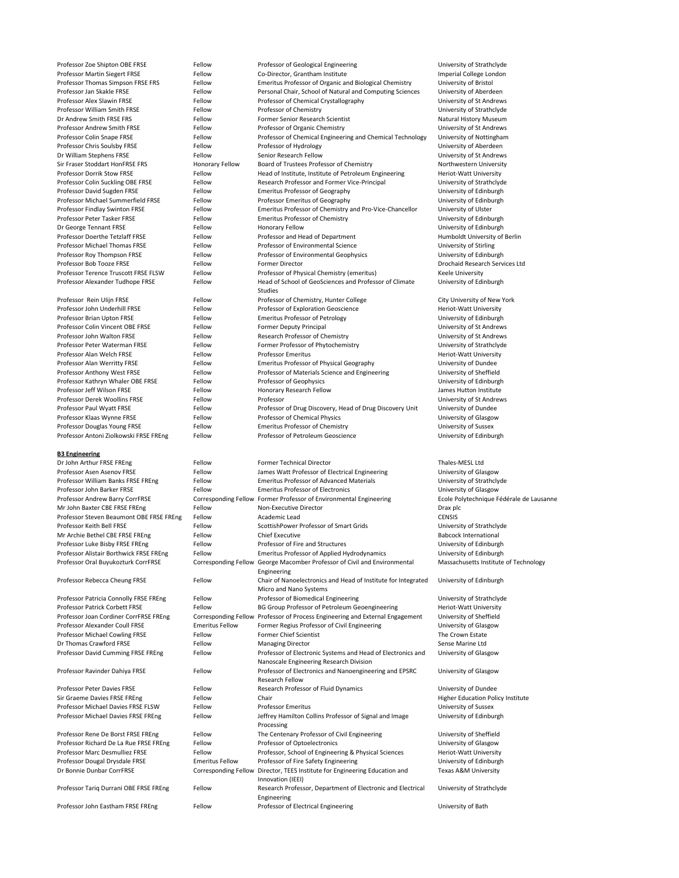| | | | |
|---|---|---|---|
| Professor Zoe Shipton OBE FRSE | Fellow | Professor of Geological Engineering | University of Strathclyde |
| Professor Martin Siegert FRSE | Fellow | Co-Director, Grantham Institute | Imperial College London |
| Professor Thomas Simpson FRSE FRS | Fellow | Emeritus Professor of Organic and Biological Chemistry | University of Bristol |
| Professor Jan Skakle FRSE | Fellow | Personal Chair, School of Natural and Computing Sciences | University of Aberdeen |
| Professor Alex Slawin FRSE | Fellow | Professor of Chemical Crystallography | University of St Andrews |
| Professor William Smith FRSE | Fellow | Professor of Chemistry | University of Strathclyde |
| Dr Andrew Smith FRSE FRS | Fellow | Former Senior Research Scientist | Natural History Museum |
| Professor Andrew Smith FRSE | Fellow | Professor of Organic Chemistry | University of St Andrews |
| Professor Colin Snape FRSE | Fellow | Professor of Chemical Engineering and Chemical Technology | University of Nottingham |
| Professor Chris Soulsby FRSE | Fellow | Professor of Hydrology | University of Aberdeen |
| Dr William Stephens FRSE | Fellow | Senior Research Fellow | University of St Andrews |
| Sir Fraser Stoddart HonFRSE FRS | Honorary Fellow | Board of Trustees Professor of Chemistry | Northwestern University |
| Professor Dorrik Stow FRSE | Fellow | Head of Institute, Institute of Petroleum Engineering | Heriot-Watt University |
| Professor Colin Suckling OBE FRSE | Fellow | Research Professor and Former Vice-Principal | University of Strathclyde |
| Professor David Sugden FRSE | Fellow | Emeritus Professor of Geography | University of Edinburgh |
| Professor Michael Summerfield FRSE | Fellow | Professor Emeritus of Geography | University of Edinburgh |
| Professor Findlay Swinton FRSE | Fellow | Emeritus Professor of Chemistry and Pro-Vice-Chancellor | University of Ulster |
| Professor Peter Tasker FRSE | Fellow | Emeritus Professor of Chemistry | University of Edinburgh |
| Dr George Tennant FRSE | Fellow | Honorary Fellow | University of Edinburgh |
| Professor Doerthe Tetzlaff FRSE | Fellow | Professor and Head of Department | Humboldt University of Berlin |
| Professor Michael Thomas FRSE | Fellow | Professor of Environmental Science | University of Stirling |
| Professor Roy Thompson FRSE | Fellow | Professor of Environmental Geophysics | University of Edinburgh |
| Professor Bob Tooze FRSE | Fellow | Former Director | Drochaid Research Services Ltd |
| Professor Terence Truscott FRSE FLSW | Fellow | Professor of Physical Chemistry (emeritus) | Keele University |
| Professor Alexander Tudhope FRSE | Fellow | Head of School of GeoSciences and Professor of Climate Studies | University of Edinburgh |
| Professor Rein Ulijn FRSE | Fellow | Professor of Chemistry, Hunter College | City University of New York |
| Professor John Underhill FRSE | Fellow | Professor of Exploration Geoscience | Heriot-Watt University |
| Professor Brian Upton FRSE | Fellow | Emeritus Professor of Petrology | University of Edinburgh |
| Professor Colin Vincent OBE FRSE | Fellow | Former Deputy Principal | University of St Andrews |
| Professor John Walton FRSE | Fellow | Research Professor of Chemistry | University of St Andrews |
| Professor Peter Waterman FRSE | Fellow | Former Professor of Phytochemistry | University of Strathclyde |
| Professor Alan Welch FRSE | Fellow | Professor Emeritus | Heriot-Watt University |
| Professor Alan Werritty FRSE | Fellow | Emeritus Professor of Physical Geography | University of Dundee |
| Professor Anthony West FRSE | Fellow | Professor of Materials Science and Engineering | University of Sheffield |
| Professor Kathryn Whaler OBE FRSE | Fellow | Professor of Geophysics | University of Edinburgh |
| Professor Jeff Wilson FRSE | Fellow | Honorary Research Fellow | James Hutton Institute |
| Professor Derek Woollins FRSE | Fellow | Professor | University of St Andrews |
| Professor Paul Wyatt FRSE | Fellow | Professor of Drug Discovery, Head of Drug Discovery Unit | University of Dundee |
| Professor Klaas Wynne FRSE | Fellow | Professor of Chemical Physics | University of Glasgow |
| Professor Douglas Young FRSE | Fellow | Emeritus Professor of Chemistry | University of Sussex |
| Professor Antoni Ziolkowski FRSE FREng | Fellow | Professor of Petroleum Geoscience | University of Edinburgh |

**B3 Engineering**

| | | | |
|---|---|---|---|
| Dr John Arthur FRSE FREng | Fellow | Former Technical Director | Thales-MESL Ltd |
| Professor Asen Asenov FRSE | Fellow | James Watt Professor of Electrical Engineering | University of Glasgow |
| Professor William Banks FRSE FREng | Fellow | Emeritus Professor of Advanced Materials | University of Strathclyde |
| Professor John Barker FRSE | Fellow | Emeritus Professor of Electronics | University of Glasgow |
| Professor Andrew Barry CorrFRSE | Corresponding Fellow | Former Professor of Environmental Engineering | Ecole Polytechnique Fédérale de Lausanne |
| Mr John Baxter CBE FRSE FREng | Fellow | Non-Executive Director | Drax plc |
| Professor Steven Beaumont OBE FRSE FREng | Fellow | Academic Lead | CENSIS |
| Professor Keith Bell FRSE | Fellow | ScottishPower Professor of Smart Grids | University of Strathclyde |
| Mr Archie Bethel CBE FRSE FREng | Fellow | Chief Executive | Babcock International |
| Professor Luke Bisby FRSE FREng | Fellow | Professor of Fire and Structures | University of Edinburgh |
| Professor Alistair Borthwick FRSE FREng | Fellow | Emeritus Professor of Applied Hydrodynamics | University of Edinburgh |
| Professor Oral Buyukozturk CorrFRSE | Corresponding Fellow | George Macomber Professor of Civil and Environmental Engineering | Massachusetts Institute of Technology |
| Professor Rebecca Cheung FRSE | Fellow | Chair of Nanoelectronics and Head of Institute for Integrated Micro and Nano Systems | University of Edinburgh |
| Professor Patricia Connolly FRSE FREng | Fellow | Professor of Biomedical Engineering | University of Strathclyde |
| Professor Patrick Corbett FRSE | Fellow | BG Group Professor of Petroleum Geoengineering | Heriot-Watt University |
| Professor Joan Cordiner CorrFRSE FREng | Corresponding Fellow | Professor of Process Engineering and External Engagement | University of Sheffield |
| Professor Alexander Coull FRSE | Emeritus Fellow | Former Regius Professor of Civil Engineering | University of Glasgow |
| Professor Michael Cowling FRSE | Fellow | Former Chief Scientist | The Crown Estate |
| Dr Thomas Crawford FRSE | Fellow | Managing Director | Sense Marine Ltd |
| Professor David Cumming FRSE FREng | Fellow | Professor of Electronic Systems and Head of Electronics and Nanoscale Engineering Research Division | University of Glasgow |
| Professor Ravinder Dahiya FRSE | Fellow | Professor of Electronics and Nanoengineering and EPSRC Research Fellow | University of Glasgow |
| Professor Peter Davies FRSE | Fellow | Research Professor of Fluid Dynamics | University of Dundee |
| Sir Graeme Davies FRSE FREng | Fellow | Chair | Higher Education Policy Institute |
| Professor Michael Davies FRSE FLSW | Fellow | Professor Emeritus | University of Sussex |
| Professor Michael Davies FRSE FREng | Fellow | Jeffrey Hamilton Collins Professor of Signal and Image Processing | University of Edinburgh |
| Professor Rene De Borst FRSE FREng | Fellow | The Centenary Professor of Civil Engineering | University of Sheffield |
| Professor Richard De La Rue FRSE FREng | Fellow | Professor of Optoelectronics | University of Glasgow |
| Professor Marc Desmulliez FRSE | Fellow | Professor, School of Engineering & Physical Sciences | Heriot-Watt University |
| Professor Dougal Drysdale FRSE | Emeritus Fellow | Professor of Fire Safety Engineering | University of Edinburgh |
| Dr Bonnie Dunbar CorrFRSE | Corresponding Fellow | Director, TEES Institute for Engineering Education and Innovation (IEEI) | Texas A&M University |
| Professor Tariq Durrani OBE FRSE FREng | Fellow | Research Professor, Department of Electronic and Electrical Engineering | University of Strathclyde |
| Professor John Eastham FRSE FREng | Fellow | Professor of Electrical Engineering | University of Bath |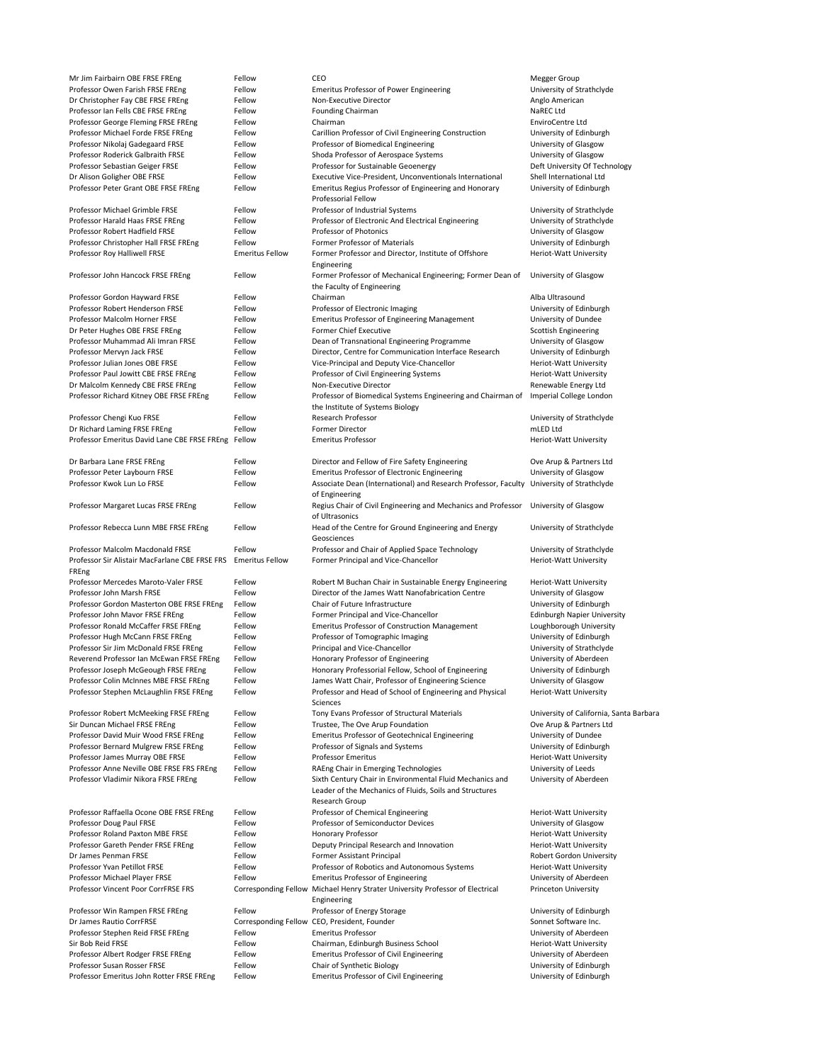| | | | |
|---|---|---|---|
| Mr Jim Fairbairn OBE FRSE FREng | Fellow | CEO | Megger Group |
| Professor Owen Farish FRSE FREng | Fellow | Emeritus Professor of Power Engineering | University of Strathclyde |
| Dr Christopher Fay CBE FRSE FREng | Fellow | Non-Executive Director | Anglo American |
| Professor Ian Fells CBE FRSE FREng | Fellow | Founding Chairman | NaREC Ltd |
| Professor George Fleming FRSE FREng | Fellow | Chairman | EnviroCentre Ltd |
| Professor Michael Forde FRSE FREng | Fellow | Carillion Professor of Civil Engineering Construction | University of Edinburgh |
| Professor Nikolaj Gadegaard FRSE | Fellow | Professor of Biomedical Engineering | University of Glasgow |
| Professor Roderick Galbraith FRSE | Fellow | Shoda Professor of Aerospace Systems | University of Glasgow |
| Professor Sebastian Geiger FRSE | Fellow | Professor for Sustainable Geoenergy | Deft University Of Technology |
| Dr Alison Goligher OBE FRSE | Fellow | Executive Vice-President, Unconventionals International | Shell International Ltd |
| Professor Peter Grant OBE FRSE FREng | Fellow | Emeritus Regius Professor of Engineering and Honorary Professorial Fellow | University of Edinburgh |
| Professor Michael Grimble FRSE | Fellow | Professor of Industrial Systems | University of Strathclyde |
| Professor Harald Haas FRSE FREng | Fellow | Professor of Electronic And Electrical Engineering | University of Strathclyde |
| Professor Robert Hadfield FRSE | Fellow | Professor of Photonics | University of Glasgow |
| Professor Christopher Hall FRSE FREng | Fellow | Former Professor of Materials | University of Edinburgh |
| Professor Roy Halliwell FRSE | Emeritus Fellow | Former Professor and Director, Institute of Offshore Engineering | Heriot-Watt University |
| Professor John Hancock FRSE FREng | Fellow | Former Professor of Mechanical Engineering; Former Dean of the Faculty of Engineering | University of Glasgow |
| Professor Gordon Hayward FRSE | Fellow | Chairman | Alba Ultrasound |
| Professor Robert Henderson FRSE | Fellow | Professor of Electronic Imaging | University of Edinburgh |
| Professor Malcolm Horner FRSE | Fellow | Emeritus Professor of Engineering Management | University of Dundee |
| Dr Peter Hughes OBE FRSE FREng | Fellow | Former Chief Executive | Scottish Engineering |
| Professor Muhammad Ali Imran FRSE | Fellow | Dean of Transnational Engineering Programme | University of Glasgow |
| Professor Mervyn Jack FRSE | Fellow | Director, Centre for Communication Interface Research | University of Edinburgh |
| Professor Julian Jones OBE FRSE | Fellow | Vice-Principal and Deputy Vice-Chancellor | Heriot-Watt University |
| Professor Paul Jowitt CBE FRSE FREng | Fellow | Professor of Civil Engineering Systems | Heriot-Watt University |
| Dr Malcolm Kennedy CBE FRSE FREng | Fellow | Non-Executive Director | Renewable Energy Ltd |
| Professor Richard Kitney OBE FRSE FREng | Fellow | Professor of Biomedical Systems Engineering and Chairman of the Institute of Systems Biology | Imperial College London |
| Professor Chengi Kuo FRSE | Fellow | Research Professor | University of Strathclyde |
| Dr Richard Laming FRSE FREng | Fellow | Former Director | mLED Ltd |
| Professor Emeritus David Lane CBE FRSE FREng | Fellow | Emeritus Professor | Heriot-Watt University |
| Dr Barbara Lane FRSE FREng | Fellow | Director and Fellow of Fire Safety Engineering | Ove Arup & Partners Ltd |
| Professor Peter Laybourn FRSE | Fellow | Emeritus Professor of Electronic Engineering | University of Glasgow |
| Professor Kwok Lun Lo FRSE | Fellow | Associate Dean (International) and Research Professor, Faculty of Engineering | University of Strathclyde |
| Professor Margaret Lucas FRSE FREng | Fellow | Regius Chair of Civil Engineering and Mechanics and Professor of Ultrasonics | University of Glasgow |
| Professor Rebecca Lunn MBE FRSE FREng | Fellow | Head of the Centre for Ground Engineering and Energy Geosciences | University of Strathclyde |
| Professor Malcolm Macdonald FRSE | Fellow | Professor and Chair of Applied Space Technology | University of Strathclyde |
| Professor Sir Alistair MacFarlane CBE FRSE FRS FREng | Emeritus Fellow | Former Principal and Vice-Chancellor | Heriot-Watt University |
| Professor Mercedes Maroto-Valer FRSE | Fellow | Robert M Buchan Chair in Sustainable Energy Engineering | Heriot-Watt University |
| Professor John Marsh FRSE | Fellow | Director of the James Watt Nanofabrication Centre | University of Glasgow |
| Professor Gordon Masterton OBE FRSE FREng | Fellow | Chair of Future Infrastructure | University of Edinburgh |
| Professor John Mavor FRSE FREng | Fellow | Former Principal and Vice-Chancellor | Edinburgh Napier University |
| Professor Ronald McCaffer FRSE FREng | Fellow | Emeritus Professor of Construction Management | Loughborough University |
| Professor Hugh McCann FRSE FREng | Fellow | Professor of Tomographic Imaging | University of Edinburgh |
| Professor Sir Jim McDonald FRSE FREng | Fellow | Principal and Vice-Chancellor | University of Strathclyde |
| Reverend Professor Ian McEwan FRSE FREng | Fellow | Honorary Professor of Engineering | University of Aberdeen |
| Professor Joseph McGeough FRSE FREng | Fellow | Honorary Professorial Fellow, School of Engineering | University of Edinburgh |
| Professor Colin McInnes MBE FRSE FREng | Fellow | James Watt Chair, Professor of Engineering Science | University of Glasgow |
| Professor Stephen McLaughlin FRSE FREng | Fellow | Professor and Head of School of Engineering and Physical Sciences | Heriot-Watt University |
| Professor Robert McMeeking FRSE FREng | Fellow | Tony Evans Professor of Structural Materials | University of California, Santa Barbara |
| Sir Duncan Michael FRSE FREng | Fellow | Trustee, The Ove Arup Foundation | Ove Arup & Partners Ltd |
| Professor David Muir Wood FRSE FREng | Fellow | Emeritus Professor of Geotechnical Engineering | University of Dundee |
| Professor Bernard Mulgrew FRSE FREng | Fellow | Professor of Signals and Systems | University of Edinburgh |
| Professor James Murray OBE FRSE | Fellow | Professor Emeritus | Heriot-Watt University |
| Professor Anne Neville OBE FRSE FRS FREng | Fellow | RAEng Chair in Emerging Technologies | University of Leeds |
| Professor Vladimir Nikora FRSE FREng | Fellow | Sixth Century Chair in Environmental Fluid Mechanics and Leader of the Mechanics of Fluids, Soils and Structures Research Group | University of Aberdeen |
| Professor Raffaella Ocone OBE FRSE FREng | Fellow | Professor of Chemical Engineering | Heriot-Watt University |
| Professor Doug Paul FRSE | Fellow | Professor of Semiconductor Devices | University of Glasgow |
| Professor Roland Paxton MBE FRSE | Fellow | Honorary Professor | Heriot-Watt University |
| Professor Gareth Pender FRSE FREng | Fellow | Deputy Principal Research and Innovation | Heriot-Watt University |
| Dr James Penman FRSE | Fellow | Former Assistant Principal | Robert Gordon University |
| Professor Yvan Petillot FRSE | Fellow | Professor of Robotics and Autonomous Systems | Heriot-Watt University |
| Professor Michael Player FRSE | Fellow | Emeritus Professor of Engineering | University of Aberdeen |
| Professor Vincent Poor CorrFRSE FRS | Corresponding Fellow | Michael Henry Strater University Professor of Electrical Engineering | Princeton University |
| Professor Win Rampen FRSE FREng | Fellow | Professor of Energy Storage | University of Edinburgh |
| Dr James Rautio CorrFRSE | Corresponding Fellow | CEO, President, Founder | Sonnet Software Inc. |
| Professor Stephen Reid FRSE FREng | Fellow | Emeritus Professor | University of Aberdeen |
| Sir Bob Reid FRSE | Fellow | Chairman, Edinburgh Business School | Heriot-Watt University |
| Professor Albert Rodger FRSE FREng | Fellow | Emeritus Professor of Civil Engineering | University of Aberdeen |
| Professor Susan Rosser FRSE | Fellow | Chair of Synthetic Biology | University of Edinburgh |
| Professor Emeritus John Rotter FRSE FREng | Fellow | Emeritus Professor of Civil Engineering | University of Edinburgh |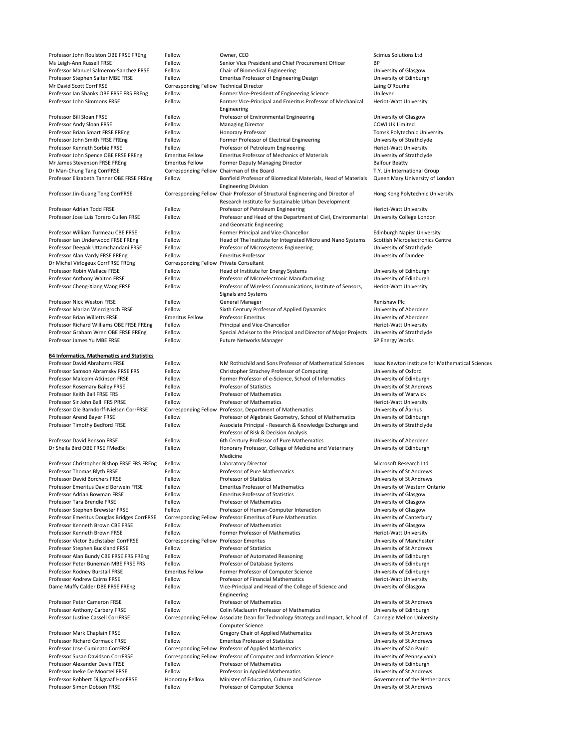| | | | |
|---|---|---|---|
| Professor John Roulston OBE FRSE FREng | Fellow | Owner, CEO | Scimus Solutions Ltd |
| Ms Leigh-Ann Russell FRSE | Fellow | Senior Vice President and Chief Procurement Officer | BP |
| Professor Manuel Salmeron-Sanchez FRSE | Fellow | Chair of Biomedical Engineering | University of Glasgow |
| Professor Stephen Salter MBE FRSE | Fellow | Emeritus Professor of Engineering Design | University of Edinburgh |
| Mr David Scott CorrFRSE | Corresponding Fellow | Technical Director | Laing O'Rourke |
| Professor Ian Shanks OBE FRSE FRS FREng | Fellow | Former Vice-President of Engineering Science | Unilever |
| Professor John Simmons FRSE | Fellow | Former Vice-Principal and Emeritus Professor of Mechanical Engineering | Heriot-Watt University |
| Professor Bill Sloan FRSE | Fellow | Professor of Environmental Engineering | University of Glasgow |
| Professor Andy Sloan FRSE | Fellow | Managing Director | COWI UK Limited |
| Professor Brian Smart FRSE FREng | Fellow | Honorary Professor | Tomsk Polytechnic University |
| Professor John Smith FRSE FREng | Fellow | Former Professor of Electrical Engineering | University of Strathclyde |
| Professor Kenneth Sorbie FRSE | Fellow | Professor of Petroleum Engineering | Heriot-Watt University |
| Professor John Spence OBE FRSE FREng | Emeritus Fellow | Emeritus Professor of Mechanics of Materials | University of Strathclyde |
| Mr James Stevenson FRSE FREng | Emeritus Fellow | Former Deputy Managing Director | Balfour Beatty |
| Dr Man-Chung Tang CorrFRSE | Corresponding Fellow | Chairman of the Board | T.Y. Lin International Group |
| Professor Elizabeth Tanner OBE FRSE FREng | Fellow | Bonfield Professor of Biomedical Materials, Head of Materials Engineering Division | Queen Mary University of London |
| Professor Jin-Guang Teng CorrFRSE | Corresponding Fellow | Chair Professor of Structural Engineering and Director of Research Institute for Sustainable Urban Development | Hong Kong Polytechnic University |
| Professor Adrian Todd FRSE | Fellow | Professor of Petroleum Engineering | Heriot-Watt University |
| Professor Jose Luis Torero Cullen FRSE | Fellow | Professor and Head of the Department of Civil, Environmental and Geomatic Engineering | University College London |
| Professor William Turmeau CBE FRSE | Fellow | Former Principal and Vice-Chancellor | Edinburgh Napier University |
| Professor Ian Underwood FRSE FREng | Fellow | Head of The Institute for Integrated Micro and Nano Systems | Scottish Microelectronics Centre |
| Professor Deepak Uttamchandani FRSE | Fellow | Professor of Microsystems Engineering | University of Strathclyde |
| Professor Alan Vardy FRSE FREng | Fellow | Emeritus Professor | University of Dundee |
| Dr Michel Virlogeux CorrFRSE FREng | Corresponding Fellow | Private Consultant | |
| Professor Robin Wallace FRSE | Fellow | Head of Institute for Energy Systems | University of Edinburgh |
| Professor Anthony Walton FRSE | Fellow | Professor of Microelectronic Manufacturing | University of Edinburgh |
| Professor Cheng-Xiang Wang FRSE | Fellow | Professor of Wireless Communications, Institute of Sensors, Signals and Systems | Heriot-Watt University |
| Professor Nick Weston FRSE | Fellow | General Manager | Renishaw Plc |
| Professor Marian Wiercigroch FRSE | Fellow | Sixth Century Professor of Applied Dynamics | University of Aberdeen |
| Professor Brian Willetts FRSE | Emeritus Fellow | Professor Emeritus | University of Aberdeen |
| Professor Richard Williams OBE FRSE FREng | Fellow | Principal and Vice-Chancellor | Heriot-Watt University |
| Professor Graham Wren OBE FRSE FREng | Fellow | Special Advisor to the Principal and Director of Major Projects | University of Strathclyde |
| Professor James Yu MBE FRSE | Fellow | Future Networks Manager | SP Energy Works |

**B4 Informatics, Mathematics and Statistics**

| | | | |
|---|---|---|---|
| Professor David Abrahams FRSE | Fellow | NM Rothschild and Sons Professor of Mathematical Sciences | Isaac Newton Institute for Mathematical Sciences |
| Professor Samson Abramsky FRSE FRS | Fellow | Christopher Strachey Professor of Computing | University of Oxford |
| Professor Malcolm Atkinson FRSE | Fellow | Former Professor of e-Science, School of Informatics | University of Edinburgh |
| Professor Rosemary Bailey FRSE | Fellow | Professor of Statistics | University of St Andrews |
| Professor Keith Ball FRSE FRS | Fellow | Professor of Mathematics | University of Warwick |
| Professor Sir John Ball FRS PRSE | Fellow | Professor of Mathematics | Heriot-Watt University |
| Professor Ole Barndorff-Nielsen CorrFRSE | Corresponding Fellow | Professor, Department of Mathematics | University of Åarhus |
| Professor Arend Bayer FRSE | Fellow | Professor of Algebraic Geometry, School of Mathematics | University of Edinburgh |
| Professor Timothy Bedford FRSE | Fellow | Associate Principal - Research & Knowledge Exchange and Professor of Risk & Decision Analysis | University of Strathclyde |
| Professor David Benson FRSE | Fellow | 6th Century Professor of Pure Mathematics | University of Aberdeen |
| Dr Sheila Bird OBE FRSE FMedSci | Fellow | Honorary Professor, College of Medicine and Veterinary Medicine | University of Edinburgh |
| Professor Christopher Bishop FRSE FRS FREng | Fellow | Laboratory Director | Microsoft Research Ltd |
| Professor Thomas Blyth FRSE | Fellow | Professor of Pure Mathematics | University of St Andrews |
| Professor David Borchers FRSE | Fellow | Professor of Statistics | University of St Andrews |
| Professor Emeritus David Borwein FRSE | Fellow | Emeritus Professor of Mathematics | University of Western Ontario |
| Professor Adrian Bowman FRSE | Fellow | Emeritus Professor of Statistics | University of Glasgow |
| Professor Tara Brendle FRSE | Fellow | Professor of Mathematics | University of Glasgow |
| Professor Stephen Brewster FRSE | Fellow | Professor of Human-Computer Interaction | University of Glasgow |
| Professor Emeritus Douglas Bridges CorrFRSE | Corresponding Fellow | Professor Emeritus of Pure Mathematics | University of Canterbury |
| Professor Kenneth Brown CBE FRSE | Fellow | Professor of Mathematics | University of Glasgow |
| Professor Kenneth Brown FRSE | Fellow | Former Professor of Mathematics | Heriot-Watt University |
| Professor Victor Buchstaber CorrFRSE | Corresponding Fellow | Professor Emeritus | University of Manchester |
| Professor Stephen Buckland FRSE | Fellow | Professor of Statistics | University of St Andrews |
| Professor Alan Bundy CBE FRSE FRS FREng | Fellow | Professor of Automated Reasoning | University of Edinburgh |
| Professor Peter Buneman MBE FRSE FRS | Fellow | Professor of Database Systems | University of Edinburgh |
| Professor Rodney Burstall FRSE | Emeritus Fellow | Former Professor of Computer Science | University of Edinburgh |
| Professor Andrew Cairns FRSE | Fellow | Professor of Financial Mathematics | Heriot-Watt University |
| Dame Muffy Calder DBE FRSE FREng | Fellow | Vice-Principal and Head of the College of Science and Engineering | University of Glasgow |
| Professor Peter Cameron FRSE | Fellow | Professor of Mathematics | University of St Andrews |
| Professor Anthony Carbery FRSE | Fellow | Colin Maclaurin Professor of Mathematics | University of Edinburgh |
| Professor Justine Cassell CorrFRSE | Corresponding Fellow | Associate Dean for Technology Strategy and Impact, School of Computer Science | Carnegie Mellon University |
| Professor Mark Chaplain FRSE | Fellow | Gregory Chair of Applied Mathematics | University of St Andrews |
| Professor Richard Cormack FRSE | Fellow | Emeritus Professor of Statistics | University of St Andrews |
| Professor Jose Cuminato CorrFRSE | Corresponding Fellow | Professor of Applied Mathematics | University of São Paulo |
| Professor Susan Davidson CorrFRSE | Corresponding Fellow | Professor of Computer and Information Science | University of Pennsylvania |
| Professor Alexander Davie FRSE | Fellow | Professor of Mathematics | University of Edinburgh |
| Professor Ineke De Moortel FRSE | Fellow | Professor in Applied Mathematics | University of St Andrews |
| Professor Robbert Dijkgraaf HonFRSE | Honorary Fellow | Minister of Education, Culture and Science | Government of the Netherlands |
| Professor Simon Dobson FRSE | Fellow | Professor of Computer Science | University of St Andrews |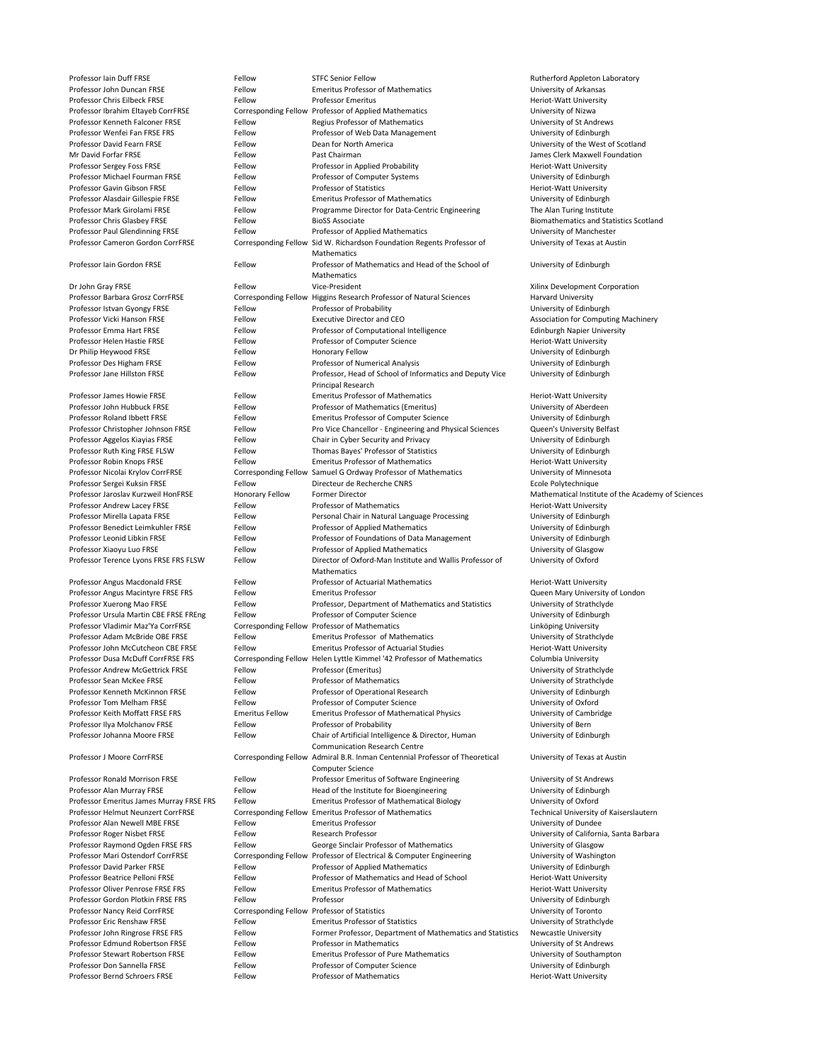| | | | |
|---|---|---|---|
| Professor Iain Duff FRSE | Fellow | STFC Senior Fellow | Rutherford Appleton Laboratory |
| Professor John Duncan FRSE | Fellow | Emeritus Professor of Mathematics | University of Arkansas |
| Professor Chris Eilbeck FRSE | Fellow | Professor Emeritus | Heriot-Watt University |
| Professor Ibrahim Eltayeb CorrFRSE | Corresponding Fellow | Professor of Applied Mathematics | University of Nizwa |
| Professor Kenneth Falconer FRSE | Fellow | Regius Professor of Mathematics | University of St Andrews |
| Professor Wenfei Fan FRSE FRS | Fellow | Professor of Web Data Management | University of Edinburgh |
| Professor David Fearn FRSE | Fellow | Dean for North America | University of the West of Scotland |
| Mr David Forfar FRSE | Fellow | Past Chairman | James Clerk Maxwell Foundation |
| Professor Sergey Foss FRSE | Fellow | Professor in Applied Probability | Heriot-Watt University |
| Professor Michael Fourman FRSE | Fellow | Professor of Computer Systems | University of Edinburgh |
| Professor Gavin Gibson FRSE | Fellow | Professor of Statistics | Heriot-Watt University |
| Professor Alasdair Gillespie FRSE | Fellow | Emeritus Professor of Mathematics | University of Edinburgh |
| Professor Mark Girolami FRSE | Fellow | Programme Director for Data-Centric Engineering | The Alan Turing Institute |
| Professor Chris Glasbey FRSE | Fellow | BioSS Associate | Biomathematics and Statistics Scotland |
| Professor Paul Glendinning FRSE | Fellow | Professor of Applied Mathematics | University of Manchester |
| Professor Cameron Gordon CorrFRSE | Corresponding Fellow | Sid W. Richardson Foundation Regents Professor of Mathematics | University of Texas at Austin |
| Professor Iain Gordon FRSE | Fellow | Professor of Mathematics and Head of the School of Mathematics | University of Edinburgh |
| Dr John Gray FRSE | Fellow | Vice-President | Xilinx Development Corporation |
| Professor Barbara Grosz CorrFRSE | Corresponding Fellow | Higgins Research Professor of Natural Sciences | Harvard University |
| Professor Istvan Gyongy FRSE | Fellow | Professor of Probability | University of Edinburgh |
| Professor Vicki Hanson FRSE | Fellow | Executive Director and CEO | Association for Computing Machinery |
| Professor Emma Hart FRSE | Fellow | Professor of Computational Intelligence | Edinburgh Napier University |
| Professor Helen Hastie FRSE | Fellow | Professor of Computer Science | Heriot-Watt University |
| Dr Philip Heywood FRSE | Fellow | Honorary Fellow | University of Edinburgh |
| Professor Des Higham FRSE | Fellow | Professor of Numerical Analysis | University of Edinburgh |
| Professor Jane Hillston FRSE | Fellow | Professor, Head of School of Informatics and Deputy Vice Principal Research | University of Edinburgh |
| Professor James Howie FRSE | Fellow | Emeritus Professor of Mathematics | Heriot-Watt University |
| Professor John Hubbuck FRSE | Fellow | Professor of Mathematics (Emeritus) | University of Aberdeen |
| Professor Roland Ibbett FRSE | Fellow | Emeritus Professor of Computer Science | University of Edinburgh |
| Professor Christopher Johnson FRSE | Fellow | Pro Vice Chancellor - Engineering and Physical Sciences | Queen's University Belfast |
| Professor Aggelos Kiayias FRSE | Fellow | Chair in Cyber Security and Privacy | University of Edinburgh |
| Professor Ruth King FRSE FLSW | Fellow | Thomas Bayes' Professor of Statistics | University of Edinburgh |
| Professor Robin Knops FRSE | Fellow | Emeritus Professor of Mathematics | Heriot-Watt University |
| Professor Nicolai Krylov CorrFRSE | Corresponding Fellow | Samuel G Ordway Professor of Mathematics | University of Minnesota |
| Professor Sergei Kuksin FRSE | Fellow | Directeur de Recherche CNRS | Ecole Polytechnique |
| Professor Jaroslav Kurzweil HonFRSE | Honorary Fellow | Former Director | Mathematical Institute of the Academy of Sciences |
| Professor Andrew Lacey FRSE | Fellow | Professor of Mathematics | Heriot-Watt University |
| Professor Mirella Lapata FRSE | Fellow | Personal Chair in Natural Language Processing | University of Edinburgh |
| Professor Benedict Leimkuhler FRSE | Fellow | Professor of Applied Mathematics | University of Edinburgh |
| Professor Leonid Libkin FRSE | Fellow | Professor of Foundations of Data Management | University of Edinburgh |
| Professor Xiaoyu Luo FRSE | Fellow | Professor of Applied Mathematics | University of Glasgow |
| Professor Terence Lyons FRSE FRS FLSW | Fellow | Director of Oxford-Man Institute and Wallis Professor of Mathematics | University of Oxford |
| Professor Angus Macdonald FRSE | Fellow | Professor of Actuarial Mathematics | Heriot-Watt University |
| Professor Angus Macintyre FRSE FRS | Fellow | Emeritus Professor | Queen Mary University of London |
| Professor Xuerong Mao FRSE | Fellow | Professor, Department of Mathematics and Statistics | University of Strathclyde |
| Professor Ursula Martin CBE FRSE FREng | Fellow | Professor of Computer Science | University of Edinburgh |
| Professor Vladimir Maz'Ya CorrFRSE | Corresponding Fellow | Professor of Mathematics | Linköping University |
| Professor Adam McBride OBE FRSE | Fellow | Emeritus Professor of Mathematics | University of Strathclyde |
| Professor John McCutcheon CBE FRSE | Fellow | Emeritus Professor of Actuarial Studies | Heriot-Watt University |
| Professor Dusa McDuff CorrFRSE FRS | Corresponding Fellow | Helen Lyttle Kimmel '42 Professor of Mathematics | Columbia University |
| Professor Andrew McGettrick FRSE | Fellow | Professor (Emeritus) | University of Strathclyde |
| Professor Sean McKee FRSE | Fellow | Professor of Mathematics | University of Strathclyde |
| Professor Kenneth McKinnon FRSE | Fellow | Professor of Operational Research | University of Edinburgh |
| Professor Tom Melham FRSE | Fellow | Professor of Computer Science | University of Oxford |
| Professor Keith Moffatt FRSE FRS | Emeritus Fellow | Emeritus Professor of Mathematical Physics | University of Cambridge |
| Professor Ilya Molchanov FRSE | Fellow | Professor of Probability | University of Bern |
| Professor Johanna Moore FRSE | Fellow | Chair of Artificial Intelligence & Director, Human Communication Research Centre | University of Edinburgh |
| Professor J Moore CorrFRSE | Corresponding Fellow | Admiral B.R. Inman Centennial Professor of Theoretical Computer Science | University of Texas at Austin |
| Professor Ronald Morrison FRSE | Fellow | Professor Emeritus of Software Engineering | University of St Andrews |
| Professor Alan Murray FRSE | Fellow | Head of the Institute for Bioengineering | University of Edinburgh |
| Professor Emeritus James Murray FRSE FRS | Fellow | Emeritus Professor of Mathematical Biology | University of Oxford |
| Professor Helmut Neunzert CorrFRSE | Corresponding Fellow | Emeritus Professor of Mathematics | Technical University of Kaiserslautern |
| Professor Alan Newell MBE FRSE | Fellow | Emeritus Professor | University of Dundee |
| Professor Roger Nisbet FRSE | Fellow | Research Professor | University of California, Santa Barbara |
| Professor Raymond Ogden FRSE FRS | Fellow | George Sinclair Professor of Mathematics | University of Glasgow |
| Professor Mari Ostendorf CorrFRSE | Corresponding Fellow | Professor of Electrical & Computer Engineering | University of Washington |
| Professor David Parker FRSE | Fellow | Professor of Applied Mathematics | University of Edinburgh |
| Professor Beatrice Pelloni FRSE | Fellow | Professor of Mathematics and Head of School | Heriot-Watt University |
| Professor Oliver Penrose FRSE FRS | Fellow | Emeritus Professor of Mathematics | Heriot-Watt University |
| Professor Gordon Plotkin FRSE FRS | Fellow | Professor | University of Edinburgh |
| Professor Nancy Reid CorrFRSE | Corresponding Fellow | Professor of Statistics | University of Toronto |
| Professor Eric Renshaw FRSE | Fellow | Emeritus Professor of Statistics | University of Strathclyde |
| Professor John Ringrose FRSE FRS | Fellow | Former Professor, Department of Mathematics and Statistics | Newcastle University |
| Professor Edmund Robertson FRSE | Fellow | Professor in Mathematics | University of St Andrews |
| Professor Stewart Robertson FRSE | Fellow | Emeritus Professor of Pure Mathematics | University of Southampton |
| Professor Don Sannella FRSE | Fellow | Professor of Computer Science | University of Edinburgh |
| Professor Bernd Schroers FRSE | Fellow | Professor of Mathematics | Heriot-Watt University |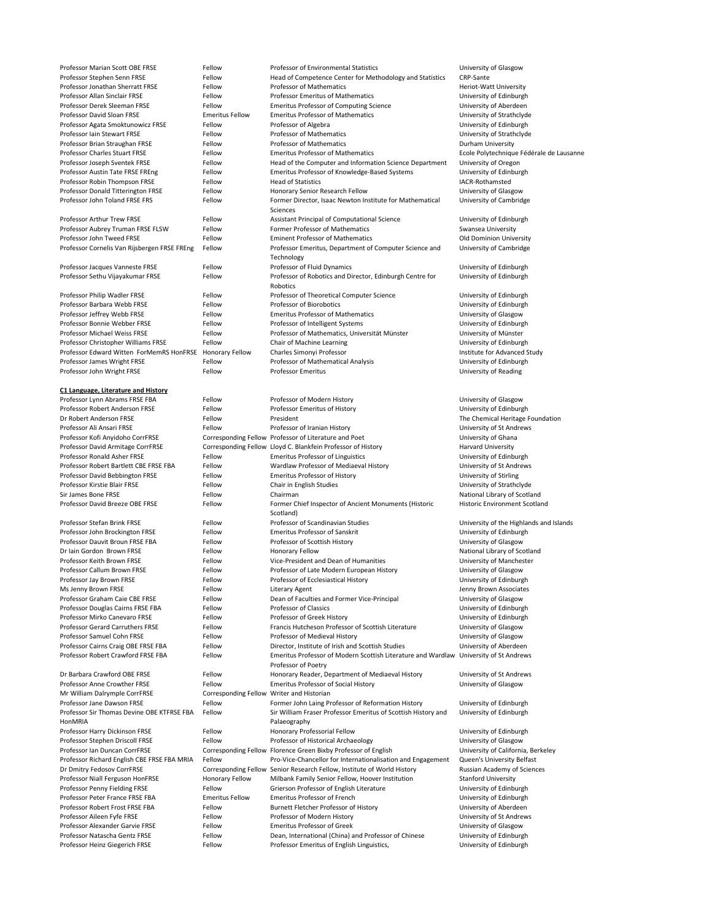| | | | |
|---|---|---|---|
| Professor Marian Scott OBE FRSE | Fellow | Professor of Environmental Statistics | University of Glasgow |
| Professor Stephen Senn FRSE | Fellow | Head of Competence Center for Methodology and Statistics | CRP-Sante |
| Professor Jonathan Sherratt FRSE | Fellow | Professor of Mathematics | Heriot-Watt University |
| Professor Allan Sinclair FRSE | Fellow | Professor Emeritus of Mathematics | University of Edinburgh |
| Professor Derek Sleeman FRSE | Fellow | Emeritus Professor of Computing Science | University of Aberdeen |
| Professor David Sloan FRSE | Emeritus Fellow | Emeritus Professor of Mathematics | University of Strathclyde |
| Professor Agata Smoktunowicz FRSE | Fellow | Professor of Algebra | University of Edinburgh |
| Professor Iain Stewart FRSE | Fellow | Professor of Mathematics | University of Strathclyde |
| Professor Brian Straughan FRSE | Fellow | Professor of Mathematics | Durham University |
| Professor Charles Stuart FRSE | Fellow | Emeritus Professor of Mathematics | Ecole Polytechnique Fédérale de Lausanne |
| Professor Joseph Sventek FRSE | Fellow | Head of the Computer and Information Science Department | University of Oregon |
| Professor Austin Tate FRSE FREng | Fellow | Emeritus Professor of Knowledge-Based Systems | University of Edinburgh |
| Professor Robin Thompson FRSE | Fellow | Head of Statistics | IACR-Rothamsted |
| Professor Donald Titterington FRSE | Fellow | Honorary Senior Research Fellow | University of Glasgow |
| Professor John Toland FRSE FRS | Fellow | Former Director, Isaac Newton Institute for Mathematical Sciences | University of Cambridge |
| Professor Arthur Trew FRSE | Fellow | Assistant Principal of Computational Science | University of Edinburgh |
| Professor Aubrey Truman FRSE FLSW | Fellow | Former Professor of Mathematics | Swansea University |
| Professor John Tweed FRSE | Fellow | Eminent Professor of Mathematics | Old Dominion University |
| Professor Cornelis Van Rijsbergen FRSE FREng | Fellow | Professor Emeritus, Department of Computer Science and Technology | University of Cambridge |
| Professor Jacques Vanneste FRSE | Fellow | Professor of Fluid Dynamics | University of Edinburgh |
| Professor Sethu Vijayakumar FRSE | Fellow | Professor of Robotics and Director, Edinburgh Centre for Robotics | University of Edinburgh |
| Professor Philip Wadler FRSE | Fellow | Professor of Theoretical Computer Science | University of Edinburgh |
| Professor Barbara Webb FRSE | Fellow | Professor of Biorobotics | University of Edinburgh |
| Professor Jeffrey Webb FRSE | Fellow | Emeritus Professor of Mathematics | University of Glasgow |
| Professor Bonnie Webber FRSE | Fellow | Professor of Intelligent Systems | University of Edinburgh |
| Professor Michael Weiss FRSE | Fellow | Professor of Mathematics, Universität Münster | University of Münster |
| Professor Christopher Williams FRSE | Fellow | Chair of Machine Learning | University of Edinburgh |
| Professor Edward Witten ForMemRS HonFRSE | Honorary Fellow | Charles Simonyi Professor | Institute for Advanced Study |
| Professor James Wright FRSE | Fellow | Professor of Mathematical Analysis | University of Edinburgh |
| Professor John Wright FRSE | Fellow | Professor Emeritus | University of Reading |

**C1 Language, Literature and History**

| | | | |
|---|---|---|---|
| Professor Lynn Abrams FRSE FBA | Fellow | Professor of Modern History | University of Glasgow |
| Professor Robert Anderson FRSE | Fellow | Professor Emeritus of History | University of Edinburgh |
| Dr Robert Anderson FRSE | Fellow | President | The Chemical Heritage Foundation |
| Professor Ali Ansari FRSE | Fellow | Professor of Iranian History | University of St Andrews |
| Professor Kofi Anyidoho CorrFRSE | Corresponding Fellow | Professor of Literature and Poet | University of Ghana |
| Professor David Armitage CorrFRSE | Corresponding Fellow | Lloyd C. Blankfein Professor of History | Harvard University |
| Professor Ronald Asher FRSE | Fellow | Emeritus Professor of Linguistics | University of Edinburgh |
| Professor Robert Bartlett CBE FRSE FBA | Fellow | Wardlaw Professor of Mediaeval History | University of St Andrews |
| Professor David Bebbington FRSE | Fellow | Emeritus Professor of History | University of Stirling |
| Professor Kirstie Blair FRSE | Fellow | Chair in English Studies | University of Strathclyde |
| Sir James Bone FRSE | Fellow | Chairman | National Library of Scotland |
| Professor David Breeze OBE FRSE | Fellow | Former Chief Inspector of Ancient Monuments (Historic Scotland) | Historic Environment Scotland |
| Professor Stefan Brink FRSE | Fellow | Professor of Scandinavian Studies | University of the Highlands and Islands |
| Professor John Brockington FRSE | Fellow | Emeritus Professor of Sanskrit | University of Edinburgh |
| Professor Dauvit Broun FRSE FBA | Fellow | Professor of Scottish History | University of Glasgow |
| Dr Iain Gordon Brown FRSE | Fellow | Honorary Fellow | National Library of Scotland |
| Professor Keith Brown FRSE | Fellow | Vice-President and Dean of Humanities | University of Manchester |
| Professor Callum Brown FRSE | Fellow | Professor of Late Modern European History | University of Glasgow |
| Professor Jay Brown FRSE | Fellow | Professor of Ecclesiastical History | University of Edinburgh |
| Ms Jenny Brown FRSE | Fellow | Literary Agent | Jenny Brown Associates |
| Professor Graham Caie CBE FRSE | Fellow | Dean of Faculties and Former Vice-Principal | University of Glasgow |
| Professor Douglas Cairns FRSE FBA | Fellow | Professor of Classics | University of Edinburgh |
| Professor Mirko Canevaro FRSE | Fellow | Professor of Greek History | University of Edinburgh |
| Professor Gerard Carruthers FRSE | Fellow | Francis Hutcheson Professor of Scottish Literature | University of Glasgow |
| Professor Samuel Cohn FRSE | Fellow | Professor of Medieval History | University of Glasgow |
| Professor Cairns Craig OBE FRSE FBA | Fellow | Director, Institute of Irish and Scottish Studies | University of Aberdeen |
| Professor Robert Crawford FRSE FBA | Fellow | Emeritus Professor of Modern Scottish Literature and Wardlaw Professor of Poetry | University of St Andrews |
| Dr Barbara Crawford OBE FRSE | Fellow | Honorary Reader, Department of Mediaeval History | University of St Andrews |
| Professor Anne Crowther FRSE | Fellow | Emeritus Professor of Social History | University of Glasgow |
| Mr William Dalrymple CorrFRSE | Corresponding Fellow | Writer and Historian | |
| Professor Jane Dawson FRSE | Fellow | Former John Laing Professor of Reformation History | University of Edinburgh |
| Professor Sir Thomas Devine OBE KTFRSE FBA HonMRIA | Fellow | Sir William Fraser Professor Emeritus of Scottish History and Palaeography | University of Edinburgh |
| Professor Harry Dickinson FRSE | Fellow | Honorary Professorial Fellow | University of Edinburgh |
| Professor Stephen Driscoll FRSE | Fellow | Professor of Historical Archaeology | University of Glasgow |
| Professor Ian Duncan CorrFRSE | Corresponding Fellow | Florence Green Bixby Professor of English | University of California, Berkeley |
| Professor Richard English CBE FRSE FBA MRIA | Fellow | Pro-Vice-Chancellor for Internationalisation and Engagement | Queen's University Belfast |
| Dr Dmitry Fedosov CorrFRSE | Corresponding Fellow | Senior Research Fellow, Institute of World History | Russian Academy of Sciences |
| Professor Niall Ferguson HonFRSE | Honorary Fellow | Milbank Family Senior Fellow, Hoover Institution | Stanford University |
| Professor Penny Fielding FRSE | Fellow | Grierson Professor of English Literature | University of Edinburgh |
| Professor Peter France FRSE FBA | Emeritus Fellow | Emeritus Professor of French | University of Edinburgh |
| Professor Robert Frost FRSE FBA | Fellow | Burnett Fletcher Professor of History | University of Aberdeen |
| Professor Aileen Fyfe FRSE | Fellow | Professor of Modern History | University of St Andrews |
| Professor Alexander Garvie FRSE | Fellow | Emeritus Professor of Greek | University of Glasgow |
| Professor Natascha Gentz FRSE | Fellow | Dean, International (China) and Professor of Chinese | University of Edinburgh |
| Professor Heinz Giegerich FRSE | Fellow | Professor Emeritus of English Linguistics, | University of Edinburgh |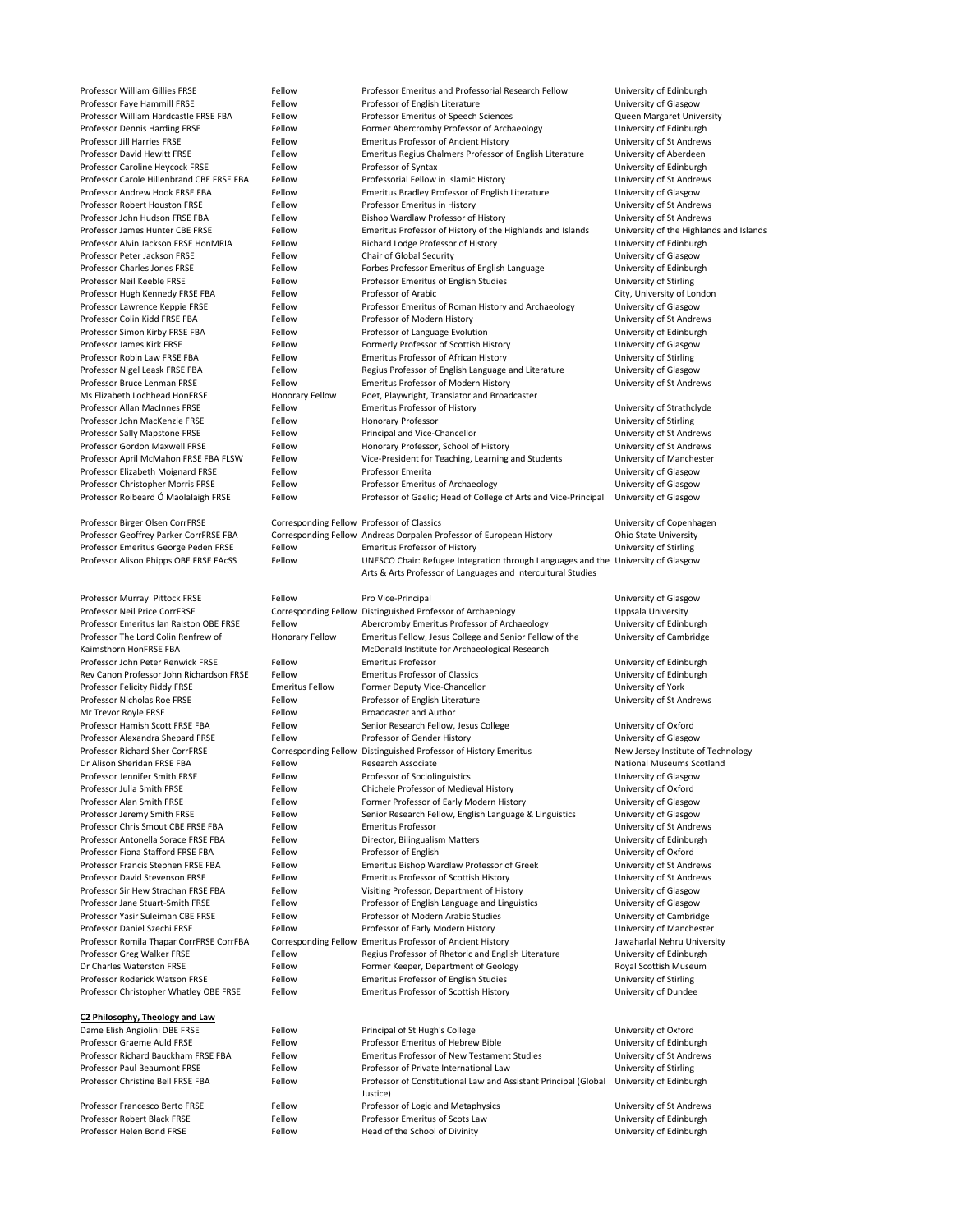| | | | |
|---|---|---|---|
| Professor William Gillies FRSE | Fellow | Professor Emeritus and Professorial Research Fellow | University of Edinburgh |
| Professor Faye Hammill FRSE | Fellow | Professor of English Literature | University of Glasgow |
| Professor William Hardcastle FRSE FBA | Fellow | Professor Emeritus of Speech Sciences | Queen Margaret University |
| Professor Dennis Harding FRSE | Fellow | Former Abercromby Professor of Archaeology | University of Edinburgh |
| Professor Jill Harries FRSE | Fellow | Emeritus Professor of Ancient History | University of St Andrews |
| Professor David Hewitt FRSE | Fellow | Emeritus Regius Chalmers Professor of English Literature | University of Aberdeen |
| Professor Caroline Heycock FRSE | Fellow | Professor of Syntax | University of Edinburgh |
| Professor Carole Hillenbrand CBE FRSE FBA | Fellow | Professorial Fellow in Islamic History | University of St Andrews |
| Professor Andrew Hook FRSE FBA | Fellow | Emeritus Bradley Professor of English Literature | University of Glasgow |
| Professor Robert Houston FRSE | Fellow | Professor Emeritus in History | University of St Andrews |
| Professor John Hudson FRSE FBA | Fellow | Bishop Wardlaw Professor of History | University of St Andrews |
| Professor James Hunter CBE FRSE | Fellow | Emeritus Professor of History of the Highlands and Islands | University of the Highlands and Islands |
| Professor Alvin Jackson FRSE HonMRIA | Fellow | Richard Lodge Professor of History | University of Edinburgh |
| Professor Peter Jackson FRSE | Fellow | Chair of Global Security | University of Glasgow |
| Professor Charles Jones FRSE | Fellow | Forbes Professor Emeritus of English Language | University of Edinburgh |
| Professor Neil Keeble FRSE | Fellow | Professor Emeritus of English Studies | University of Stirling |
| Professor Hugh Kennedy FRSE FBA | Fellow | Professor of Arabic | City, University of London |
| Professor Lawrence Keppie FRSE | Fellow | Professor Emeritus of Roman History and Archaeology | University of Glasgow |
| Professor Colin Kidd FRSE FBA | Fellow | Professor of Modern History | University of St Andrews |
| Professor Simon Kirby FRSE FBA | Fellow | Professor of Language Evolution | University of Edinburgh |
| Professor James Kirk FRSE | Fellow | Formerly Professor of Scottish History | University of Glasgow |
| Professor Robin Law FRSE FBA | Fellow | Emeritus Professor of African History | University of Stirling |
| Professor Nigel Leask FRSE FBA | Fellow | Regius Professor of English Language and Literature | University of Glasgow |
| Professor Bruce Lenman FRSE | Fellow | Emeritus Professor of Modern History | University of St Andrews |
| Ms Elizabeth Lochhead HonFRSE | Honorary Fellow | Poet, Playwright, Translator and Broadcaster | |
| Professor Allan MacInnes FRSE | Fellow | Emeritus Professor of History | University of Strathclyde |
| Professor John MacKenzie FRSE | Fellow | Honorary Professor | University of Stirling |
| Professor Sally Mapstone FRSE | Fellow | Principal and Vice-Chancellor | University of St Andrews |
| Professor Gordon Maxwell FRSE | Fellow | Honorary Professor, School of History | University of St Andrews |
| Professor April McMahon FRSE FBA FLSW | Fellow | Vice-President for Teaching, Learning and Students | University of Manchester |
| Professor Elizabeth Moignard FRSE | Fellow | Professor Emerita | University of Glasgow |
| Professor Christopher Morris FRSE | Fellow | Professor Emeritus of Archaeology | University of Glasgow |
| Professor Roibeard Ó Maolalaigh FRSE | Fellow | Professor of Gaelic; Head of College of Arts and Vice-Principal | University of Glasgow |
| Professor Birger Olsen CorrFRSE | Corresponding Fellow | Professor of Classics | University of Copenhagen |
| Professor Geoffrey Parker CorrFRSE FBA | Corresponding Fellow | Andreas Dorpalen Professor of European History | Ohio State University |
| Professor Emeritus George Peden FRSE | Fellow | Emeritus Professor of History | University of Stirling |
| Professor Alison Phipps OBE FRSE FAcSS | Fellow | UNESCO Chair: Refugee Integration through Languages and the Arts & Arts Professor of Languages and Intercultural Studies | University of Glasgow |
| Professor Murray Pittock FRSE | Fellow | Pro Vice-Principal | University of Glasgow |
| Professor Neil Price CorrFRSE | Corresponding Fellow | Distinguished Professor of Archaeology | Uppsala University |
| Professor Emeritus Ian Ralston OBE FRSE | Fellow | Abercromby Emeritus Professor of Archaeology | University of Edinburgh |
| Professor The Lord Colin Renfrew of Kaimsthorn HonFRSE FBA | Honorary Fellow | Emeritus Fellow, Jesus College and Senior Fellow of the McDonald Institute for Archaeological Research | University of Cambridge |
| Professor John Peter Renwick FRSE | Fellow | Emeritus Professor | University of Edinburgh |
| Rev Canon Professor John Richardson FRSE | Fellow | Emeritus Professor of Classics | University of Edinburgh |
| Professor Felicity Riddy FRSE | Emeritus Fellow | Former Deputy Vice-Chancellor | University of York |
| Professor Nicholas Roe FRSE | Fellow | Professor of English Literature | University of St Andrews |
| Mr Trevor Royle FRSE | Fellow | Broadcaster and Author | |
| Professor Hamish Scott FRSE FBA | Fellow | Senior Research Fellow, Jesus College | University of Oxford |
| Professor Alexandra Shepard FRSE | Fellow | Professor of Gender History | University of Glasgow |
| Professor Richard Sher CorrFRSE | Corresponding Fellow | Distinguished Professor of History Emeritus | New Jersey Institute of Technology |
| Dr Alison Sheridan FRSE FBA | Fellow | Research Associate | National Museums Scotland |
| Professor Jennifer Smith FRSE | Fellow | Professor of Sociolinguistics | University of Glasgow |
| Professor Julia Smith FRSE | Fellow | Chichele Professor of Medieval History | University of Oxford |
| Professor Alan Smith FRSE | Fellow | Former Professor of Early Modern History | University of Glasgow |
| Professor Jeremy Smith FRSE | Fellow | Senior Research Fellow, English Language & Linguistics | University of Glasgow |
| Professor Chris Smout CBE FRSE FBA | Fellow | Emeritus Professor | University of St Andrews |
| Professor Antonella Sorace FRSE FBA | Fellow | Director, Bilingualism Matters | University of Edinburgh |
| Professor Fiona Stafford FRSE FBA | Fellow | Professor of English | University of Oxford |
| Professor Francis Stephen FRSE FBA | Fellow | Emeritus Bishop Wardlaw Professor of Greek | University of St Andrews |
| Professor David Stevenson FRSE | Fellow | Emeritus Professor of Scottish History | University of St Andrews |
| Professor Sir Hew Strachan FRSE FBA | Fellow | Visiting Professor, Department of History | University of Glasgow |
| Professor Jane Stuart-Smith FRSE | Fellow | Professor of English Language and Linguistics | University of Glasgow |
| Professor Yasir Suleiman CBE FRSE | Fellow | Professor of Modern Arabic Studies | University of Cambridge |
| Professor Daniel Szechi FRSE | Fellow | Professor of Early Modern History | University of Manchester |
| Professor Romila Thapar CorrFRSE CorrFBA | Corresponding Fellow | Emeritus Professor of Ancient History | Jawaharlal Nehru University |
| Professor Greg Walker FRSE | Fellow | Regius Professor of Rhetoric and English Literature | University of Edinburgh |
| Dr Charles Waterston FRSE | Fellow | Former Keeper, Department of Geology | Royal Scottish Museum |
| Professor Roderick Watson FRSE | Fellow | Emeritus Professor of English Studies | University of Stirling |
| Professor Christopher Whatley OBE FRSE | Fellow | Emeritus Professor of Scottish History | University of Dundee |

**C2 Philosophy, Theology and Law**

| | | | |
|---|---|---|---|
| Dame Elish Angiolini DBE FRSE | Fellow | Principal of St Hugh's College | University of Oxford |
| Professor Graeme Auld FRSE | Fellow | Professor Emeritus of Hebrew Bible | University of Edinburgh |
| Professor Richard Bauckham FRSE FBA | Fellow | Emeritus Professor of New Testament Studies | University of St Andrews |
| Professor Paul Beaumont FRSE | Fellow | Professor of Private International Law | University of Stirling |
| Professor Christine Bell FRSE FBA | Fellow | Professor of Constitutional Law and Assistant Principal (Global Justice) | University of Edinburgh |
| Professor Francesco Berto FRSE | Fellow | Professor of Logic and Metaphysics | University of St Andrews |
| Professor Robert Black FRSE | Fellow | Professor Emeritus of Scots Law | University of Edinburgh |
| Professor Helen Bond FRSE | Fellow | Head of the School of Divinity | University of Edinburgh |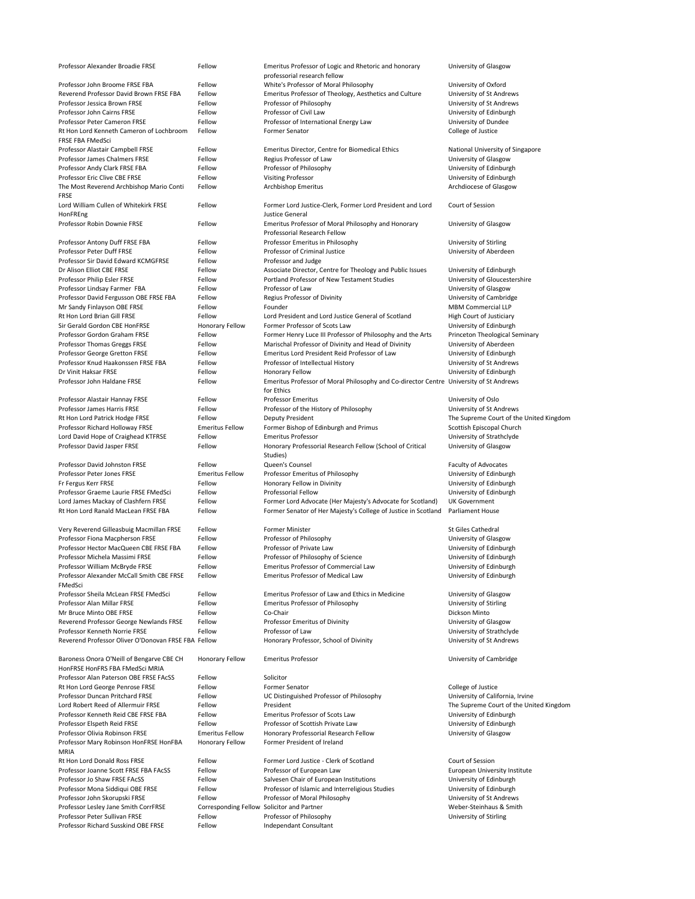| | | | |
|---|---|---|---|
| Professor Alexander Broadie FRSE | Fellow | Emeritus Professor of Logic and Rhetoric and honorary professorial research fellow | University of Glasgow |
| Professor John Broome FRSE FBA | Fellow | White's Professor of Moral Philosophy | University of Oxford |
| Reverend Professor David Brown FRSE FBA | Fellow | Emeritus Professor of Theology, Aesthetics and Culture | University of St Andrews |
| Professor Jessica Brown FRSE | Fellow | Professor of Philosophy | University of St Andrews |
| Professor John Cairns FRSE | Fellow | Professor of Civil Law | University of Edinburgh |
| Professor Peter Cameron FRSE | Fellow | Professor of International Energy Law | University of Dundee |
| Rt Hon Lord Kenneth Cameron of Lochbroom FRSE FBA FMedSci | Fellow | Former Senator | College of Justice |
| Professor Alastair Campbell FRSE | Fellow | Emeritus Director, Centre for Biomedical Ethics | National University of Singapore |
| Professor James Chalmers FRSE | Fellow | Regius Professor of Law | University of Glasgow |
| Professor Andy Clark FRSE FBA | Fellow | Professor of Philosophy | University of Edinburgh |
| Professor Eric Clive CBE FRSE | Fellow | Visiting Professor | University of Edinburgh |
| The Most Reverend Archbishop Mario Conti FRSE | Fellow | Archbishop Emeritus | Archdiocese of Glasgow |
| Lord William Cullen of Whitekirk FRSE HonFREng | Fellow | Former Lord Justice-Clerk, Former Lord President and Lord Justice General | Court of Session |
| Professor Robin Downie FRSE | Fellow | Emeritus Professor of Moral Philosophy and Honorary Professorial Research Fellow | University of Glasgow |
| Professor Antony Duff FRSE FBA | Fellow | Professor Emeritus in Philosophy | University of Stirling |
| Professor Peter Duff FRSE | Fellow | Professor of Criminal Justice | University of Aberdeen |
| Professor Sir David Edward KCMGFRSE | Fellow | Professor and Judge | |
| Dr Alison Elliot CBE FRSE | Fellow | Associate Director, Centre for Theology and Public Issues | University of Edinburgh |
| Professor Philip Esler FRSE | Fellow | Portland Professor of New Testament Studies | University of Gloucestershire |
| Professor Lindsay Farmer FBA | Fellow | Professor of Law | University of Glasgow |
| Professor David Fergusson OBE FRSE FBA | Fellow | Regius Professor of Divinity | University of Cambridge |
| Mr Sandy Finlayson OBE FRSE | Fellow | Founder | MBM Commercial LLP |
| Rt Hon Lord Brian Gill FRSE | Fellow | Lord President and Lord Justice General of Scotland | High Court of Justiciary |
| Sir Gerald Gordon CBE HonFRSE | Honorary Fellow | Former Professor of Scots Law | University of Edinburgh |
| Professor Gordon Graham FRSE | Fellow | Former Henry Luce III Professor of Philosophy and the Arts | Princeton Theological Seminary |
| Professor Thomas Greggs FRSE | Fellow | Marischal Professor of Divinity and Head of Divinity | University of Aberdeen |
| Professor George Gretton FRSE | Fellow | Emeritus Lord President Reid Professor of Law | University of Edinburgh |
| Professor Knud Haakonssen FRSE FBA | Fellow | Professor of Intellectual History | University of St Andrews |
| Dr Vinit Haksar FRSE | Fellow | Honorary Fellow | University of Edinburgh |
| Professor John Haldane FRSE | Fellow | Emeritus Professor of Moral Philosophy and Co-director Centre for Ethics | University of St Andrews |
| Professor Alastair Hannay FRSE | Fellow | Professor Emeritus | University of Oslo |
| Professor James Harris FRSE | Fellow | Professor of the History of Philosophy | University of St Andrews |
| Rt Hon Lord Patrick Hodge FRSE | Fellow | Deputy President | The Supreme Court of the United Kingdom |
| Professor Richard Holloway FRSE | Emeritus Fellow | Former Bishop of Edinburgh and Primus | Scottish Episcopal Church |
| Lord David Hope of Craighead KTFRSE | Fellow | Emeritus Professor | University of Strathclyde |
| Professor David Jasper FRSE | Fellow | Honorary Professorial Research Fellow (School of Critical Studies) | University of Glasgow |
| Professor David Johnston FRSE | Fellow | Queen's Counsel | Faculty of Advocates |
| Professor Peter Jones FRSE | Emeritus Fellow | Professor Emeritus of Philosophy | University of Edinburgh |
| Fr Fergus Kerr FRSE | Fellow | Honorary Fellow in Divinity | University of Edinburgh |
| Professor Graeme Laurie FRSE FMedSci | Fellow | Professorial Fellow | University of Edinburgh |
| Lord James Mackay of Clashfern FRSE | Fellow | Former Lord Advocate (Her Majesty's Advocate for Scotland) | UK Government |
| Rt Hon Lord Ranald MacLean FRSE FBA | Fellow | Former Senator of Her Majesty's College of Justice in Scotland | Parliament House |
| Very Reverend Gilleasbuig Macmillan FRSE | Fellow | Former Minister | St Giles Cathedral |
| Professor Fiona Macpherson FRSE | Fellow | Professor of Philosophy | University of Glasgow |
| Professor Hector MacQueen CBE FRSE FBA | Fellow | Professor of Private Law | University of Edinburgh |
| Professor Michela Massimi FRSE | Fellow | Professor of Philosophy of Science | University of Edinburgh |
| Professor William McBryde FRSE | Fellow | Emeritus Professor of Commercial Law | University of Edinburgh |
| Professor Alexander McCall Smith CBE FRSE FMedSci | Fellow | Emeritus Professor of Medical Law | University of Edinburgh |
| Professor Sheila McLean FRSE FMedSci | Fellow | Emeritus Professor of Law and Ethics in Medicine | University of Glasgow |
| Professor Alan Millar FRSE | Fellow | Emeritus Professor of Philosophy | University of Stirling |
| Mr Bruce Minto OBE FRSE | Fellow | Co-Chair | Dickson Minto |
| Reverend Professor George Newlands FRSE | Fellow | Professor Emeritus of Divinity | University of Glasgow |
| Professor Kenneth Norrie FRSE | Fellow | Professor of Law | University of Strathclyde |
| Reverend Professor Oliver O'Donovan FRSE FBA | Fellow | Honorary Professor, School of Divinity | University of St Andrews |
| Baroness Onora O'Neill of Bengarve CBE CH HonFRSE HonFRS FBA FMedSci MRIA | Honorary Fellow | Emeritus Professor | University of Cambridge |
| Professor Alan Paterson OBE FRSE FAcSS | Fellow | Solicitor | |
| Rt Hon Lord George Penrose FRSE | Fellow | Former Senator | College of Justice |
| Professor Duncan Pritchard FRSE | Fellow | UC Distinguished Professor of Philosophy | University of California, Irvine |
| Lord Robert Reed of Allermuir FRSE | Fellow | President | The Supreme Court of the United Kingdom |
| Professor Kenneth Reid CBE FRSE FBA | Fellow | Emeritus Professor of Scots Law | University of Edinburgh |
| Professor Elspeth Reid FRSE | Fellow | Professor of Scottish Private Law | University of Edinburgh |
| Professor Olivia Robinson FRSE | Emeritus Fellow | Honorary Professorial Research Fellow | University of Glasgow |
| Professor Mary Robinson HonFRSE HonFBA MRIA | Honorary Fellow | Former President of Ireland | |
| Rt Hon Lord Donald Ross FRSE | Fellow | Former Lord Justice - Clerk of Scotland | Court of Session |
| Professor Joanne Scott FRSE FBA FAcSS | Fellow | Professor of European Law | European University Institute |
| Professor Jo Shaw FRSE FAcSS | Fellow | Salvesen Chair of European Institutions | University of Edinburgh |
| Professor Mona Siddiqui OBE FRSE | Fellow | Professor of Islamic and Interreligious Studies | University of Edinburgh |
| Professor John Skorupski FRSE | Fellow | Professor of Moral Philosophy | University of St Andrews |
| Professor Lesley Jane Smith CorrFRSE | Corresponding Fellow | Solicitor and Partner | Weber-Steinhaus & Smith |
| Professor Peter Sullivan FRSE | Fellow | Professor of Philosophy | University of Stirling |
| Professor Richard Susskind OBE FRSE | Fellow | Independant Consultant | |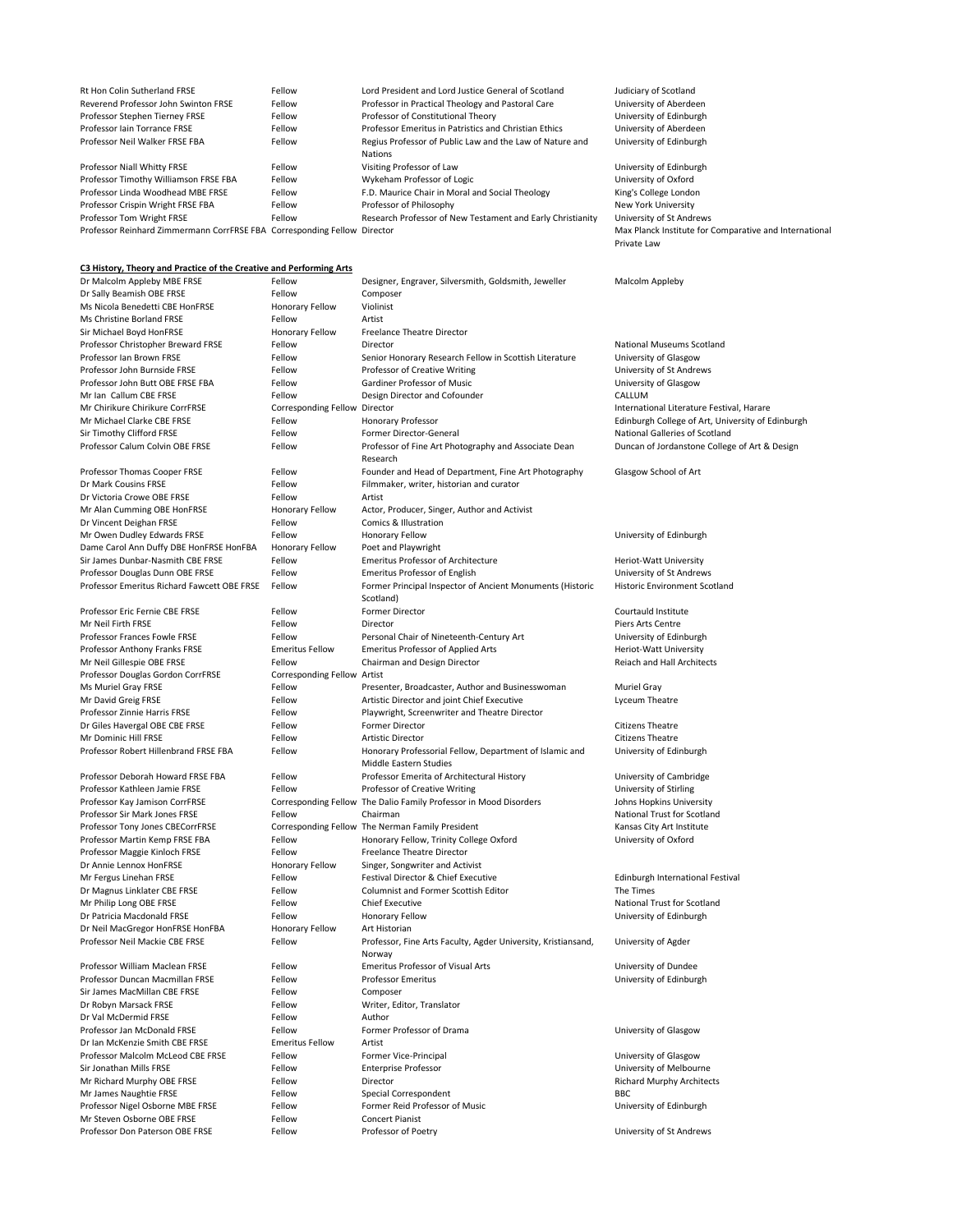| | | | |
|---|---|---|---|
| Rt Hon Colin Sutherland FRSE | Fellow | Lord President and Lord Justice General of Scotland | Judiciary of Scotland |
| Reverend Professor John Swinton FRSE | Fellow | Professor in Practical Theology and Pastoral Care | University of Aberdeen |
| Professor Stephen Tierney FRSE | Fellow | Professor of Constitutional Theory | University of Edinburgh |
| Professor Iain Torrance FRSE | Fellow | Professor Emeritus in Patristics and Christian Ethics | University of Aberdeen |
| Professor Neil Walker FRSE FBA | Fellow | Regius Professor of Public Law and the Law of Nature and Nations | University of Edinburgh |
| Professor Niall Whitty FRSE | Fellow | Visiting Professor of Law | University of Edinburgh |
| Professor Timothy Williamson FRSE FBA | Fellow | Wykeham Professor of Logic | University of Oxford |
| Professor Linda Woodhead MBE FRSE | Fellow | F.D. Maurice Chair in Moral and Social Theology | King's College London |
| Professor Crispin Wright FRSE FBA | Fellow | Professor of Philosophy | New York University |
| Professor Tom Wright FRSE | Fellow | Research Professor of New Testament and Early Christianity | University of St Andrews |
| Professor Reinhard Zimmermann CorrFRSE FBA | Corresponding Fellow | Director | Max Planck Institute for Comparative and International Private Law |

**C3 History, Theory and Practice of the Creative and Performing Arts**

| | | | |
|---|---|---|---|
| Dr Malcolm Appleby MBE FRSE | Fellow | Designer, Engraver, Silversmith, Goldsmith, Jeweller | Malcolm Appleby |
| Dr Sally Beamish OBE FRSE | Fellow | Composer | |
| Ms Nicola Benedetti CBE HonFRSE | Honorary Fellow | Violinist | |
| Ms Christine Borland FRSE | Fellow | Artist | |
| Sir Michael Boyd HonFRSE | Honorary Fellow | Freelance Theatre Director | |
| Professor Christopher Breward FRSE | Fellow | Director | National Museums Scotland |
| Professor Ian Brown FRSE | Fellow | Senior Honorary Research Fellow in Scottish Literature | University of Glasgow |
| Professor John Burnside FRSE | Fellow | Professor of Creative Writing | University of St Andrews |
| Professor John Butt OBE FRSE FBA | Fellow | Gardiner Professor of Music | University of Glasgow |
| Mr Ian Callum CBE FRSE | Fellow | Design Director and Cofounder | CALLUM |
| Mr Chirikure Chirikure CorrFRSE | Corresponding Fellow | Director | International Literature Festival, Harare |
| Mr Michael Clarke CBE FRSE | Fellow | Honorary Professor | Edinburgh College of Art, University of Edinburgh |
| Sir Timothy Clifford FRSE | Fellow | Former Director-General | National Galleries of Scotland |
| Professor Calum Colvin OBE FRSE | Fellow | Professor of Fine Art Photography and Associate Dean Research | Duncan of Jordanstone College of Art & Design |
| Professor Thomas Cooper FRSE | Fellow | Founder and Head of Department, Fine Art Photography | Glasgow School of Art |
| Dr Mark Cousins FRSE | Fellow | Filmmaker, writer, historian and curator | |
| Dr Victoria Crowe OBE FRSE | Fellow | Artist | |
| Mr Alan Cumming OBE HonFRSE | Honorary Fellow | Actor, Producer, Singer, Author and Activist | |
| Dr Vincent Deighan FRSE | Fellow | Comics & Illustration | |
| Mr Owen Dudley Edwards FRSE | Fellow | Honorary Fellow | University of Edinburgh |
| Dame Carol Ann Duffy DBE HonFRSE HonFBA | Honorary Fellow | Poet and Playwright | |
| Sir James Dunbar-Nasmith CBE FRSE | Fellow | Emeritus Professor of Architecture | Heriot-Watt University |
| Professor Douglas Dunn OBE FRSE | Fellow | Emeritus Professor of English | University of St Andrews |
| Professor Emeritus Richard Fawcett OBE FRSE | Fellow | Former Principal Inspector of Ancient Monuments (Historic Scotland) | Historic Environment Scotland |
| Professor Eric Fernie CBE FRSE | Fellow | Former Director | Courtauld Institute |
| Mr Neil Firth FRSE | Fellow | Director | Piers Arts Centre |
| Professor Frances Fowle FRSE | Fellow | Personal Chair of Nineteenth-Century Art | University of Edinburgh |
| Professor Anthony Franks FRSE | Emeritus Fellow | Emeritus Professor of Applied Arts | Heriot-Watt University |
| Mr Neil Gillespie OBE FRSE | Fellow | Chairman and Design Director | Reiach and Hall Architects |
| Professor Douglas Gordon CorrFRSE | Corresponding Fellow | Artist | |
| Ms Muriel Gray FRSE | Fellow | Presenter, Broadcaster, Author and Businesswoman | Muriel Gray |
| Mr David Greig FRSE | Fellow | Artistic Director and joint Chief Executive | Lyceum Theatre |
| Professor Zinnie Harris FRSE | Fellow | Playwright, Screenwriter and Theatre Director | |
| Dr Giles Havergal OBE CBE FRSE | Fellow | Former Director | Citizens Theatre |
| Mr Dominic Hill FRSE | Fellow | Artistic Director | Citizens Theatre |
| Professor Robert Hillenbrand FRSE FBA | Fellow | Honorary Professorial Fellow, Department of Islamic and Middle Eastern Studies | University of Edinburgh |
| Professor Deborah Howard FRSE FBA | Fellow | Professor Emerita of Architectural History | University of Cambridge |
| Professor Kathleen Jamie FRSE | Fellow | Professor of Creative Writing | University of Stirling |
| Professor Kay Jamison CorrFRSE | Corresponding Fellow | The Dalio Family Professor in Mood Disorders | Johns Hopkins University |
| Professor Sir Mark Jones FRSE | Fellow | Chairman | National Trust for Scotland |
| Professor Tony Jones CBECorrFRSE | Corresponding Fellow | The Nerman Family President | Kansas City Art Institute |
| Professor Martin Kemp FRSE FBA | Fellow | Honorary Fellow, Trinity College Oxford | University of Oxford |
| Professor Maggie Kinloch FRSE | Fellow | Freelance Theatre Director | |
| Dr Annie Lennox HonFRSE | Honorary Fellow | Singer, Songwriter and Activist | |
| Mr Fergus Linehan FRSE | Fellow | Festival Director & Chief Executive | Edinburgh International Festival |
| Dr Magnus Linklater CBE FRSE | Fellow | Columnist and Former Scottish Editor | The Times |
| Mr Philip Long OBE FRSE | Fellow | Chief Executive | National Trust for Scotland |
| Dr Patricia Macdonald FRSE | Fellow | Honorary Fellow | University of Edinburgh |
| Dr Neil MacGregor HonFRSE HonFBA | Honorary Fellow | Art Historian | |
| Professor Neil Mackie CBE FRSE | Fellow | Professor, Fine Arts Faculty, Agder University, Kristiansand, Norway | University of Agder |
| Professor William Maclean FRSE | Fellow | Emeritus Professor of Visual Arts | University of Dundee |
| Professor Duncan Macmillan FRSE | Fellow | Professor Emeritus | University of Edinburgh |
| Sir James MacMillan CBE FRSE | Fellow | Composer | |
| Dr Robyn Marsack FRSE | Fellow | Writer, Editor, Translator | |
| Dr Val McDermid FRSE | Fellow | Author | |
| Professor Jan McDonald FRSE | Fellow | Former Professor of Drama | University of Glasgow |
| Dr Ian McKenzie Smith CBE FRSE | Emeritus Fellow | Artist | |
| Professor Malcolm McLeod CBE FRSE | Fellow | Former Vice-Principal | University of Glasgow |
| Sir Jonathan Mills FRSE | Fellow | Enterprise Professor | University of Melbourne |
| Mr Richard Murphy OBE FRSE | Fellow | Director | Richard Murphy Architects |
| Mr James Naughtie FRSE | Fellow | Special Correspondent | BBC |
| Professor Nigel Osborne MBE FRSE | Fellow | Former Reid Professor of Music | University of Edinburgh |
| Mr Steven Osborne OBE FRSE | Fellow | Concert Pianist | |
| Professor Don Paterson OBE FRSE | Fellow | Professor of Poetry | University of St Andrews |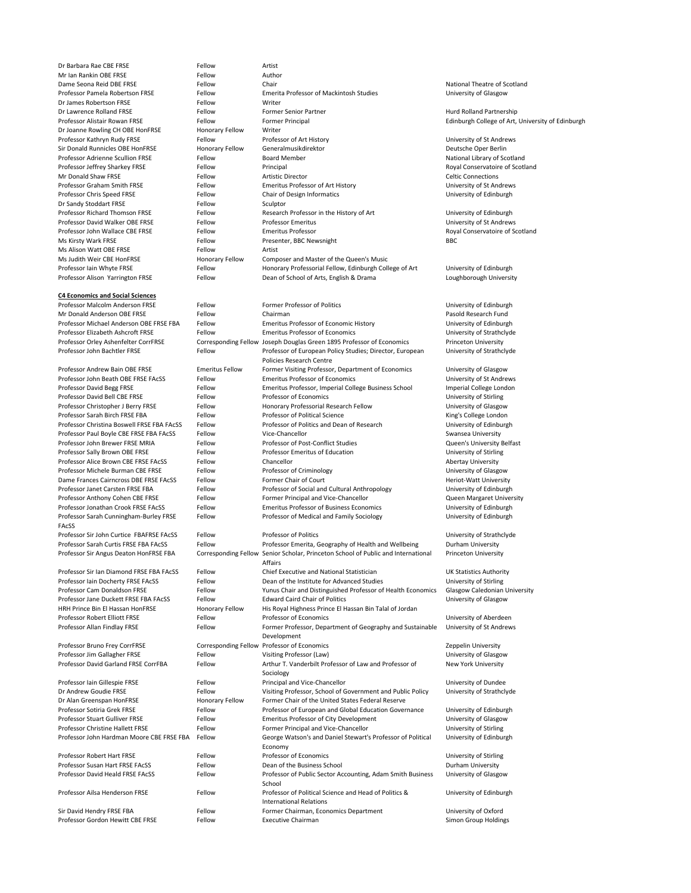| | | | |
|---|---|---|---|
| Dr Barbara Rae CBE FRSE | Fellow | Artist | |
| Mr Ian Rankin OBE FRSE | Fellow | Author | |
| Dame Seona Reid DBE FRSE | Fellow | Chair | National Theatre of Scotland |
| Professor Pamela Robertson FRSE | Fellow | Emerita Professor of Mackintosh Studies | University of Glasgow |
| Dr James Robertson FRSE | Fellow | Writer | |
| Dr Lawrence Rolland FRSE | Fellow | Former Senior Partner | Hurd Rolland Partnership |
| Professor Alistair Rowan FRSE | Fellow | Former Principal | Edinburgh College of Art, University of Edinburgh |
| Dr Joanne Rowling CH OBE HonFRSE | Honorary Fellow | Writer | |
| Professor Kathryn Rudy FRSE | Fellow | Professor of Art History | University of St Andrews |
| Sir Donald Runnicles OBE HonFRSE | Honorary Fellow | Generalmusikdirektor | Deutsche Oper Berlin |
| Professor Adrienne Scullion FRSE | Fellow | Board Member | National Library of Scotland |
| Professor Jeffrey Sharkey FRSE | Fellow | Principal | Royal Conservatoire of Scotland |
| Mr Donald Shaw FRSE | Fellow | Artistic Director | Celtic Connections |
| Professor Graham Smith FRSE | Fellow | Emeritus Professor of Art History | University of St Andrews |
| Professor Chris Speed FRSE | Fellow | Chair of Design Informatics | University of Edinburgh |
| Dr Sandy Stoddart FRSE | Fellow | Sculptor | |
| Professor Richard Thomson FRSE | Fellow | Research Professor in the History of Art | University of Edinburgh |
| Professor David Walker OBE FRSE | Fellow | Professor Emeritus | University of St Andrews |
| Professor John Wallace CBE FRSE | Fellow | Emeritus Professor | Royal Conservatoire of Scotland |
| Ms Kirsty Wark FRSE | Fellow | Presenter, BBC Newsnight | BBC |
| Ms Alison Watt OBE FRSE | Fellow | Artist | |
| Ms Judith Weir CBE HonFRSE | Honorary Fellow | Composer and Master of the Queen's Music | |
| Professor Iain Whyte FRSE | Fellow | Honorary Professorial Fellow, Edinburgh College of Art | University of Edinburgh |
| Professor Alison Yarrington FRSE | Fellow | Dean of School of Arts, English & Drama | Loughborough University |

**C4 Economics and Social Sciences**

| | | | |
|---|---|---|---|
| Professor Malcolm Anderson FRSE | Fellow | Former Professor of Politics | University of Edinburgh |
| Mr Donald Anderson OBE FRSE | Fellow | Chairman | Pasold Research Fund |
| Professor Michael Anderson OBE FRSE FBA | Fellow | Emeritus Professor of Economic History | University of Edinburgh |
| Professor Elizabeth Ashcroft FRSE | Fellow | Emeritus Professor of Economics | University of Strathclyde |
| Professor Orley Ashenfelter CorrFRSE | Corresponding Fellow | Joseph Douglas Green 1895 Professor of Economics | Princeton University |
| Professor John Bachtler FRSE | Fellow | Professor of European Policy Studies; Director, European Policies Research Centre | University of Strathclyde |
| Professor Andrew Bain OBE FRSE | Emeritus Fellow | Former Visiting Professor, Department of Economics | University of Glasgow |
| Professor John Beath OBE FRSE FAcSS | Fellow | Emeritus Professor of Economics | University of St Andrews |
| Professor David Begg FRSE | Fellow | Emeritus Professor, Imperial College Business School | Imperial College London |
| Professor David Bell CBE FRSE | Fellow | Professor of Economics | University of Stirling |
| Professor Christopher J Berry FRSE | Fellow | Honorary Professorial Research Fellow | University of Glasgow |
| Professor Sarah Birch FRSE FBA | Fellow | Professor of Political Science | King's College London |
| Professor Christina Boswell FRSE FBA FAcSS | Fellow | Professor of Politics and Dean of Research | University of Edinburgh |
| Professor Paul Boyle CBE FRSE FBA FAcSS | Fellow | Vice-Chancellor | Swansea University |
| Professor John Brewer FRSE MRIA | Fellow | Professor of Post-Conflict Studies | Queen's University Belfast |
| Professor Sally Brown OBE FRSE | Fellow | Professor Emeritus of Education | University of Stirling |
| Professor Alice Brown CBE FRSE FAcSS | Fellow | Chancellor | Abertay University |
| Professor Michele Burman CBE FRSE | Fellow | Professor of Criminology | University of Glasgow |
| Dame Frances Cairncross DBE FRSE FAcSS | Fellow | Former Chair of Court | Heriot-Watt University |
| Professor Janet Carsten FRSE FBA | Fellow | Professor of Social and Cultural Anthropology | University of Edinburgh |
| Professor Anthony Cohen CBE FRSE | Fellow | Former Principal and Vice-Chancellor | Queen Margaret University |
| Professor Jonathan Crook FRSE FAcSS | Fellow | Emeritus Professor of Business Economics | University of Edinburgh |
| Professor Sarah Cunningham-Burley FRSE FAcSS | Fellow | Professor of Medical and Family Sociology | University of Edinburgh |
| Professor Sir John Curtice FBAFRSE FAcSS | Fellow | Professor of Politics | University of Strathclyde |
| Professor Sarah Curtis FRSE FBA FAcSS | Fellow | Professor Emerita, Geography of Health and Wellbeing | Durham University |
| Professor Sir Angus Deaton HonFRSE FBA | Corresponding Fellow | Senior Scholar, Princeton School of Public and International Affairs | Princeton University |
| Professor Sir Ian Diamond FRSE FBA FAcSS | Fellow | Chief Executive and National Statistician | UK Statistics Authority |
| Professor Iain Docherty FRSE FAcSS | Fellow | Dean of the Institute for Advanced Studies | University of Stirling |
| Professor Cam Donaldson FRSE | Fellow | Yunus Chair and Distinguished Professor of Health Economics | Glasgow Caledonian University |
| Professor Jane Duckett FRSE FBA FAcSS | Fellow | Edward Caird Chair of Politics | University of Glasgow |
| HRH Prince Bin El Hassan HonFRSE | Honorary Fellow | His Royal Highness Prince El Hassan Bin Talal of Jordan | |
| Professor Robert Elliott FRSE | Fellow | Professor of Economics | University of Aberdeen |
| Professor Allan Findlay FRSE | Fellow | Former Professor, Department of Geography and Sustainable Development | University of St Andrews |
| Professor Bruno Frey CorrFRSE | Corresponding Fellow | Professor of Economics | Zeppelin University |
| Professor Jim Gallagher FRSE | Fellow | Visiting Professor (Law) | University of Glasgow |
| Professor David Garland FRSE CorrFBA | Fellow | Arthur T. Vanderbilt Professor of Law and Professor of Sociology | New York University |
| Professor Iain Gillespie FRSE | Fellow | Principal and Vice-Chancellor | University of Dundee |
| Dr Andrew Goudie FRSE | Fellow | Visiting Professor, School of Government and Public Policy | University of Strathclyde |
| Dr Alan Greenspan HonFRSE | Honorary Fellow | Former Chair of the United States Federal Reserve | |
| Professor Sotiria Grek FRSE | Fellow | Professor of European and Global Education Governance | University of Edinburgh |
| Professor Stuart Gulliver FRSE | Fellow | Emeritus Professor of City Development | University of Glasgow |
| Professor Christine Hallett FRSE | Fellow | Former Principal and Vice-Chancellor | University of Stirling |
| Professor John Hardman Moore CBE FRSE FBA | Fellow | George Watson's and Daniel Stewart's Professor of Political Economy | University of Edinburgh |
| Professor Robert Hart FRSE | Fellow | Professor of Economics | University of Stirling |
| Professor Susan Hart FRSE FAcSS | Fellow | Dean of the Business School | Durham University |
| Professor David Heald FRSE FAcSS | Fellow | Professor of Public Sector Accounting, Adam Smith Business School | University of Glasgow |
| Professor Ailsa Henderson FRSE | Fellow | Professor of Political Science and Head of Politics & International Relations | University of Edinburgh |
| Sir David Hendry FRSE FBA | Fellow | Former Chairman, Economics Department | University of Oxford |
| Professor Gordon Hewitt CBE FRSE | Fellow | Executive Chairman | Simon Group Holdings |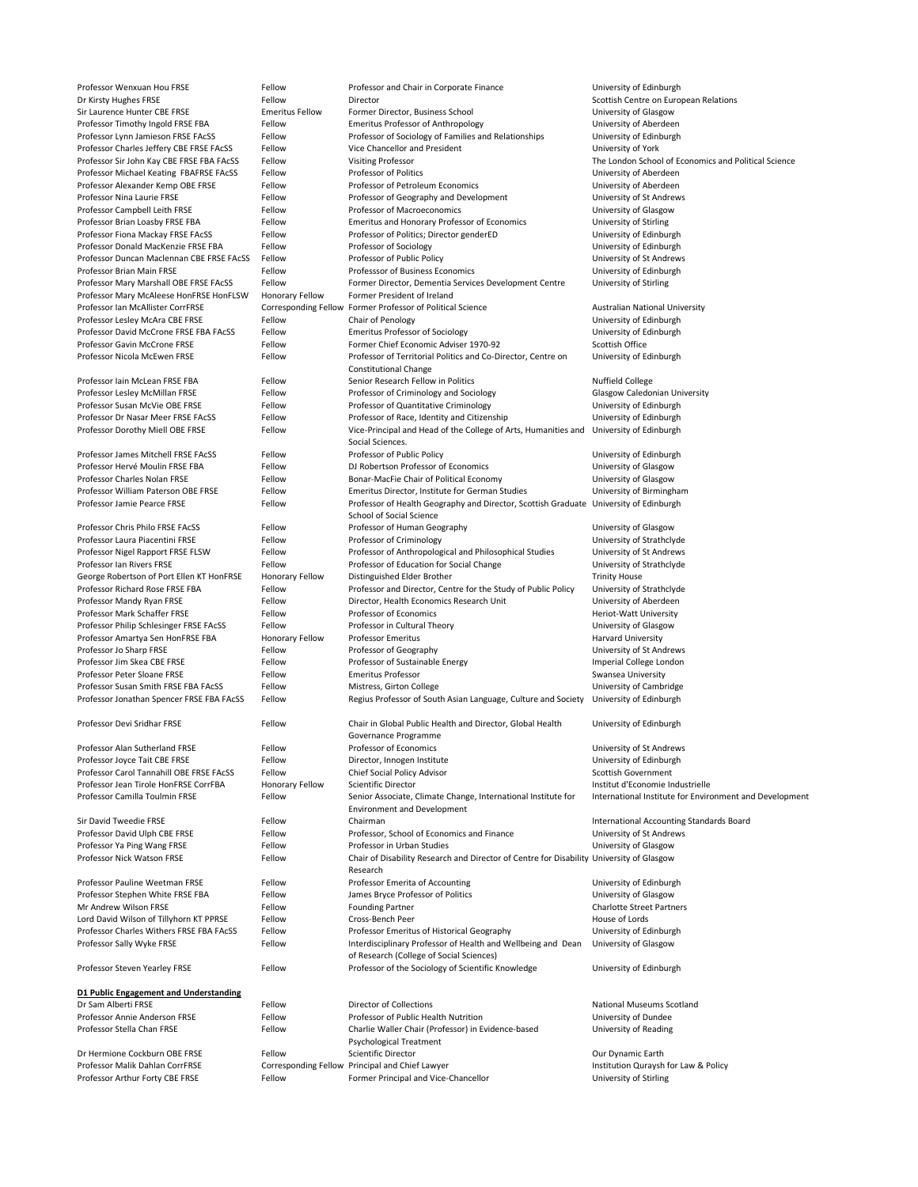| | | | |
|---|---|---|---|
| Professor Wenxuan Hou FRSE | Fellow | Professor and Chair in Corporate Finance | University of Edinburgh |
| Dr Kirsty Hughes FRSE | Fellow | Director | Scottish Centre on European Relations |
| Sir Laurence Hunter CBE FRSE | Emeritus Fellow | Former Director, Business School | University of Glasgow |
| Professor Timothy Ingold FRSE FBA | Fellow | Emeritus Professor of Anthropology | University of Aberdeen |
| Professor Lynn Jamieson FRSE FAcSS | Fellow | Professor of Sociology of Families and Relationships | University of Edinburgh |
| Professor Charles Jeffery CBE FRSE FAcSS | Fellow | Vice Chancellor and President | University of York |
| Professor Sir John Kay CBE FRSE FBA FAcSS | Fellow | Visiting Professor | The London School of Economics and Political Science |
| Professor Michael Keating FBAFRSE FAcSS | Fellow | Professor of Politics | University of Aberdeen |
| Professor Alexander Kemp OBE FRSE | Fellow | Professor of Petroleum Economics | University of Aberdeen |
| Professor Nina Laurie FRSE | Fellow | Professor of Geography and Development | University of St Andrews |
| Professor Campbell Leith FRSE | Fellow | Professor of Macroeconomics | University of Glasgow |
| Professor Brian Loasby FRSE FBA | Fellow | Emeritus and Honorary Professor of Economics | University of Stirling |
| Professor Fiona Mackay FRSE FAcSS | Fellow | Professor of Politics; Director genderED | University of Edinburgh |
| Professor Donald MacKenzie FRSE FBA | Fellow | Professor of Sociology | University of Edinburgh |
| Professor Duncan Maclennan CBE FRSE FAcSS | Fellow | Professor of Public Policy | University of St Andrews |
| Professor Brian Main FRSE | Fellow | Professsor of Business Economics | University of Edinburgh |
| Professor Mary Marshall OBE FRSE FAcSS | Fellow | Former Director, Dementia Services Development Centre | University of Stirling |
| Professor Mary McAleese HonFRSE HonFLSW | Honorary Fellow | Former President of Ireland | |
| Professor Ian McAllister CorrFRSE | Corresponding Fellow | Former Professor of Political Science | Australian National University |
| Professor Lesley McAra CBE FRSE | Fellow | Chair of Penology | University of Edinburgh |
| Professor David McCrone FRSE FBA FAcSS | Fellow | Emeritus Professor of Sociology | University of Edinburgh |
| Professor Gavin McCrone FRSE | Fellow | Former Chief Economic Adviser 1970-92 | Scottish Office |
| Professor Nicola McEwen FRSE | Fellow | Professor of Territorial Politics and Co-Director, Centre on Constitutional Change | University of Edinburgh |
| Professor Iain McLean FRSE FBA | Fellow | Senior Research Fellow in Politics | Nuffield College |
| Professor Lesley McMillan FRSE | Fellow | Professor of Criminology and Sociology | Glasgow Caledonian University |
| Professor Susan McVie OBE FRSE | Fellow | Professor of Quantitative Criminology | University of Edinburgh |
| Professor Dr Nasar Meer FRSE FAcSS | Fellow | Professor of Race, Identity and Citizenship | University of Edinburgh |
| Professor Dorothy Miell OBE FRSE | Fellow | Vice-Principal and Head of the College of Arts, Humanities and Social Sciences. | University of Edinburgh |
| Professor James Mitchell FRSE FAcSS | Fellow | Professor of Public Policy | University of Edinburgh |
| Professor Hervé Moulin FRSE FBA | Fellow | DJ Robertson Professor of Economics | University of Glasgow |
| Professor Charles Nolan FRSE | Fellow | Bonar-MacFie Chair of Political Economy | University of Glasgow |
| Professor William Paterson OBE FRSE | Fellow | Emeritus Director, Institute for German Studies | University of Birmingham |
| Professor Jamie Pearce FRSE | Fellow | Professor of Health Geography and Director, Scottish Graduate School of Social Science | University of Edinburgh |
| Professor Chris Philo FRSE FAcSS | Fellow | Professor of Human Geography | University of Glasgow |
| Professor Laura Piacentini FRSE | Fellow | Professor of Criminology | University of Strathclyde |
| Professor Nigel Rapport FRSE FLSW | Fellow | Professor of Anthropological and Philosophical Studies | University of St Andrews |
| Professor Ian Rivers FRSE | Fellow | Professor of Education for Social Change | University of Strathclyde |
| George Robertson of Port Ellen KT HonFRSE | Honorary Fellow | Distinguished Elder Brother | Trinity House |
| Professor Richard Rose FRSE FBA | Fellow | Professor and Director, Centre for the Study of Public Policy | University of Strathclyde |
| Professor Mandy Ryan FRSE | Fellow | Director, Health Economics Research Unit | University of Aberdeen |
| Professor Mark Schaffer FRSE | Fellow | Professor of Economics | Heriot-Watt University |
| Professor Philip Schlesinger FRSE FAcSS | Fellow | Professor in Cultural Theory | University of Glasgow |
| Professor Amartya Sen HonFRSE FBA | Honorary Fellow | Professor Emeritus | Harvard University |
| Professor Jo Sharp FRSE | Fellow | Professor of Geography | University of St Andrews |
| Professor Jim Skea CBE FRSE | Fellow | Professor of Sustainable Energy | Imperial College London |
| Professor Peter Sloane FRSE | Fellow | Emeritus Professor | Swansea University |
| Professor Susan Smith FRSE FBA FAcSS | Fellow | Mistress, Girton College | University of Cambridge |
| Professor Jonathan Spencer FRSE FBA FAcSS | Fellow | Regius Professor of South Asian Language, Culture and Society | University of Edinburgh |
| Professor Devi Sridhar FRSE | Fellow | Chair in Global Public Health and Director, Global Health Governance Programme | University of Edinburgh |
| Professor Alan Sutherland FRSE | Fellow | Professor of Economics | University of St Andrews |
| Professor Joyce Tait CBE FRSE | Fellow | Director, Innogen Institute | University of Edinburgh |
| Professor Carol Tannahill OBE FRSE FAcSS | Fellow | Chief Social Policy Advisor | Scottish Government |
| Professor Jean Tirole HonFRSE CorrFBA | Honorary Fellow | Scientific Director | Institut d'Economie Industrielle |
| Professor Camilla Toulmin FRSE | Fellow | Senior Associate, Climate Change, International Institute for Environment and Development | International Institute for Environment and Development |
| Sir David Tweedie FRSE | Fellow | Chairman | International Accounting Standards Board |
| Professor David Ulph CBE FRSE | Fellow | Professor, School of Economics and Finance | University of St Andrews |
| Professor Ya Ping Wang FRSE | Fellow | Professor in Urban Studies | University of Glasgow |
| Professor Nick Watson FRSE | Fellow | Chair of Disability Research and Director of Centre for Disability Research | University of Glasgow |
| Professor Pauline Weetman FRSE | Fellow | Professor Emerita of Accounting | University of Edinburgh |
| Professor Stephen White FRSE FBA | Fellow | James Bryce Professor of Politics | University of Glasgow |
| Mr Andrew Wilson FRSE | Fellow | Founding Partner | Charlotte Street Partners |
| Lord David Wilson of Tillyhorn KT PPRSE | Fellow | Cross-Bench Peer | House of Lords |
| Professor Charles Withers FRSE FBA FAcSS | Fellow | Professor Emeritus of Historical Geography | University of Edinburgh |
| Professor Sally Wyke FRSE | Fellow | Interdisciplinary Professor of Health and Wellbeing and Dean of Research (College of Social Sciences) | University of Glasgow |
| Professor Steven Yearley FRSE | Fellow | Professor of the Sociology of Scientific Knowledge | University of Edinburgh |

**D1 Public Engagement and Understanding**

| | | | |
|---|---|---|---|
| Dr Sam Alberti FRSE | Fellow | Director of Collections | National Museums Scotland |
| Professor Annie Anderson FRSE | Fellow | Professor of Public Health Nutrition | University of Dundee |
| Professor Stella Chan FRSE | Fellow | Charlie Waller Chair (Professor) in Evidence-based Psychological Treatment | University of Reading |
| Dr Hermione Cockburn OBE FRSE | Fellow | Scientific Director | Our Dynamic Earth |
| Professor Malik Dahlan CorrFRSE | Corresponding Fellow | Principal and Chief Lawyer | Institution Quraysh for Law & Policy |
| Professor Arthur Forty CBE FRSE | Fellow | Former Principal and Vice-Chancellor | University of Stirling |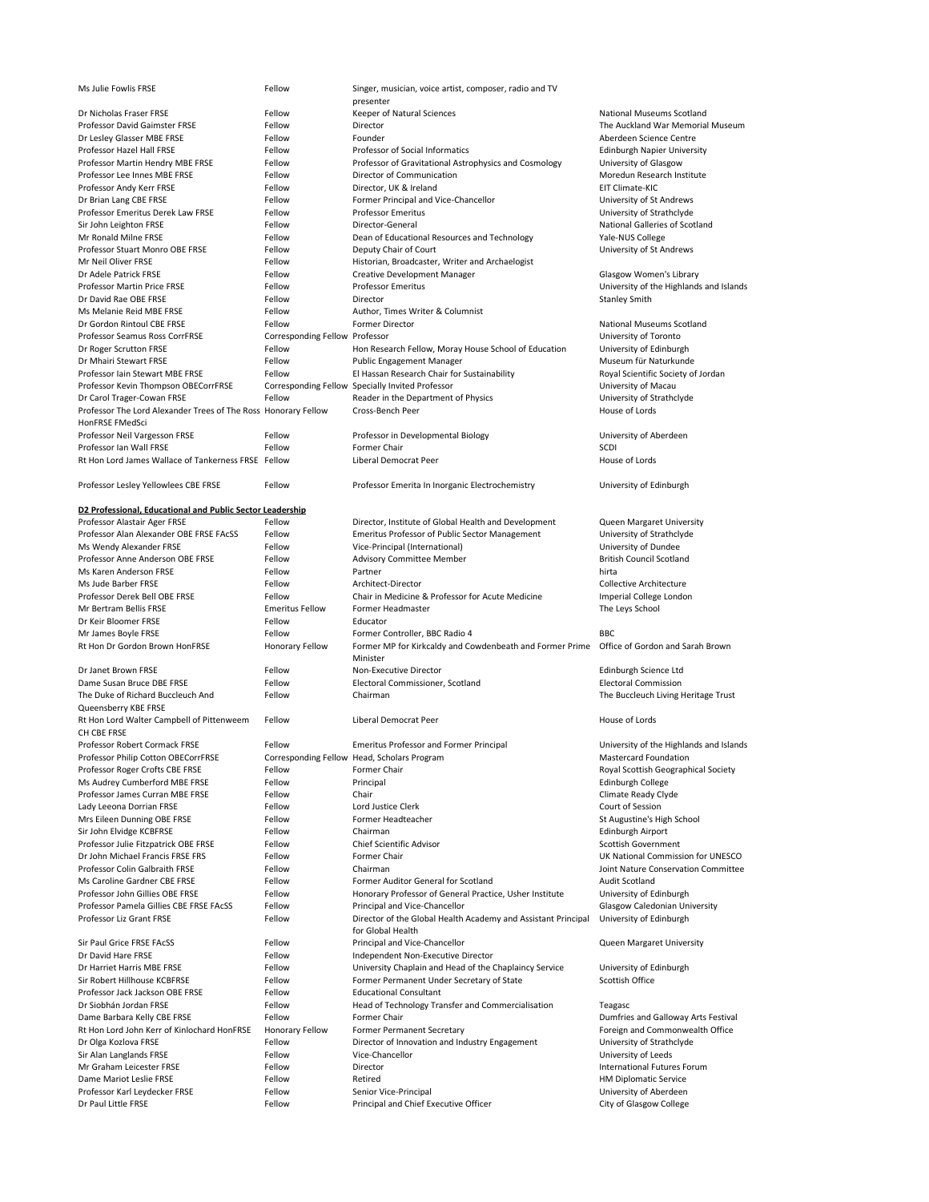| | | | |
|---|---|---|---|
| Ms Julie Fowlis FRSE | Fellow | Singer, musician, voice artist, composer, radio and TV presenter | |
| Dr Nicholas Fraser FRSE | Fellow | Keeper of Natural Sciences | National Museums Scotland |
| Professor David Gaimster FRSE | Fellow | Director | The Auckland War Memorial Museum |
| Dr Lesley Glasser MBE FRSE | Fellow | Founder | Aberdeen Science Centre |
| Professor Hazel Hall FRSE | Fellow | Professor of Social Informatics | Edinburgh Napier University |
| Professor Martin Hendry MBE FRSE | Fellow | Professor of Gravitational Astrophysics and Cosmology | University of Glasgow |
| Professor Lee Innes MBE FRSE | Fellow | Director of Communication | Moredun Research Institute |
| Professor Andy Kerr FRSE | Fellow | Director, UK & Ireland | EIT Climate-KIC |
| Dr Brian Lang CBE FRSE | Fellow | Former Principal and Vice-Chancellor | University of St Andrews |
| Professor Emeritus Derek Law FRSE | Fellow | Professor Emeritus | University of Strathclyde |
| Sir John Leighton FRSE | Fellow | Director-General | National Galleries of Scotland |
| Mr Ronald Milne FRSE | Fellow | Dean of Educational Resources and Technology | Yale-NUS College |
| Professor Stuart Monro OBE FRSE | Fellow | Deputy Chair of Court | University of St Andrews |
| Mr Neil Oliver FRSE | Fellow | Historian, Broadcaster, Writer and Archaelogist | |
| Dr Adele Patrick FRSE | Fellow | Creative Development Manager | Glasgow Women's Library |
| Professor Martin Price FRSE | Fellow | Professor Emeritus | University of the Highlands and Islands |
| Dr David Rae OBE FRSE | Fellow | Director | Stanley Smith |
| Ms Melanie Reid MBE FRSE | Fellow | Author, Times Writer & Columnist | |
| Dr Gordon Rintoul CBE FRSE | Fellow | Former Director | National Museums Scotland |
| Professor Seamus Ross CorrFRSE | Corresponding Fellow | Professor | University of Toronto |
| Dr Roger Scrutton FRSE | Fellow | Hon Research Fellow, Moray House School of Education | University of Edinburgh |
| Dr Mhairi Stewart FRSE | Fellow | Public Engagement Manager | Museum für Naturkunde |
| Professor Iain Stewart MBE FRSE | Fellow | El Hassan Research Chair for Sustainability | Royal Scientific Society of Jordan |
| Professor Kevin Thompson OBECorrFRSE | Corresponding Fellow | Specially Invited Professor | University of Macau |
| Dr Carol Trager-Cowan FRSE | Fellow | Reader in the Department of Physics | University of Strathclyde |
| Professor The Lord Alexander Trees of The Ross HonFRSE FMedSci | Honorary Fellow | Cross-Bench Peer | House of Lords |
| Professor Neil Vargesson FRSE | Fellow | Professor in Developmental Biology | University of Aberdeen |
| Professor Ian Wall FRSE | Fellow | Former Chair | SCDI |
| Rt Hon Lord James Wallace of Tankerness FRSE | Fellow | Liberal Democrat Peer | House of Lords |
| Professor Lesley Yellowlees CBE FRSE | Fellow | Professor Emerita In Inorganic Electrochemistry | University of Edinburgh |

**D2 Professional, Educational and Public Sector Leadership**

| | | | |
|---|---|---|---|
| Professor Alastair Ager FRSE | Fellow | Director, Institute of Global Health and Development | Queen Margaret University |
| Professor Alan Alexander OBE FRSE FAcSS | Fellow | Emeritus Professor of Public Sector Management | University of Strathclyde |
| Ms Wendy Alexander FRSE | Fellow | Vice-Principal (International) | University of Dundee |
| Professor Anne Anderson OBE FRSE | Fellow | Advisory Committee Member | British Council Scotland |
| Ms Karen Anderson FRSE | Fellow | Partner | hirta |
| Ms Jude Barber FRSE | Fellow | Architect-Director | Collective Architecture |
| Professor Derek Bell OBE FRSE | Fellow | Chair in Medicine & Professor for Acute Medicine | Imperial College London |
| Mr Bertram Bellis FRSE | Emeritus Fellow | Former Headmaster | The Leys School |
| Dr Keir Bloomer FRSE | Fellow | Educator | |
| Mr James Boyle FRSE | Fellow | Former Controller, BBC Radio 4 | BBC |
| Rt Hon Dr Gordon Brown HonFRSE | Honorary Fellow | Former MP for Kirkcaldy and Cowdenbeath and Former Prime Minister | Office of Gordon and Sarah Brown |
| Dr Janet Brown FRSE | Fellow | Non-Executive Director | Edinburgh Science Ltd |
| Dame Susan Bruce DBE FRSE | Fellow | Electoral Commissioner, Scotland | Electoral Commission |
| The Duke of Richard Buccleuch And Queensberry KBE FRSE | Fellow | Chairman | The Buccleuch Living Heritage Trust |
| Rt Hon Lord Walter Campbell of Pittenweem CH CBE FRSE | Fellow | Liberal Democrat Peer | House of Lords |
| Professor Robert Cormack FRSE | Fellow | Emeritus Professor and Former Principal | University of the Highlands and Islands |
| Professor Philip Cotton OBECorrFRSE | Corresponding Fellow | Head, Scholars Program | Mastercard Foundation |
| Professor Roger Crofts CBE FRSE | Fellow | Former Chair | Royal Scottish Geographical Society |
| Ms Audrey Cumberford MBE FRSE | Fellow | Principal | Edinburgh College |
| Professor James Curran MBE FRSE | Fellow | Chair | Climate Ready Clyde |
| Lady Leeona Dorrian FRSE | Fellow | Lord Justice Clerk | Court of Session |
| Mrs Eileen Dunning OBE FRSE | Fellow | Former Headteacher | St Augustine's High School |
| Sir John Elvidge KCBFRSE | Fellow | Chairman | Edinburgh Airport |
| Professor Julie Fitzpatrick OBE FRSE | Fellow | Chief Scientific Advisor | Scottish Government |
| Dr John Michael Francis FRSE FRS | Fellow | Former Chair | UK National Commission for UNESCO |
| Professor Colin Galbraith FRSE | Fellow | Chairman | Joint Nature Conservation Committee |
| Ms Caroline Gardner CBE FRSE | Fellow | Former Auditor General for Scotland | Audit Scotland |
| Professor John Gillies OBE FRSE | Fellow | Honorary Professor of General Practice, Usher Institute | University of Edinburgh |
| Professor Pamela Gillies CBE FRSE FAcSS | Fellow | Principal and Vice-Chancellor | Glasgow Caledonian University |
| Professor Liz Grant FRSE | Fellow | Director of the Global Health Academy and Assistant Principal for Global Health | University of Edinburgh |
| Sir Paul Grice FRSE FAcSS | Fellow | Principal and Vice-Chancellor | Queen Margaret University |
| Dr David Hare FRSE | Fellow | Independent Non-Executive Director | |
| Dr Harriet Harris MBE FRSE | Fellow | University Chaplain and Head of the Chaplaincy Service | University of Edinburgh |
| Sir Robert Hillhouse KCBFRSE | Fellow | Former Permanent Under Secretary of State | Scottish Office |
| Professor Jack Jackson OBE FRSE | Fellow | Educational Consultant | |
| Dr Siobhán Jordan FRSE | Fellow | Head of Technology Transfer and Commercialisation | Teagasc |
| Dame Barbara Kelly CBE FRSE | Fellow | Former Chair | Dumfries and Galloway Arts Festival |
| Rt Hon Lord John Kerr of Kinlochard HonFRSE | Honorary Fellow | Former Permanent Secretary | Foreign and Commonwealth Office |
| Dr Olga Kozlova FRSE | Fellow | Director of Innovation and Industry Engagement | University of Strathclyde |
| Sir Alan Langlands FRSE | Fellow | Vice-Chancellor | University of Leeds |
| Mr Graham Leicester FRSE | Fellow | Director | International Futures Forum |
| Dame Mariot Leslie FRSE | Fellow | Retired | HM Diplomatic Service |
| Professor Karl Leydecker FRSE | Fellow | Senior Vice-Principal | University of Aberdeen |
| Dr Paul Little FRSE | Fellow | Principal and Chief Executive Officer | City of Glasgow College |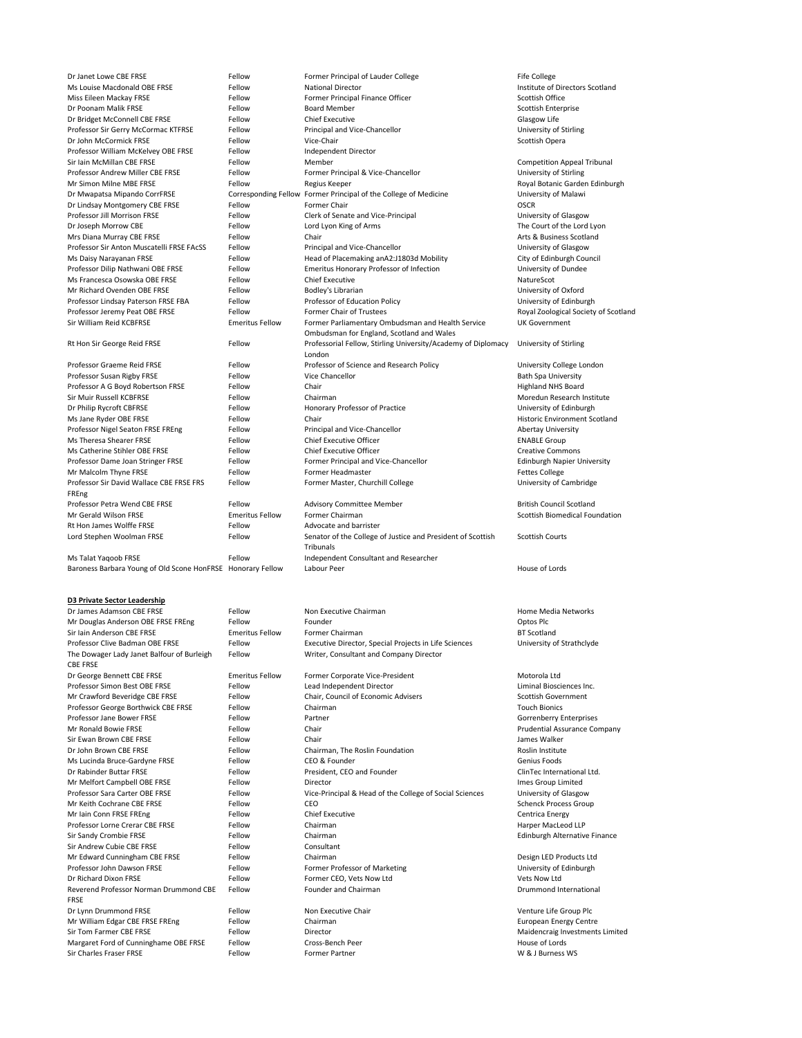| | | | |
|---|---|---|---|
| Dr Janet Lowe CBE FRSE | Fellow | Former Principal of Lauder College | Fife College |
| Ms Louise Macdonald OBE FRSE | Fellow | National Director | Institute of Directors Scotland |
| Miss Eileen Mackay FRSE | Fellow | Former Principal Finance Officer | Scottish Office |
| Dr Poonam Malik FRSE | Fellow | Board Member | Scottish Enterprise |
| Dr Bridget McConnell CBE FRSE | Fellow | Chief Executive | Glasgow Life |
| Professor Sir Gerry McCormac KTFRSE | Fellow | Principal and Vice-Chancellor | University of Stirling |
| Dr John McCormick FRSE | Fellow | Vice-Chair | Scottish Opera |
| Professor William McKelvey OBE FRSE | Fellow | Independent Director | |
| Sir Iain McMillan CBE FRSE | Fellow | Member | Competition Appeal Tribunal |
| Professor Andrew Miller CBE FRSE | Fellow | Former Principal & Vice-Chancellor | University of Stirling |
| Mr Simon Milne MBE FRSE | Fellow | Regius Keeper | Royal Botanic Garden Edinburgh |
| Dr Mwapatsa Mipando CorrFRSE | Corresponding Fellow | Former Principal of the College of Medicine | University of Malawi |
| Dr Lindsay Montgomery CBE FRSE | Fellow | Former Chair | OSCR |
| Professor Jill Morrison FRSE | Fellow | Clerk of Senate and Vice-Principal | University of Glasgow |
| Dr Joseph Morrow CBE | Fellow | Lord Lyon King of Arms | The Court of the Lord Lyon |
| Mrs Diana Murray CBE FRSE | Fellow | Chair | Arts & Business Scotland |
| Professor Sir Anton Muscatelli FRSE FAcSS | Fellow | Principal and Vice-Chancellor | University of Glasgow |
| Ms Daisy Narayanan FRSE | Fellow | Head of Placemaking anA2:J1803d Mobility | City of Edinburgh Council |
| Professor Dilip Nathwani OBE FRSE | Fellow | Emeritus Honorary Professor of Infection | University of Dundee |
| Ms Francesca Osowska OBE FRSE | Fellow | Chief Executive | NatureScot |
| Mr Richard Ovenden OBE FRSE | Fellow | Bodley's Librarian | University of Oxford |
| Professor Lindsay Paterson FRSE FBA | Fellow | Professor of Education Policy | University of Edinburgh |
| Professor Jeremy Peat OBE FRSE | Fellow | Former Chair of Trustees | Royal Zoological Society of Scotland |
| Sir William Reid KCBFRSE | Emeritus Fellow | Former Parliamentary Ombudsman and Health Service Ombudsman for England, Scotland and Wales | UK Government |
| Rt Hon Sir George Reid FRSE | Fellow | Professorial Fellow, Stirling University/Academy of Diplomacy London | University of Stirling |
| Professor Graeme Reid FRSE | Fellow | Professor of Science and Research Policy | University College London |
| Professor Susan Rigby FRSE | Fellow | Vice Chancellor | Bath Spa University |
| Professor A G Boyd Robertson FRSE | Fellow | Chair | Highland NHS Board |
| Sir Muir Russell KCBFRSE | Fellow | Chairman | Moredun Research Institute |
| Dr Philip Rycroft CBFRSE | Fellow | Honorary Professor of Practice | University of Edinburgh |
| Ms Jane Ryder OBE FRSE | Fellow | Chair | Historic Environment Scotland |
| Professor Nigel Seaton FRSE FREng | Fellow | Principal and Vice-Chancellor | Abertay University |
| Ms Theresa Shearer FRSE | Fellow | Chief Executive Officer | ENABLE Group |
| Ms Catherine Stihler OBE FRSE | Fellow | Chief Executive Officer | Creative Commons |
| Professor Dame Joan Stringer FRSE | Fellow | Former Principal and Vice-Chancellor | Edinburgh Napier University |
| Mr Malcolm Thyne FRSE | Fellow | Former Headmaster | Fettes College |
| Professor Sir David Wallace CBE FRSE FRS FREng | Fellow | Former Master, Churchill College | University of Cambridge |
| Professor Petra Wend CBE FRSE | Fellow | Advisory Committee Member | British Council Scotland |
| Mr Gerald Wilson FRSE | Emeritus Fellow | Former Chairman | Scottish Biomedical Foundation |
| Rt Hon James Wolffe FRSE | Fellow | Advocate and barrister | |
| Lord Stephen Woolman FRSE | Fellow | Senator of the College of Justice and President of Scottish Tribunals | Scottish Courts |
| Ms Talat Yaqoob FRSE | Fellow | Independent Consultant and Researcher | |
| Baroness Barbara Young of Old Scone HonFRSE | Honorary Fellow | Labour Peer | House of Lords |

**D3 Private Sector Leadership**

| | | | |
|---|---|---|---|
| Dr James Adamson CBE FRSE | Fellow | Non Executive Chairman | Home Media Networks |
| Mr Douglas Anderson OBE FRSE FREng | Fellow | Founder | Optos Plc |
| Sir Iain Anderson CBE FRSE | Emeritus Fellow | Former Chairman | BT Scotland |
| Professor Clive Badman OBE FRSE | Fellow | Executive Director, Special Projects in Life Sciences | University of Strathclyde |
| The Dowager Lady Janet Balfour of Burleigh CBE FRSE | Fellow | Writer, Consultant and Company Director | |
| Dr George Bennett CBE FRSE | Emeritus Fellow | Former Corporate Vice-President | Motorola Ltd |
| Professor Simon Best OBE FRSE | Fellow | Lead Independent Director | Liminal Biosciences Inc. |
| Mr Crawford Beveridge CBE FRSE | Fellow | Chair, Council of Economic Advisers | Scottish Government |
| Professor George Borthwick CBE FRSE | Fellow | Chairman | Touch Bionics |
| Professor Jane Bower FRSE | Fellow | Partner | Gorrenberry Enterprises |
| Mr Ronald Bowie FRSE | Fellow | Chair | Prudential Assurance Company |
| Sir Ewan Brown CBE FRSE | Fellow | Chair | James Walker |
| Dr John Brown CBE FRSE | Fellow | Chairman, The Roslin Foundation | Roslin Institute |
| Ms Lucinda Bruce-Gardyne FRSE | Fellow | CEO & Founder | Genius Foods |
| Dr Rabinder Buttar FRSE | Fellow | President, CEO and Founder | ClinTec International Ltd. |
| Mr Melfort Campbell OBE FRSE | Fellow | Director | Imes Group Limited |
| Professor Sara Carter OBE FRSE | Fellow | Vice-Principal & Head of the College of Social Sciences | University of Glasgow |
| Mr Keith Cochrane CBE FRSE | Fellow | CEO | Schenck Process Group |
| Mr Iain Conn FRSE FREng | Fellow | Chief Executive | Centrica Energy |
| Professor Lorne Crerar CBE FRSE | Fellow | Chairman | Harper MacLeod LLP |
| Sir Sandy Crombie FRSE | Fellow | Chairman | Edinburgh Alternative Finance |
| Sir Andrew Cubie CBE FRSE | Fellow | Consultant | |
| Mr Edward Cunningham CBE FRSE | Fellow | Chairman | Design LED Products Ltd |
| Professor John Dawson FRSE | Fellow | Former Professor of Marketing | University of Edinburgh |
| Dr Richard Dixon FRSE | Fellow | Former CEO, Vets Now Ltd | Vets Now Ltd |
| Reverend Professor Norman Drummond CBE FRSE | Fellow | Founder and Chairman | Drummond International |
| Dr Lynn Drummond FRSE | Fellow | Non Executive Chair | Venture Life Group Plc |
| Mr William Edgar CBE FRSE FREng | Fellow | Chairman | European Energy Centre |
| Sir Tom Farmer CBE FRSE | Fellow | Director | Maidencraig Investments Limited |
| Margaret Ford of Cunninghame OBE FRSE | Fellow | Cross-Bench Peer | House of Lords |
| Sir Charles Fraser FRSE | Fellow | Former Partner | W & J Burness WS |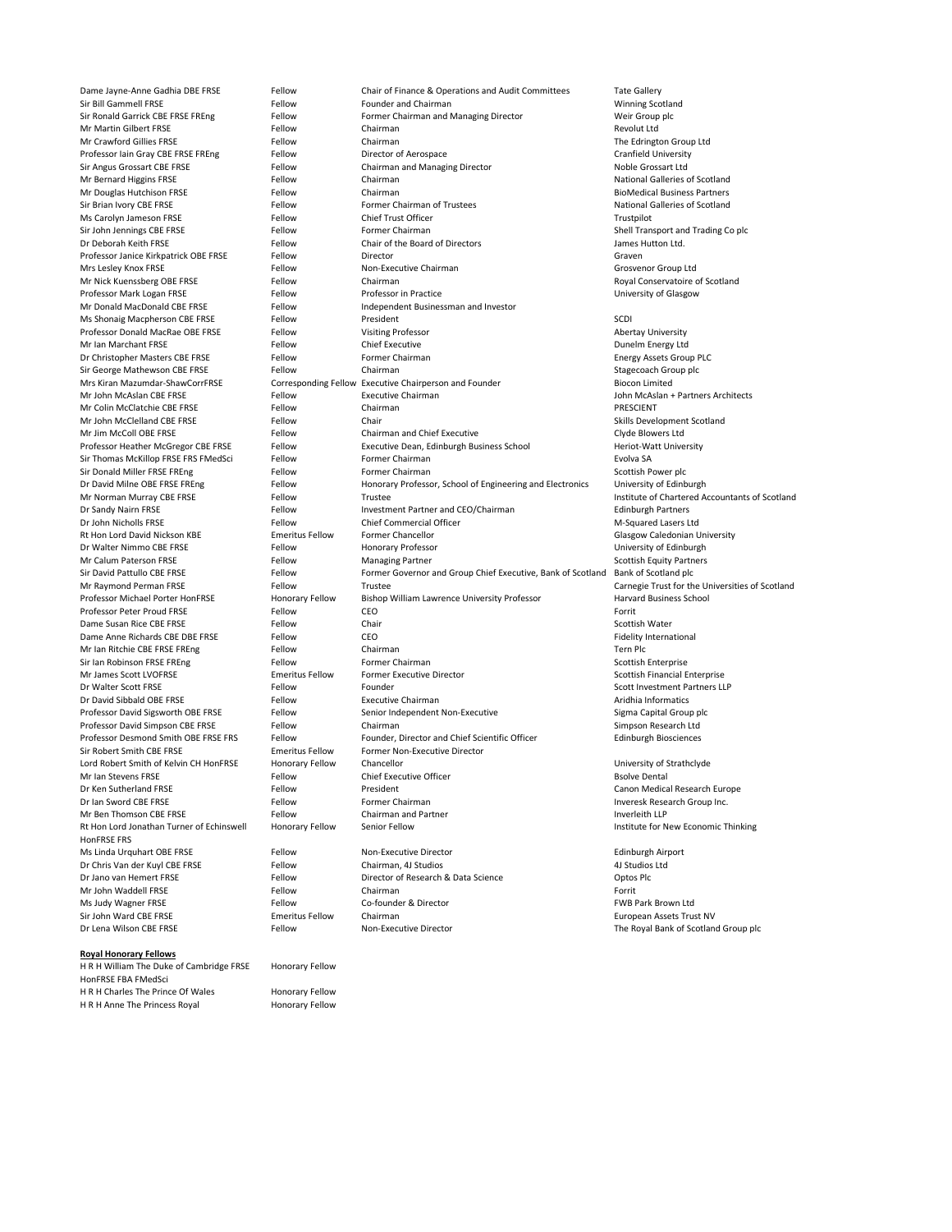| | | | |
|---|---|---|---|
| Dame Jayne-Anne Gadhia DBE FRSE | Fellow | Chair of Finance & Operations and Audit Committees | Tate Gallery |
| Sir Bill Gammell FRSE | Fellow | Founder and Chairman | Winning Scotland |
| Sir Ronald Garrick CBE FRSE FREng | Fellow | Former Chairman and Managing Director | Weir Group plc |
| Mr Martin Gilbert FRSE | Fellow | Chairman | Revolut Ltd |
| Mr Crawford Gillies FRSE | Fellow | Chairman | The Edrington Group Ltd |
| Professor Iain Gray CBE FRSE FREng | Fellow | Director of Aerospace | Cranfield University |
| Sir Angus Grossart CBE FRSE | Fellow | Chairman and Managing Director | Noble Grossart Ltd |
| Mr Bernard Higgins FRSE | Fellow | Chairman | National Galleries of Scotland |
| Mr Douglas Hutchison FRSE | Fellow | Chairman | BioMedical Business Partners |
| Sir Brian Ivory CBE FRSE | Fellow | Former Chairman of Trustees | National Galleries of Scotland |
| Ms Carolyn Jameson FRSE | Fellow | Chief Trust Officer | Trustpilot |
| Sir John Jennings CBE FRSE | Fellow | Former Chairman | Shell Transport and Trading Co plc |
| Dr Deborah Keith FRSE | Fellow | Chair of the Board of Directors | James Hutton Ltd. |
| Professor Janice Kirkpatrick OBE FRSE | Fellow | Director | Graven |
| Mrs Lesley Knox FRSE | Fellow | Non-Executive Chairman | Grosvenor Group Ltd |
| Mr Nick Kuenssberg OBE FRSE | Fellow | Chairman | Royal Conservatoire of Scotland |
| Professor Mark Logan FRSE | Fellow | Professor in Practice | University of Glasgow |
| Mr Donald MacDonald CBE FRSE | Fellow | Independent Businessman and Investor | |
| Ms Shonaig Macpherson CBE FRSE | Fellow | President | SCDI |
| Professor Donald MacRae OBE FRSE | Fellow | Visiting Professor | Abertay University |
| Mr Ian Marchant FRSE | Fellow | Chief Executive | Dunelm Energy Ltd |
| Dr Christopher Masters CBE FRSE | Fellow | Former Chairman | Energy Assets Group PLC |
| Sir George Mathewson CBE FRSE | Fellow | Chairman | Stagecoach Group plc |
| Mrs Kiran Mazumdar-ShawCorrFRSE | Corresponding Fellow | Executive Chairperson and Founder | Biocon Limited |
| Mr John McAslan CBE FRSE | Fellow | Executive Chairman | John McAslan + Partners Architects |
| Mr Colin McClatchie CBE FRSE | Fellow | Chairman | PRESCIENT |
| Mr John McClelland CBE FRSE | Fellow | Chair | Skills Development Scotland |
| Mr Jim McColl OBE FRSE | Fellow | Chairman and Chief Executive | Clyde Blowers Ltd |
| Professor Heather McGregor CBE FRSE | Fellow | Executive Dean, Edinburgh Business School | Heriot-Watt University |
| Sir Thomas McKillop FRSE FRS FMedSci | Fellow | Former Chairman | Evolva SA |
| Sir Donald Miller FRSE FREng | Fellow | Former Chairman | Scottish Power plc |
| Dr David Milne OBE FRSE FREng | Fellow | Honorary Professor, School of Engineering and Electronics | University of Edinburgh |
| Mr Norman Murray CBE FRSE | Fellow | Trustee | Institute of Chartered Accountants of Scotland |
| Dr Sandy Nairn FRSE | Fellow | Investment Partner and CEO/Chairman | Edinburgh Partners |
| Dr John Nicholls FRSE | Fellow | Chief Commercial Officer | M-Squared Lasers Ltd |
| Rt Hon Lord David Nickson KBE | Emeritus Fellow | Former Chancellor | Glasgow Caledonian University |
| Dr Walter Nimmo CBE FRSE | Fellow | Honorary Professor | University of Edinburgh |
| Mr Calum Paterson FRSE | Fellow | Managing Partner | Scottish Equity Partners |
| Sir David Pattullo CBE FRSE | Fellow | Former Governor and Group Chief Executive, Bank of Scotland | Bank of Scotland plc |
| Mr Raymond Perman FRSE | Fellow | Trustee | Carnegie Trust for the Universities of Scotland |
| Professor Michael Porter HonFRSE | Honorary Fellow | Bishop William Lawrence University Professor | Harvard Business School |
| Professor Peter Proud FRSE | Fellow | CEO | Forrit |
| Dame Susan Rice CBE FRSE | Fellow | Chair | Scottish Water |
| Dame Anne Richards CBE DBE FRSE | Fellow | CEO | Fidelity International |
| Mr Ian Ritchie CBE FRSE FREng | Fellow | Chairman | Tern Plc |
| Sir Ian Robinson FRSE FREng | Fellow | Former Chairman | Scottish Enterprise |
| Mr James Scott LVOFRSE | Emeritus Fellow | Former Executive Director | Scottish Financial Enterprise |
| Dr Walter Scott FRSE | Fellow | Founder | Scott Investment Partners LLP |
| Dr David Sibbald OBE FRSE | Fellow | Executive Chairman | Aridhia Informatics |
| Professor David Sigsworth OBE FRSE | Fellow | Senior Independent Non-Executive | Sigma Capital Group plc |
| Professor David Simpson CBE FRSE | Fellow | Chairman | Simpson Research Ltd |
| Professor Desmond Smith OBE FRSE FRS | Fellow | Founder, Director and Chief Scientific Officer | Edinburgh Biosciences |
| Sir Robert Smith CBE FRSE | Emeritus Fellow | Former Non-Executive Director | |
| Lord Robert Smith of Kelvin CH HonFRSE | Honorary Fellow | Chancellor | University of Strathclyde |
| Mr Ian Stevens FRSE | Fellow | Chief Executive Officer | Bsolve Dental |
| Dr Ken Sutherland FRSE | Fellow | President | Canon Medical Research Europe |
| Dr Ian Sword CBE FRSE | Fellow | Former Chairman | Inveresk Research Group Inc. |
| Mr Ben Thomson CBE FRSE | Fellow | Chairman and Partner | Inverleith LLP |
| Rt Hon Lord Jonathan Turner of Echinswell HonFRSE FRS | Honorary Fellow | Senior Fellow | Institute for New Economic Thinking |
| Ms Linda Urquhart OBE FRSE | Fellow | Non-Executive Director | Edinburgh Airport |
| Dr Chris Van der Kuyl CBE FRSE | Fellow | Chairman, 4J Studios | 4J Studios Ltd |
| Dr Jano van Hemert FRSE | Fellow | Director of Research & Data Science | Optos Plc |
| Mr John Waddell FRSE | Fellow | Chairman | Forrit |
| Ms Judy Wagner FRSE | Fellow | Co-founder & Director | FWB Park Brown Ltd |
| Sir John Ward CBE FRSE | Emeritus Fellow | Chairman | European Assets Trust NV |
| Dr Lena Wilson CBE FRSE | Fellow | Non-Executive Director | The Royal Bank of Scotland Group plc |

**Royal Honorary Fellows**

| | |
|---|---|
| H R H William The Duke of Cambridge FRSE HonFRSE FBA FMedSci | Honorary Fellow |
| H R H Charles The Prince Of Wales | Honorary Fellow |
| H R H Anne The Princess Royal | Honorary Fellow |